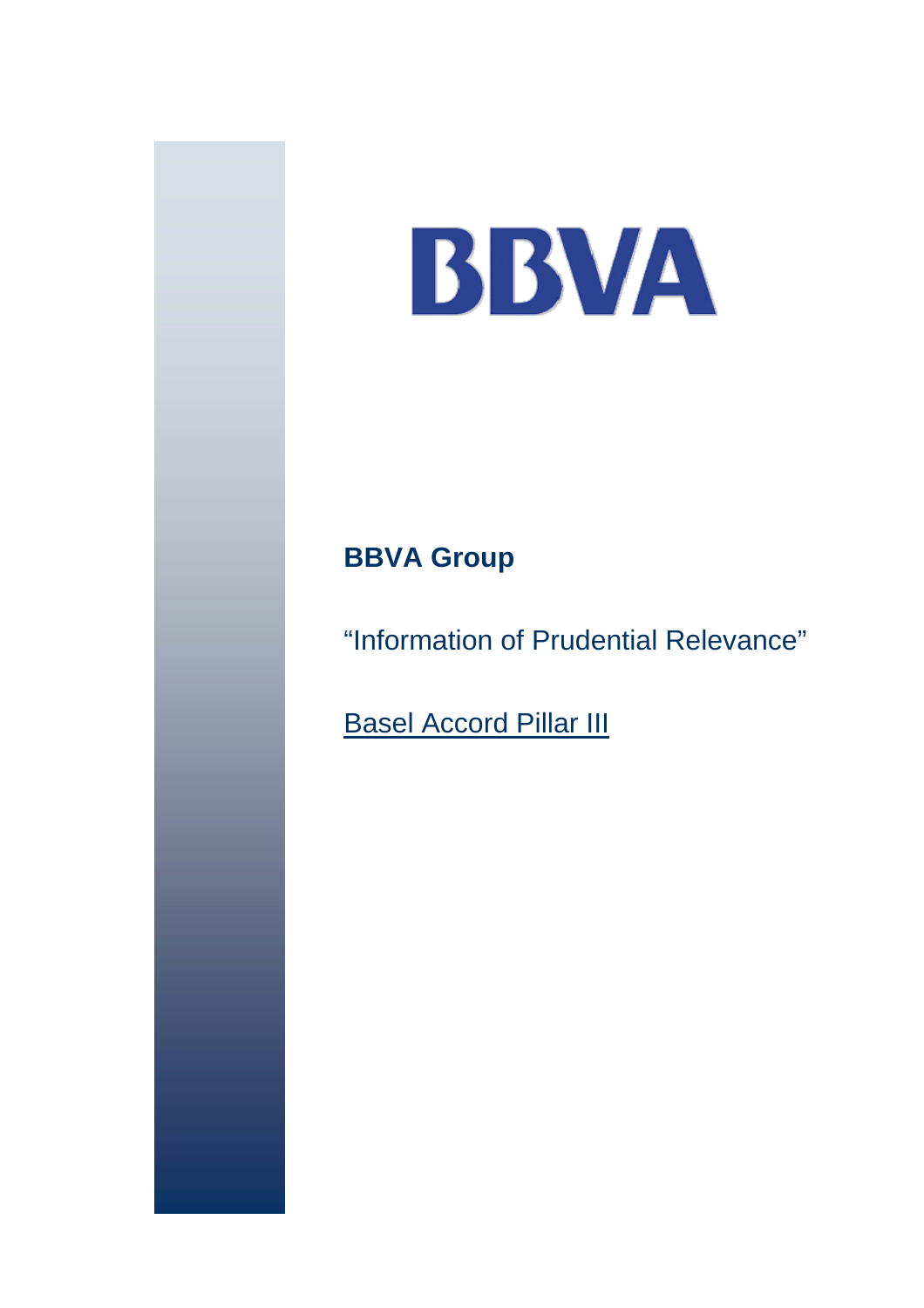# BBVA

## BBVA Group

"Information of Prudential Relevance"

Basel Accord Pillar III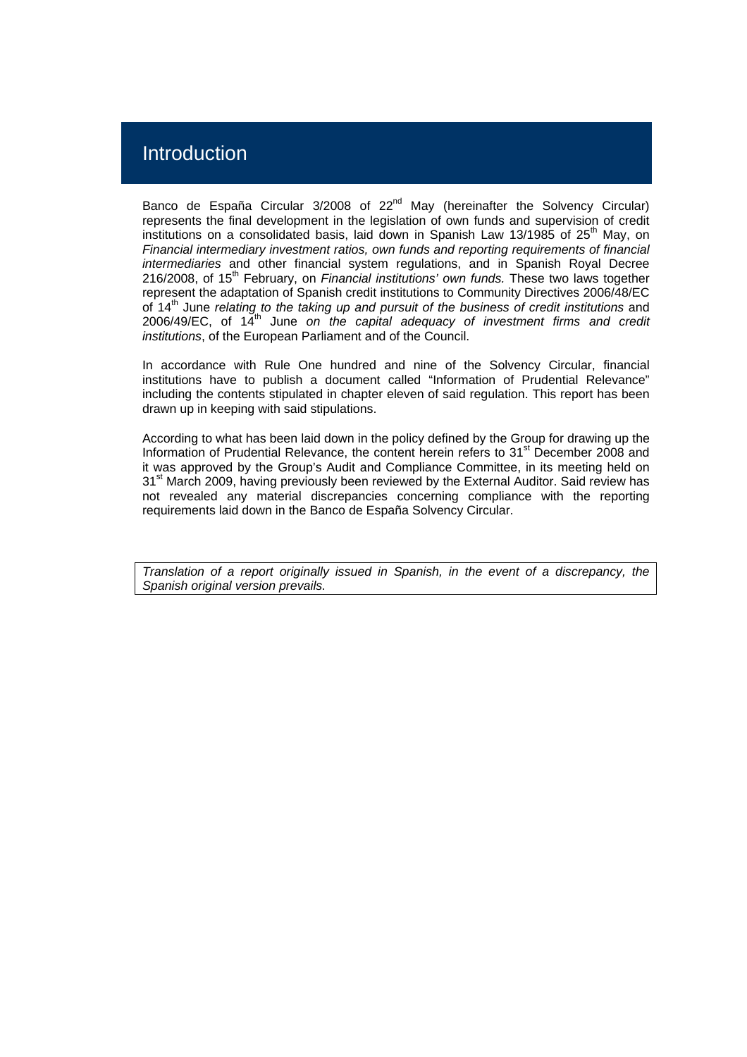# Introduction

Banco de España Circular 3/2008 of 22nd May (hereinafter the Solvency Circular) represents the final development in the legislation of own funds and supervision of credit institutions on a consolidated basis, laid down in Spanish Law 13/1985 of 25th May, on *Financial intermediary investment ratios, own funds and reporting requirements of financial intermediaries* and other financial system regulations, and in Spanish Royal Decree 216/2008, of 15th February, on *Financial institutions' own funds.* These two laws together represent the adaptation of Spanish credit institutions to Community Directives 2006/48/EC of 14th June *relating to the taking up and pursuit of the business of credit institutions* and 2006/49/EC, of 14th June *on the capital adequacy of investment firms and credit institutions*, of the European Parliament and of the Council.

In accordance with Rule One hundred and nine of the Solvency Circular, financial institutions have to publish a document called "Information of Prudential Relevance" including the contents stipulated in chapter eleven of said regulation. This report has been drawn up in keeping with said stipulations.

According to what has been laid down in the policy defined by the Group for drawing up the Information of Prudential Relevance, the content herein refers to 31st December 2008 and it was approved by the Group's Audit and Compliance Committee, in its meeting held on 31st March 2009, having previously been reviewed by the External Auditor. Said review has not revealed any material discrepancies concerning compliance with the reporting requirements laid down in the Banco de España Solvency Circular.

*Translation of a report originally issued in Spanish, in the event of a discrepancy, the Spanish original version prevails.*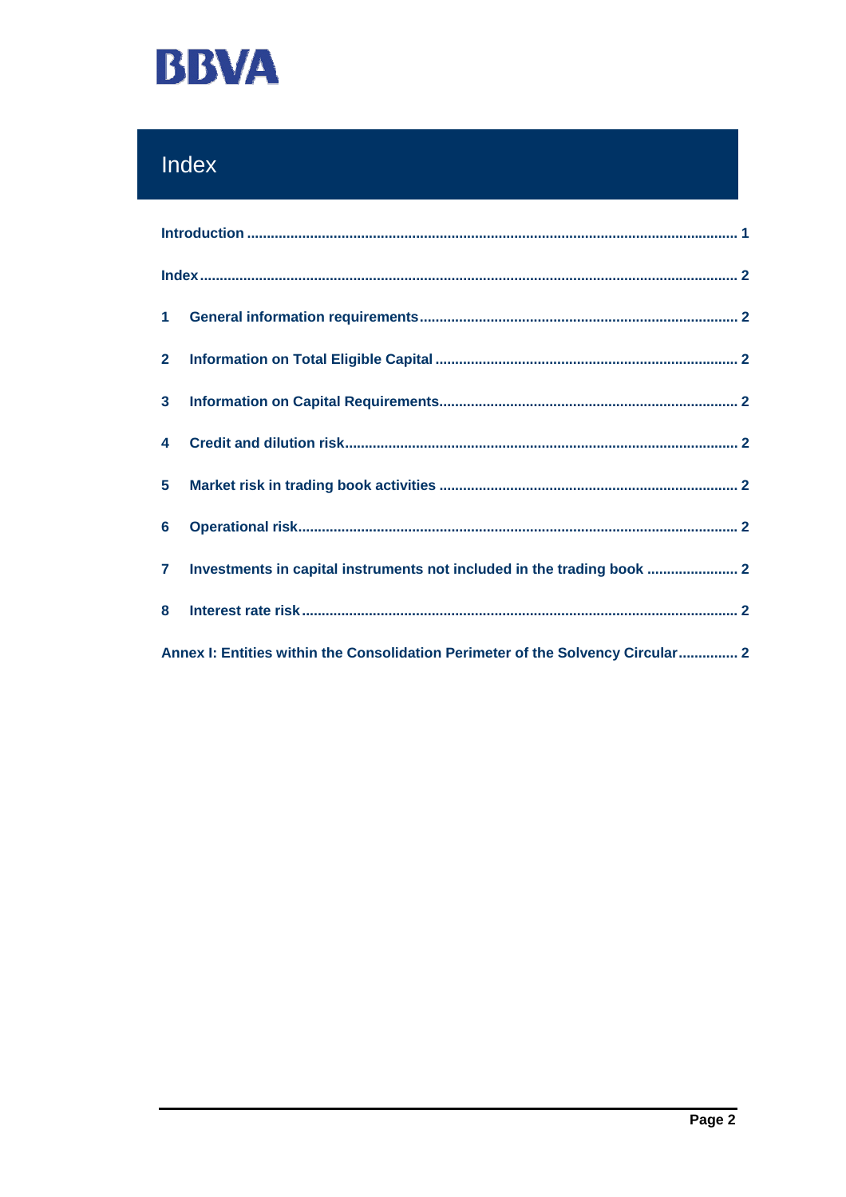# Index

Introduction ........................................................................................................................ 1

Index ................................................................................................................................... 2

1 General information requirements ................................................................................ 2

2 Information on Total Eligible Capital ............................................................................ 2

3 Information on Capital Requirements ........................................................................... 2

4 Credit and dilution risk .................................................................................................. 2

5 Market risk in trading book activities ........................................................................... 2

6 Operational risk .............................................................................................................. 2

7 Investments in capital instruments not included in the trading book ....................... 2

8 Interest rate risk ............................................................................................................. 2

Annex I: Entities within the Consolidation Perimeter of the Solvency Circular ............... 2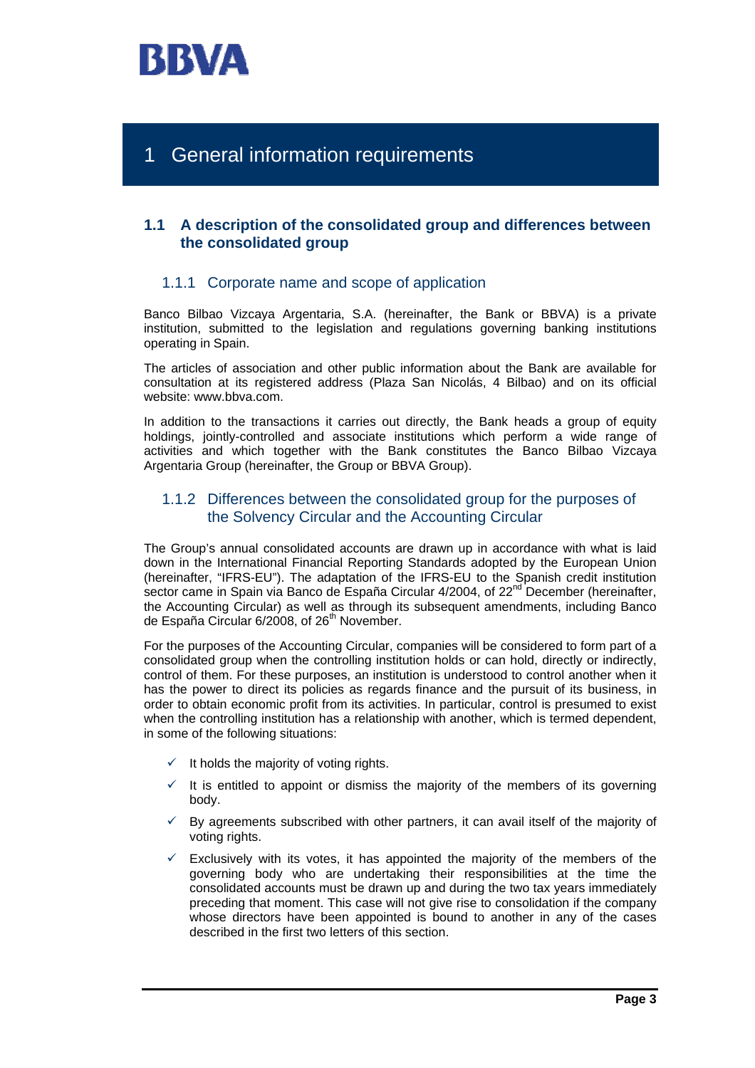# 1 General information requirements

## 1.1 A description of the consolidated group and differences between the consolidated group

### 1.1.1 Corporate name and scope of application

Banco Bilbao Vizcaya Argentaria, S.A. (hereinafter, the Bank or BBVA) is a private institution, submitted to the legislation and regulations governing banking institutions operating in Spain.

The articles of association and other public information about the Bank are available for consultation at its registered address (Plaza San Nicolás, 4 Bilbao) and on its official website: www.bbva.com.

In addition to the transactions it carries out directly, the Bank heads a group of equity holdings, jointly-controlled and associate institutions which perform a wide range of activities and which together with the Bank constitutes the Banco Bilbao Vizcaya Argentaria Group (hereinafter, the Group or BBVA Group).

### 1.1.2 Differences between the consolidated group for the purposes of the Solvency Circular and the Accounting Circular

The Group's annual consolidated accounts are drawn up in accordance with what is laid down in the International Financial Reporting Standards adopted by the European Union (hereinafter, "IFRS-EU"). The adaptation of the IFRS-EU to the Spanish credit institution sector came in Spain via Banco de España Circular 4/2004, of 22nd December (hereinafter, the Accounting Circular) as well as through its subsequent amendments, including Banco de España Circular 6/2008, of 26th November.

For the purposes of the Accounting Circular, companies will be considered to form part of a consolidated group when the controlling institution holds or can hold, directly or indirectly, control of them. For these purposes, an institution is understood to control another when it has the power to direct its policies as regards finance and the pursuit of its business, in order to obtain economic profit from its activities. In particular, control is presumed to exist when the controlling institution has a relationship with another, which is termed dependent, in some of the following situations:

- ✓ It holds the majority of voting rights.
- ✓ It is entitled to appoint or dismiss the majority of the members of its governing body.
- ✓ By agreements subscribed with other partners, it can avail itself of the majority of voting rights.
- ✓ Exclusively with its votes, it has appointed the majority of the members of the governing body who are undertaking their responsibilities at the time the consolidated accounts must be drawn up and during the two tax years immediately preceding that moment. This case will not give rise to consolidation if the company whose directors have been appointed is bound to another in any of the cases described in the first two letters of this section.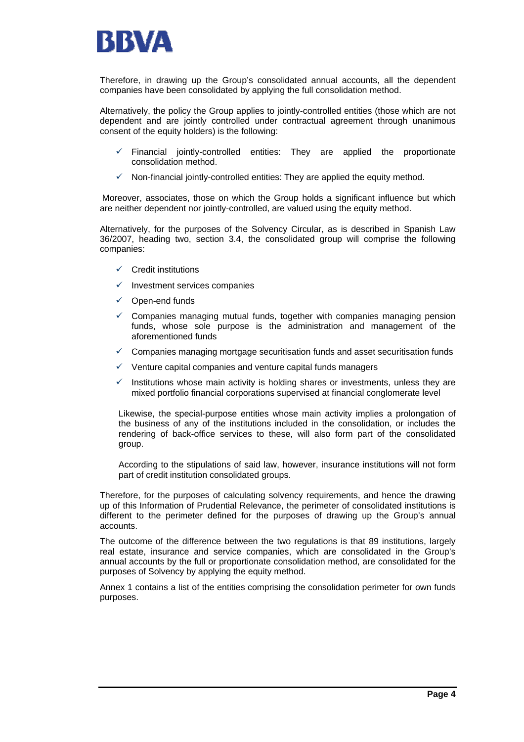Therefore, in drawing up the Group's consolidated annual accounts, all the dependent companies have been consolidated by applying the full consolidation method.

Alternatively, the policy the Group applies to jointly-controlled entities (those which are not dependent and are jointly controlled under contractual agreement through unanimous consent of the equity holders) is the following:

- ✓ Financial jointly-controlled entities: They are applied the proportionate consolidation method.
- ✓ Non-financial jointly-controlled entities: They are applied the equity method.

Moreover, associates, those on which the Group holds a significant influence but which are neither dependent nor jointly-controlled, are valued using the equity method.

Alternatively, for the purposes of the Solvency Circular, as is described in Spanish Law 36/2007, heading two, section 3.4, the consolidated group will comprise the following companies:

- ✓ Credit institutions
- ✓ Investment services companies
- ✓ Open-end funds
- ✓ Companies managing mutual funds, together with companies managing pension funds, whose sole purpose is the administration and management of the aforementioned funds
- ✓ Companies managing mortgage securitisation funds and asset securitisation funds
- ✓ Venture capital companies and venture capital funds managers
- ✓ Institutions whose main activity is holding shares or investments, unless they are mixed portfolio financial corporations supervised at financial conglomerate level

Likewise, the special-purpose entities whose main activity implies a prolongation of the business of any of the institutions included in the consolidation, or includes the rendering of back-office services to these, will also form part of the consolidated group.

According to the stipulations of said law, however, insurance institutions will not form part of credit institution consolidated groups.

Therefore, for the purposes of calculating solvency requirements, and hence the drawing up of this Information of Prudential Relevance, the perimeter of consolidated institutions is different to the perimeter defined for the purposes of drawing up the Group's annual accounts.

The outcome of the difference between the two regulations is that 89 institutions, largely real estate, insurance and service companies, which are consolidated in the Group's annual accounts by the full or proportionate consolidation method, are consolidated for the purposes of Solvency by applying the equity method.

Annex 1 contains a list of the entities comprising the consolidation perimeter for own funds purposes.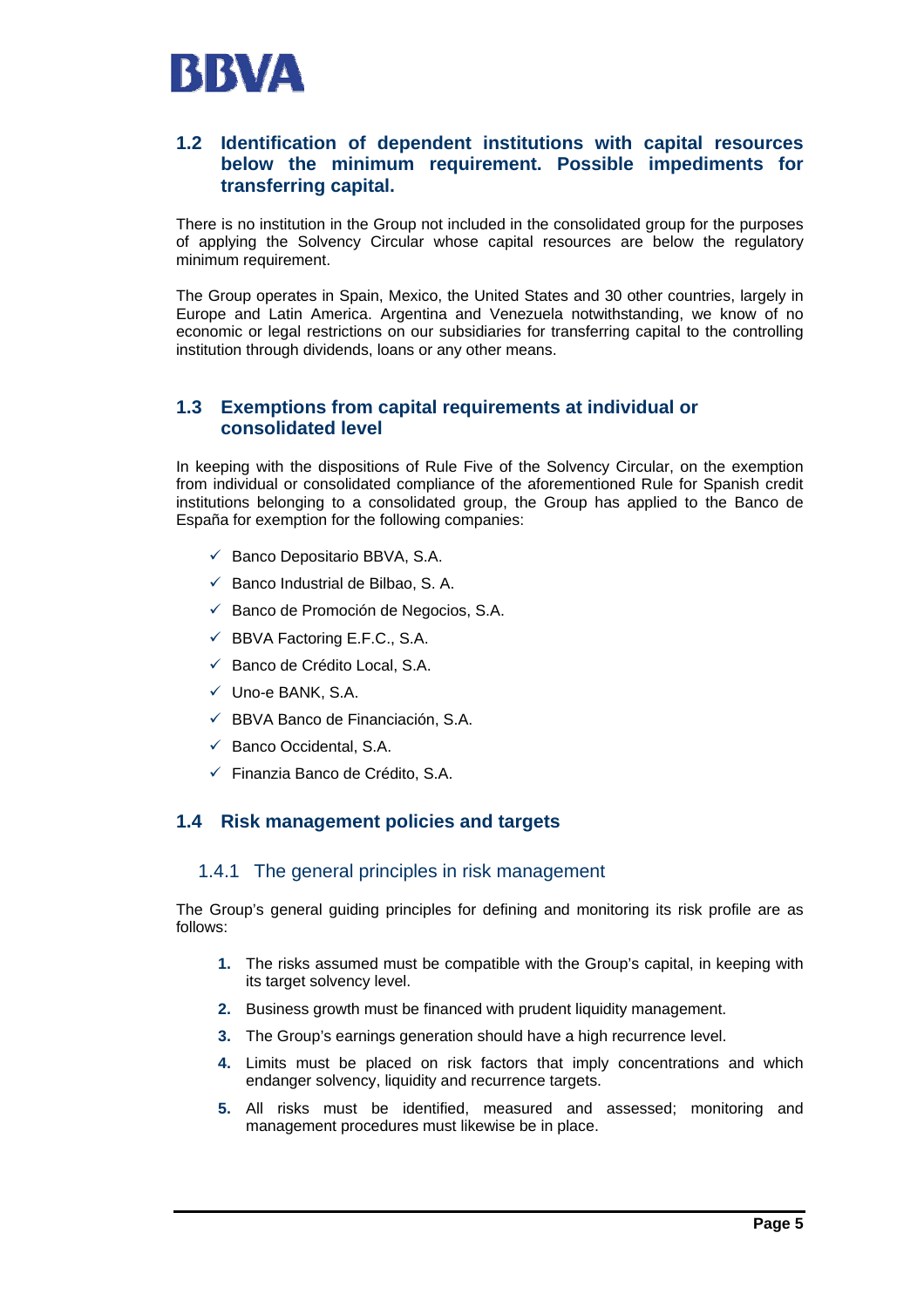## 1.2 Identification of dependent institutions with capital resources below the minimum requirement. Possible impediments for transferring capital.

There is no institution in the Group not included in the consolidated group for the purposes of applying the Solvency Circular whose capital resources are below the regulatory minimum requirement.

The Group operates in Spain, Mexico, the United States and 30 other countries, largely in Europe and Latin America. Argentina and Venezuela notwithstanding, we know of no economic or legal restrictions on our subsidiaries for transferring capital to the controlling institution through dividends, loans or any other means.

## 1.3 Exemptions from capital requirements at individual or consolidated level

In keeping with the dispositions of Rule Five of the Solvency Circular, on the exemption from individual or consolidated compliance of the aforementioned Rule for Spanish credit institutions belonging to a consolidated group, the Group has applied to the Banco de España for exemption for the following companies:

- ✓ Banco Depositario BBVA, S.A.
- ✓ Banco Industrial de Bilbao, S. A.
- ✓ Banco de Promoción de Negocios, S.A.
- ✓ BBVA Factoring E.F.C., S.A.
- ✓ Banco de Crédito Local, S.A.
- ✓ Uno-e BANK, S.A.
- ✓ BBVA Banco de Financiación, S.A.
- ✓ Banco Occidental, S.A.
- ✓ Finanzia Banco de Crédito, S.A.

## 1.4 Risk management policies and targets

### 1.4.1 The general principles in risk management

The Group's general guiding principles for defining and monitoring its risk profile are as follows:

1. The risks assumed must be compatible with the Group's capital, in keeping with its target solvency level.
2. Business growth must be financed with prudent liquidity management.
3. The Group's earnings generation should have a high recurrence level.
4. Limits must be placed on risk factors that imply concentrations and which endanger solvency, liquidity and recurrence targets.
5. All risks must be identified, measured and assessed; monitoring and management procedures must likewise be in place.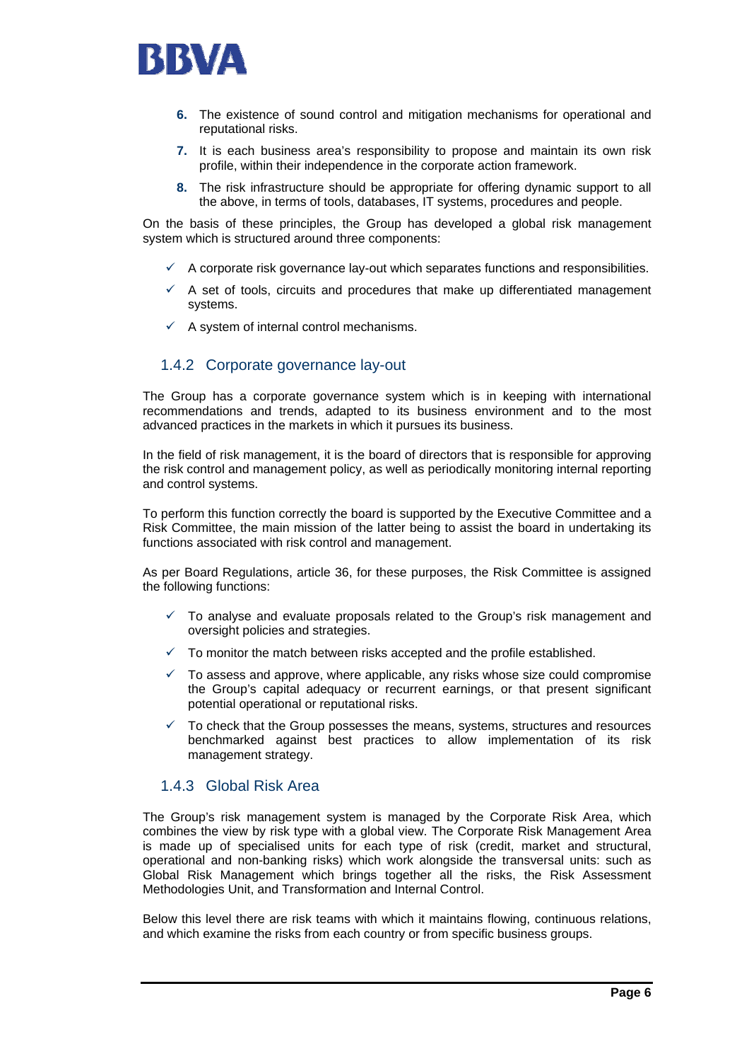6. The existence of sound control and mitigation mechanisms for operational and reputational risks.
7. It is each business area's responsibility to propose and maintain its own risk profile, within their independence in the corporate action framework.
8. The risk infrastructure should be appropriate for offering dynamic support to all the above, in terms of tools, databases, IT systems, procedures and people.

On the basis of these principles, the Group has developed a global risk management system which is structured around three components:

- ✓ A corporate risk governance lay-out which separates functions and responsibilities.
- ✓ A set of tools, circuits and procedures that make up differentiated management systems.
- ✓ A system of internal control mechanisms.

### 1.4.2 Corporate governance lay-out

The Group has a corporate governance system which is in keeping with international recommendations and trends, adapted to its business environment and to the most advanced practices in the markets in which it pursues its business.

In the field of risk management, it is the board of directors that is responsible for approving the risk control and management policy, as well as periodically monitoring internal reporting and control systems.

To perform this function correctly the board is supported by the Executive Committee and a Risk Committee, the main mission of the latter being to assist the board in undertaking its functions associated with risk control and management.

As per Board Regulations, article 36, for these purposes, the Risk Committee is assigned the following functions:

- ✓ To analyse and evaluate proposals related to the Group's risk management and oversight policies and strategies.
- ✓ To monitor the match between risks accepted and the profile established.
- ✓ To assess and approve, where applicable, any risks whose size could compromise the Group's capital adequacy or recurrent earnings, or that present significant potential operational or reputational risks.
- ✓ To check that the Group possesses the means, systems, structures and resources benchmarked against best practices to allow implementation of its risk management strategy.

### 1.4.3 Global Risk Area

The Group's risk management system is managed by the Corporate Risk Area, which combines the view by risk type with a global view. The Corporate Risk Management Area is made up of specialised units for each type of risk (credit, market and structural, operational and non-banking risks) which work alongside the transversal units: such as Global Risk Management which brings together all the risks, the Risk Assessment Methodologies Unit, and Transformation and Internal Control.

Below this level there are risk teams with which it maintains flowing, continuous relations, and which examine the risks from each country or from specific business groups.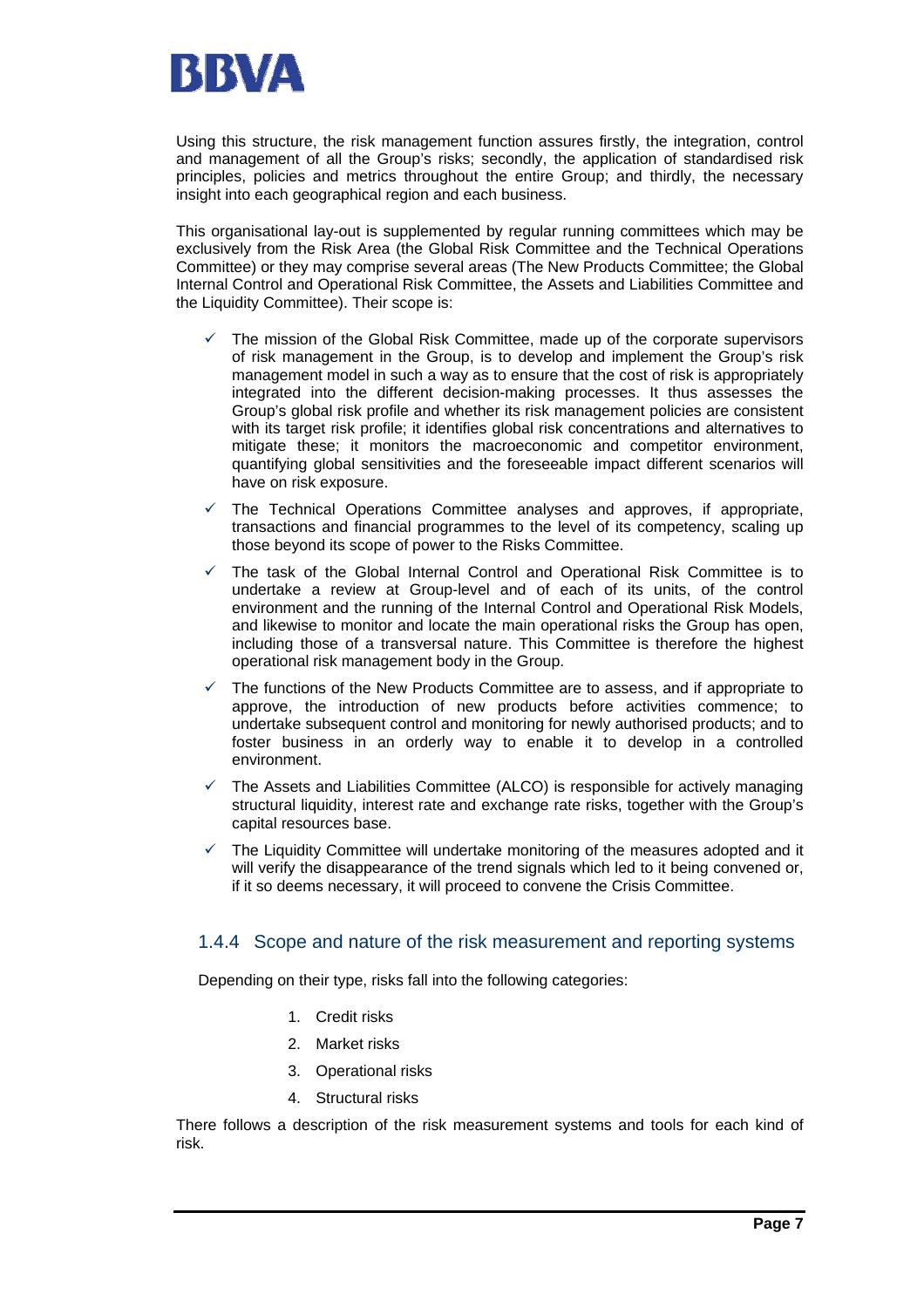Using this structure, the risk management function assures firstly, the integration, control and management of all the Group's risks; secondly, the application of standardised risk principles, policies and metrics throughout the entire Group; and thirdly, the necessary insight into each geographical region and each business.

This organisational lay-out is supplemented by regular running committees which may be exclusively from the Risk Area (the Global Risk Committee and the Technical Operations Committee) or they may comprise several areas (The New Products Committee; the Global Internal Control and Operational Risk Committee, the Assets and Liabilities Committee and the Liquidity Committee). Their scope is:

- ✓ The mission of the Global Risk Committee, made up of the corporate supervisors of risk management in the Group, is to develop and implement the Group's risk management model in such a way as to ensure that the cost of risk is appropriately integrated into the different decision-making processes. It thus assesses the Group's global risk profile and whether its risk management policies are consistent with its target risk profile; it identifies global risk concentrations and alternatives to mitigate these; it monitors the macroeconomic and competitor environment, quantifying global sensitivities and the foreseeable impact different scenarios will have on risk exposure.
- ✓ The Technical Operations Committee analyses and approves, if appropriate, transactions and financial programmes to the level of its competency, scaling up those beyond its scope of power to the Risks Committee.
- ✓ The task of the Global Internal Control and Operational Risk Committee is to undertake a review at Group-level and of each of its units, of the control environment and the running of the Internal Control and Operational Risk Models, and likewise to monitor and locate the main operational risks the Group has open, including those of a transversal nature. This Committee is therefore the highest operational risk management body in the Group.
- ✓ The functions of the New Products Committee are to assess, and if appropriate to approve, the introduction of new products before activities commence; to undertake subsequent control and monitoring for newly authorised products; and to foster business in an orderly way to enable it to develop in a controlled environment.
- ✓ The Assets and Liabilities Committee (ALCO) is responsible for actively managing structural liquidity, interest rate and exchange rate risks, together with the Group's capital resources base.
- ✓ The Liquidity Committee will undertake monitoring of the measures adopted and it will verify the disappearance of the trend signals which led to it being convened or, if it so deems necessary, it will proceed to convene the Crisis Committee.

### 1.4.4 Scope and nature of the risk measurement and reporting systems

Depending on their type, risks fall into the following categories:

1. Credit risks
2. Market risks
3. Operational risks
4. Structural risks

There follows a description of the risk measurement systems and tools for each kind of risk.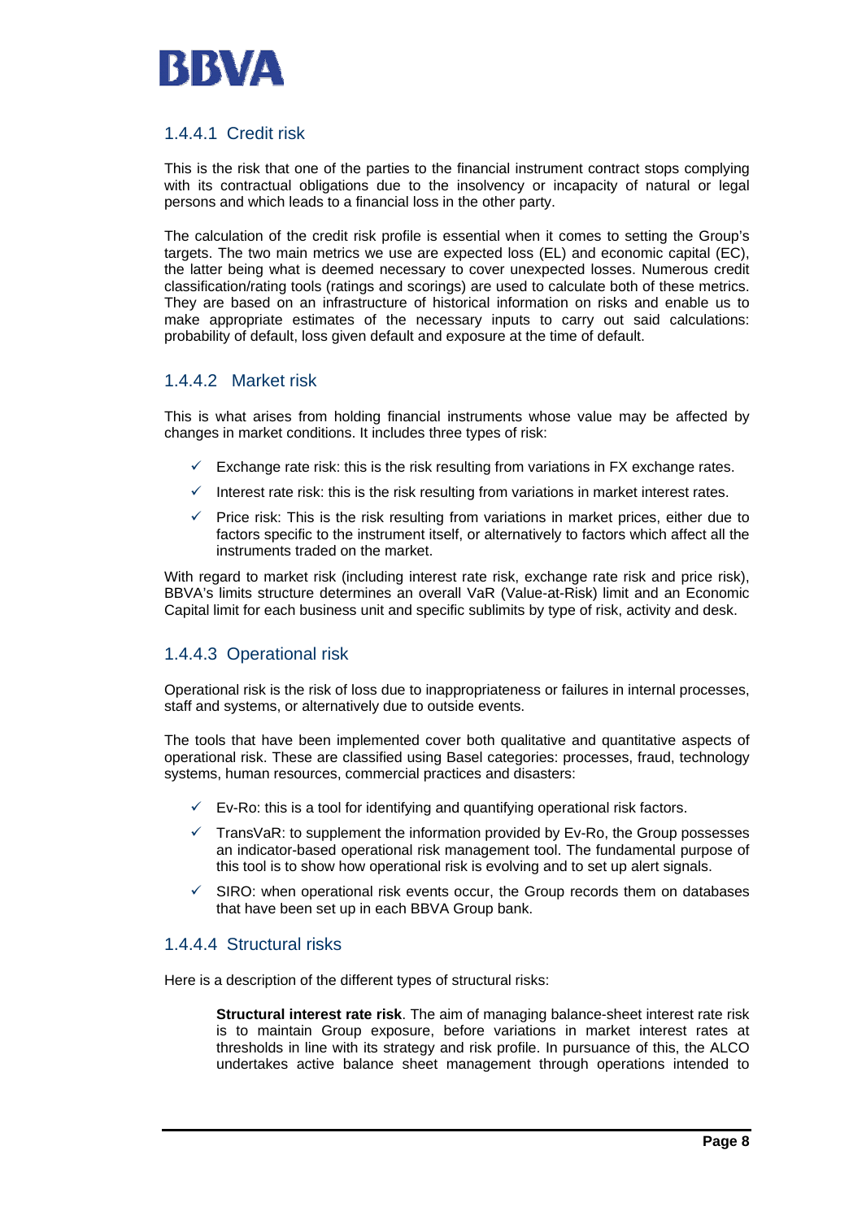### 1.4.4.1 Credit risk

This is the risk that one of the parties to the financial instrument contract stops complying with its contractual obligations due to the insolvency or incapacity of natural or legal persons and which leads to a financial loss in the other party.

The calculation of the credit risk profile is essential when it comes to setting the Group's targets. The two main metrics we use are expected loss (EL) and economic capital (EC), the latter being what is deemed necessary to cover unexpected losses. Numerous credit classification/rating tools (ratings and scorings) are used to calculate both of these metrics. They are based on an infrastructure of historical information on risks and enable us to make appropriate estimates of the necessary inputs to carry out said calculations: probability of default, loss given default and exposure at the time of default.

### 1.4.4.2 Market risk

This is what arises from holding financial instruments whose value may be affected by changes in market conditions. It includes three types of risk:

- ✓ Exchange rate risk: this is the risk resulting from variations in FX exchange rates.
- ✓ Interest rate risk: this is the risk resulting from variations in market interest rates.
- ✓ Price risk: This is the risk resulting from variations in market prices, either due to factors specific to the instrument itself, or alternatively to factors which affect all the instruments traded on the market.

With regard to market risk (including interest rate risk, exchange rate risk and price risk), BBVA's limits structure determines an overall VaR (Value-at-Risk) limit and an Economic Capital limit for each business unit and specific sublimits by type of risk, activity and desk.

### 1.4.4.3 Operational risk

Operational risk is the risk of loss due to inappropriateness or failures in internal processes, staff and systems, or alternatively due to outside events.

The tools that have been implemented cover both qualitative and quantitative aspects of operational risk. These are classified using Basel categories: processes, fraud, technology systems, human resources, commercial practices and disasters:

- ✓ Ev-Ro: this is a tool for identifying and quantifying operational risk factors.
- ✓ TransVaR: to supplement the information provided by Ev-Ro, the Group possesses an indicator-based operational risk management tool. The fundamental purpose of this tool is to show how operational risk is evolving and to set up alert signals.
- ✓ SIRO: when operational risk events occur, the Group records them on databases that have been set up in each BBVA Group bank.

### 1.4.4.4 Structural risks

Here is a description of the different types of structural risks:

**Structural interest rate risk**. The aim of managing balance-sheet interest rate risk is to maintain Group exposure, before variations in market interest rates at thresholds in line with its strategy and risk profile. In pursuance of this, the ALCO undertakes active balance sheet management through operations intended to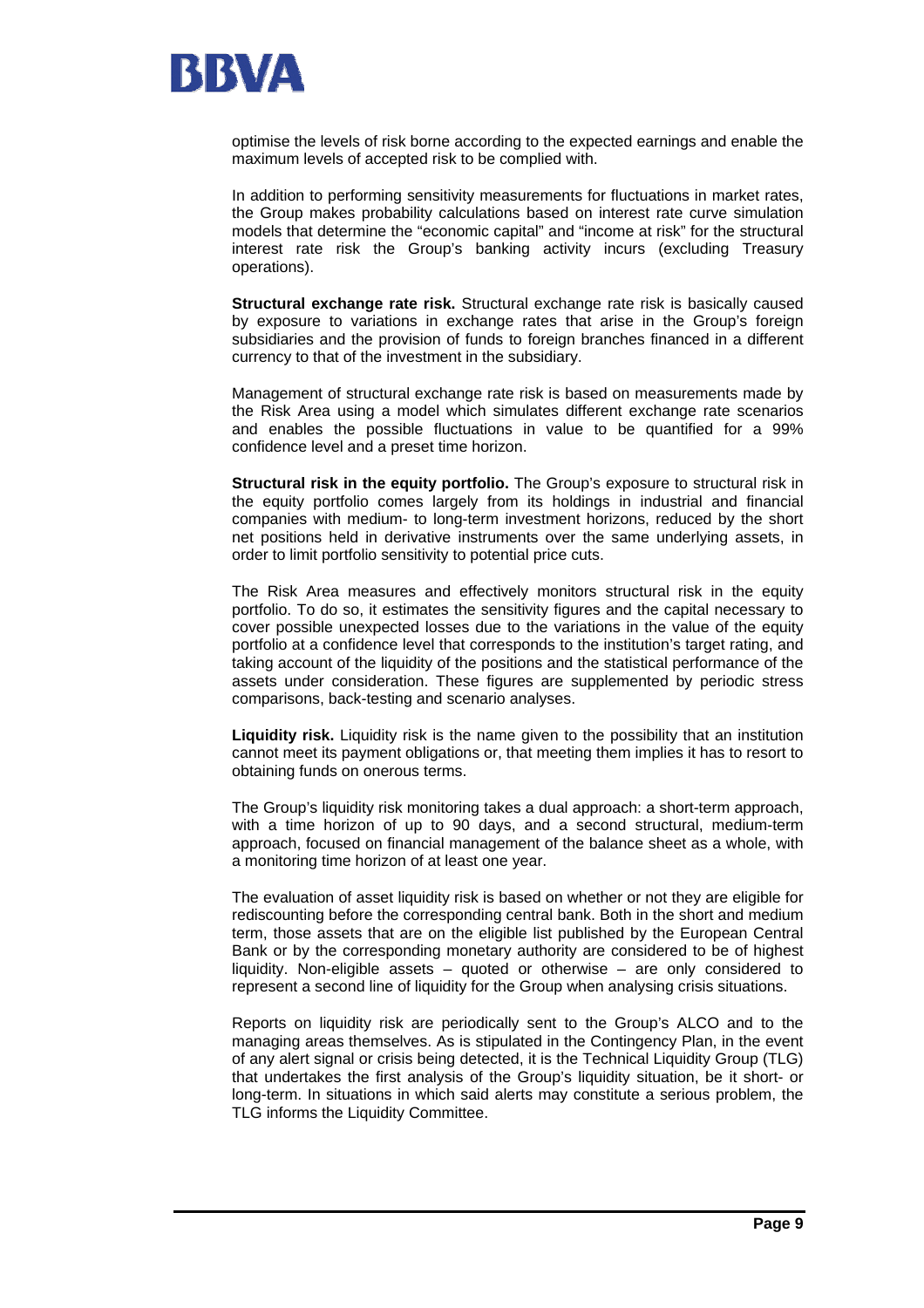optimise the levels of risk borne according to the expected earnings and enable the maximum levels of accepted risk to be complied with.

In addition to performing sensitivity measurements for fluctuations in market rates, the Group makes probability calculations based on interest rate curve simulation models that determine the "economic capital" and "income at risk" for the structural interest rate risk the Group's banking activity incurs (excluding Treasury operations).

**Structural exchange rate risk.** Structural exchange rate risk is basically caused by exposure to variations in exchange rates that arise in the Group's foreign subsidiaries and the provision of funds to foreign branches financed in a different currency to that of the investment in the subsidiary.

Management of structural exchange rate risk is based on measurements made by the Risk Area using a model which simulates different exchange rate scenarios and enables the possible fluctuations in value to be quantified for a 99% confidence level and a preset time horizon.

**Structural risk in the equity portfolio.** The Group's exposure to structural risk in the equity portfolio comes largely from its holdings in industrial and financial companies with medium- to long-term investment horizons, reduced by the short net positions held in derivative instruments over the same underlying assets, in order to limit portfolio sensitivity to potential price cuts.

The Risk Area measures and effectively monitors structural risk in the equity portfolio. To do so, it estimates the sensitivity figures and the capital necessary to cover possible unexpected losses due to the variations in the value of the equity portfolio at a confidence level that corresponds to the institution's target rating, and taking account of the liquidity of the positions and the statistical performance of the assets under consideration. These figures are supplemented by periodic stress comparisons, back-testing and scenario analyses.

**Liquidity risk.** Liquidity risk is the name given to the possibility that an institution cannot meet its payment obligations or, that meeting them implies it has to resort to obtaining funds on onerous terms.

The Group's liquidity risk monitoring takes a dual approach: a short-term approach, with a time horizon of up to 90 days, and a second structural, medium-term approach, focused on financial management of the balance sheet as a whole, with a monitoring time horizon of at least one year.

The evaluation of asset liquidity risk is based on whether or not they are eligible for rediscounting before the corresponding central bank. Both in the short and medium term, those assets that are on the eligible list published by the European Central Bank or by the corresponding monetary authority are considered to be of highest liquidity. Non-eligible assets – quoted or otherwise – are only considered to represent a second line of liquidity for the Group when analysing crisis situations.

Reports on liquidity risk are periodically sent to the Group's ALCO and to the managing areas themselves. As is stipulated in the Contingency Plan, in the event of any alert signal or crisis being detected, it is the Technical Liquidity Group (TLG) that undertakes the first analysis of the Group's liquidity situation, be it short- or long-term. In situations in which said alerts may constitute a serious problem, the TLG informs the Liquidity Committee.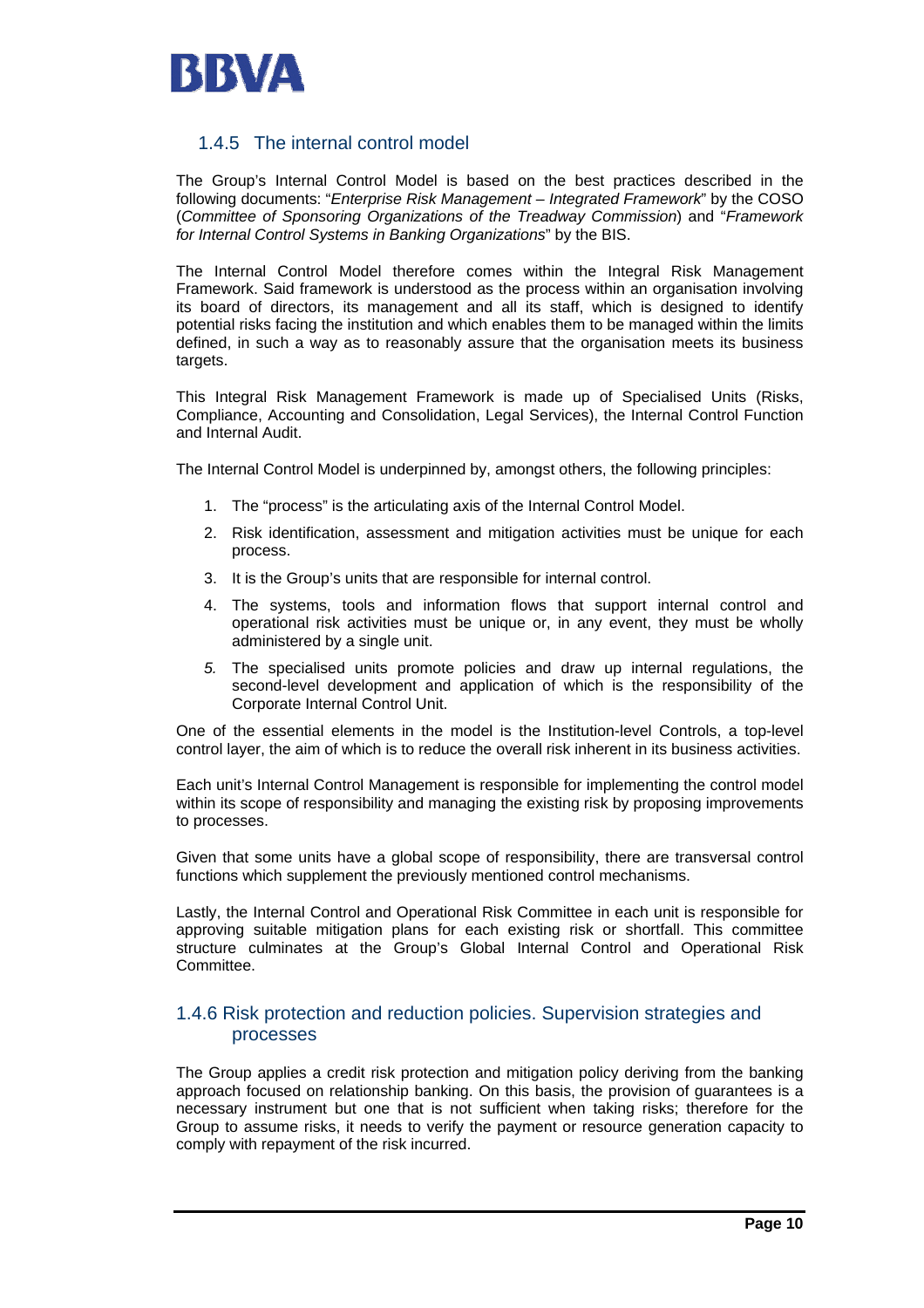### 1.4.5 The internal control model

The Group's Internal Control Model is based on the best practices described in the following documents: "*Enterprise Risk Management – Integrated Framework*" by the COSO (*Committee of Sponsoring Organizations of the Treadway Commission*) and "*Framework for Internal Control Systems in Banking Organizations*" by the BIS.

The Internal Control Model therefore comes within the Integral Risk Management Framework. Said framework is understood as the process within an organisation involving its board of directors, its management and all its staff, which is designed to identify potential risks facing the institution and which enables them to be managed within the limits defined, in such a way as to reasonably assure that the organisation meets its business targets.

This Integral Risk Management Framework is made up of Specialised Units (Risks, Compliance, Accounting and Consolidation, Legal Services), the Internal Control Function and Internal Audit.

The Internal Control Model is underpinned by, amongst others, the following principles:

1. The "process" is the articulating axis of the Internal Control Model.
2. Risk identification, assessment and mitigation activities must be unique for each process.
3. It is the Group's units that are responsible for internal control.
4. The systems, tools and information flows that support internal control and operational risk activities must be unique or, in any event, they must be wholly administered by a single unit.
5. The specialised units promote policies and draw up internal regulations, the second-level development and application of which is the responsibility of the Corporate Internal Control Unit.

One of the essential elements in the model is the Institution-level Controls, a top-level control layer, the aim of which is to reduce the overall risk inherent in its business activities.

Each unit's Internal Control Management is responsible for implementing the control model within its scope of responsibility and managing the existing risk by proposing improvements to processes.

Given that some units have a global scope of responsibility, there are transversal control functions which supplement the previously mentioned control mechanisms.

Lastly, the Internal Control and Operational Risk Committee in each unit is responsible for approving suitable mitigation plans for each existing risk or shortfall. This committee structure culminates at the Group's Global Internal Control and Operational Risk Committee.

### 1.4.6 Risk protection and reduction policies. Supervision strategies and processes

The Group applies a credit risk protection and mitigation policy deriving from the banking approach focused on relationship banking. On this basis, the provision of guarantees is a necessary instrument but one that is not sufficient when taking risks; therefore for the Group to assume risks, it needs to verify the payment or resource generation capacity to comply with repayment of the risk incurred.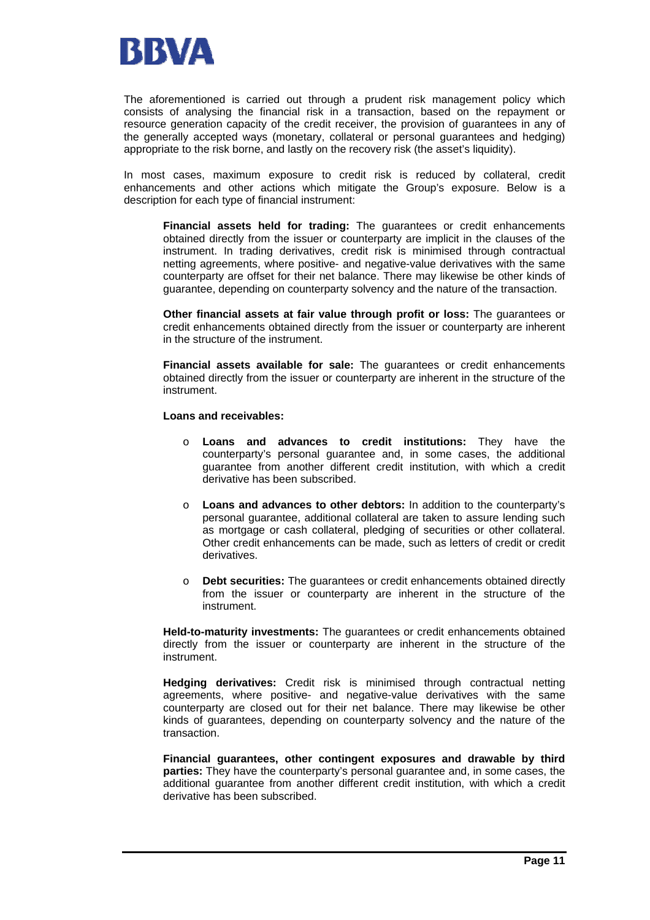The aforementioned is carried out through a prudent risk management policy which consists of analysing the financial risk in a transaction, based on the repayment or resource generation capacity of the credit receiver, the provision of guarantees in any of the generally accepted ways (monetary, collateral or personal guarantees and hedging) appropriate to the risk borne, and lastly on the recovery risk (the asset's liquidity).

In most cases, maximum exposure to credit risk is reduced by collateral, credit enhancements and other actions which mitigate the Group's exposure. Below is a description for each type of financial instrument:

**Financial assets held for trading:** The guarantees or credit enhancements obtained directly from the issuer or counterparty are implicit in the clauses of the instrument. In trading derivatives, credit risk is minimised through contractual netting agreements, where positive- and negative-value derivatives with the same counterparty are offset for their net balance. There may likewise be other kinds of guarantee, depending on counterparty solvency and the nature of the transaction.

**Other financial assets at fair value through profit or loss:** The guarantees or credit enhancements obtained directly from the issuer or counterparty are inherent in the structure of the instrument.

**Financial assets available for sale:** The guarantees or credit enhancements obtained directly from the issuer or counterparty are inherent in the structure of the instrument.

**Loans and receivables:**

- **Loans and advances to credit institutions:** They have the counterparty's personal guarantee and, in some cases, the additional guarantee from another different credit institution, with which a credit derivative has been subscribed.
- **Loans and advances to other debtors:** In addition to the counterparty's personal guarantee, additional collateral are taken to assure lending such as mortgage or cash collateral, pledging of securities or other collateral. Other credit enhancements can be made, such as letters of credit or credit derivatives.
- **Debt securities:** The guarantees or credit enhancements obtained directly from the issuer or counterparty are inherent in the structure of the instrument.

**Held-to-maturity investments:** The guarantees or credit enhancements obtained directly from the issuer or counterparty are inherent in the structure of the instrument.

**Hedging derivatives:** Credit risk is minimised through contractual netting agreements, where positive- and negative-value derivatives with the same counterparty are closed out for their net balance. There may likewise be other kinds of guarantees, depending on counterparty solvency and the nature of the transaction.

**Financial guarantees, other contingent exposures and drawable by third parties:** They have the counterparty's personal guarantee and, in some cases, the additional guarantee from another different credit institution, with which a credit derivative has been subscribed.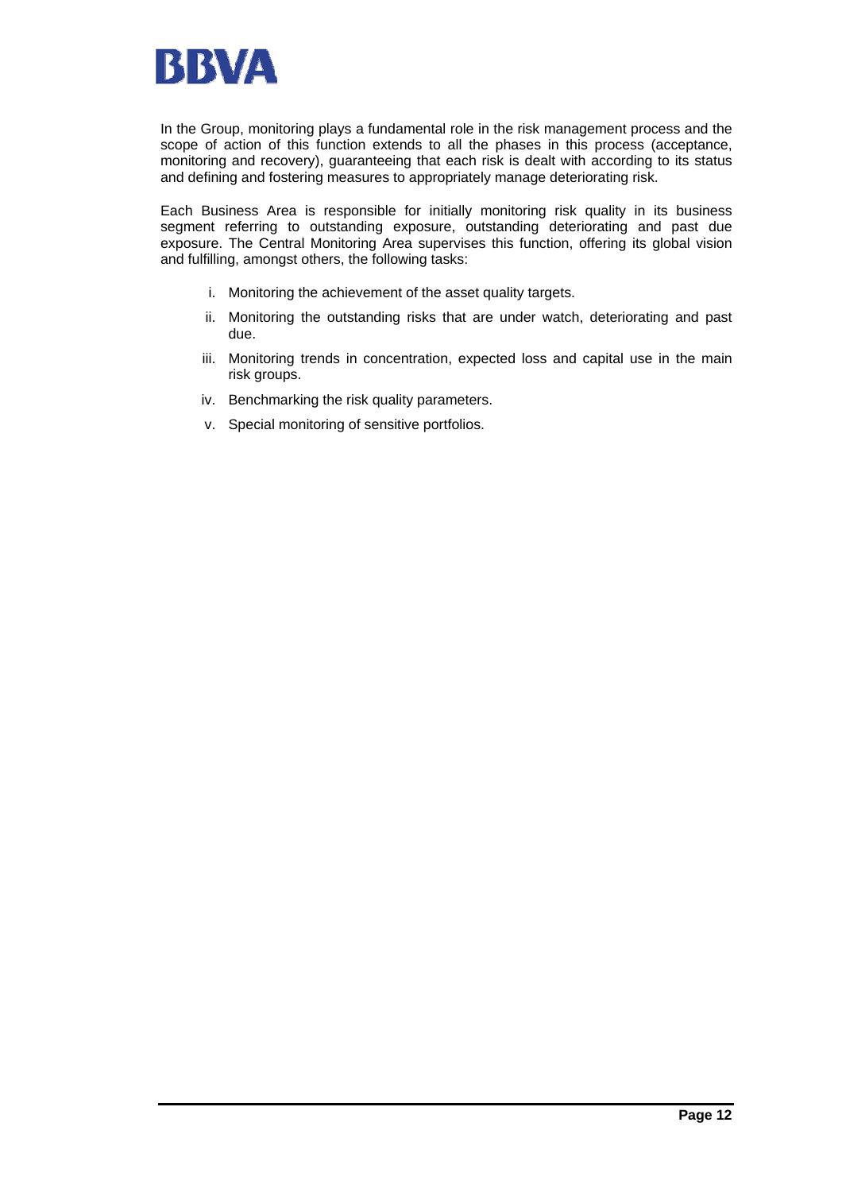In the Group, monitoring plays a fundamental role in the risk management process and the scope of action of this function extends to all the phases in this process (acceptance, monitoring and recovery), guaranteeing that each risk is dealt with according to its status and defining and fostering measures to appropriately manage deteriorating risk.

Each Business Area is responsible for initially monitoring risk quality in its business segment referring to outstanding exposure, outstanding deteriorating and past due exposure. The Central Monitoring Area supervises this function, offering its global vision and fulfilling, amongst others, the following tasks:

i. Monitoring the achievement of the asset quality targets.

ii. Monitoring the outstanding risks that are under watch, deteriorating and past due.

iii. Monitoring trends in concentration, expected loss and capital use in the main risk groups.

iv. Benchmarking the risk quality parameters.

v. Special monitoring of sensitive portfolios.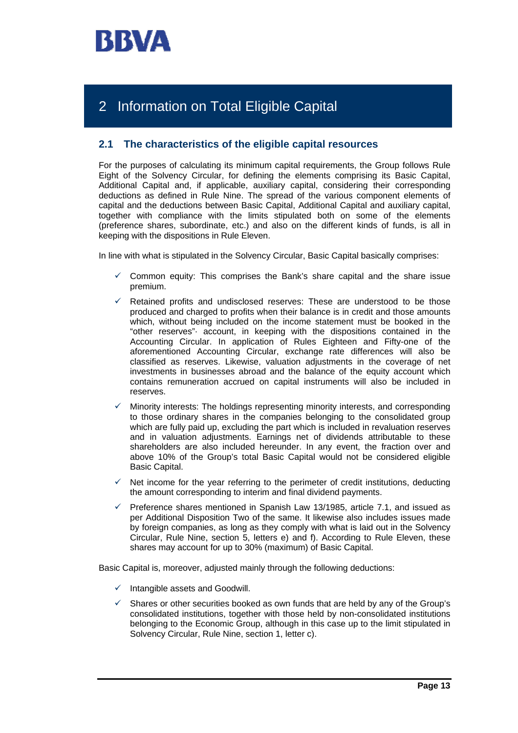# 2 Information on Total Eligible Capital

## 2.1 The characteristics of the eligible capital resources

For the purposes of calculating its minimum capital requirements, the Group follows Rule Eight of the Solvency Circular, for defining the elements comprising its Basic Capital, Additional Capital and, if applicable, auxiliary capital, considering their corresponding deductions as defined in Rule Nine. The spread of the various component elements of capital and the deductions between Basic Capital, Additional Capital and auxiliary capital, together with compliance with the limits stipulated both on some of the elements (preference shares, subordinate, etc.) and also on the different kinds of funds, is all in keeping with the dispositions in Rule Eleven.

In line with what is stipulated in the Solvency Circular, Basic Capital basically comprises:

- ✓ Common equity: This comprises the Bank's share capital and the share issue premium.
- ✓ Retained profits and undisclosed reserves: These are understood to be those produced and charged to profits when their balance is in credit and those amounts which, without being included on the income statement must be booked in the "other reserves"· account, in keeping with the dispositions contained in the Accounting Circular. In application of Rules Eighteen and Fifty-one of the aforementioned Accounting Circular, exchange rate differences will also be classified as reserves. Likewise, valuation adjustments in the coverage of net investments in businesses abroad and the balance of the equity account which contains remuneration accrued on capital instruments will also be included in reserves.
- ✓ Minority interests: The holdings representing minority interests, and corresponding to those ordinary shares in the companies belonging to the consolidated group which are fully paid up, excluding the part which is included in revaluation reserves and in valuation adjustments. Earnings net of dividends attributable to these shareholders are also included hereunder. In any event, the fraction over and above 10% of the Group's total Basic Capital would not be considered eligible Basic Capital.
- ✓ Net income for the year referring to the perimeter of credit institutions, deducting the amount corresponding to interim and final dividend payments.
- ✓ Preference shares mentioned in Spanish Law 13/1985, article 7.1, and issued as per Additional Disposition Two of the same. It likewise also includes issues made by foreign companies, as long as they comply with what is laid out in the Solvency Circular, Rule Nine, section 5, letters e) and f). According to Rule Eleven, these shares may account for up to 30% (maximum) of Basic Capital.

Basic Capital is, moreover, adjusted mainly through the following deductions:

- ✓ Intangible assets and Goodwill.
- ✓ Shares or other securities booked as own funds that are held by any of the Group's consolidated institutions, together with those held by non-consolidated institutions belonging to the Economic Group, although in this case up to the limit stipulated in Solvency Circular, Rule Nine, section 1, letter c).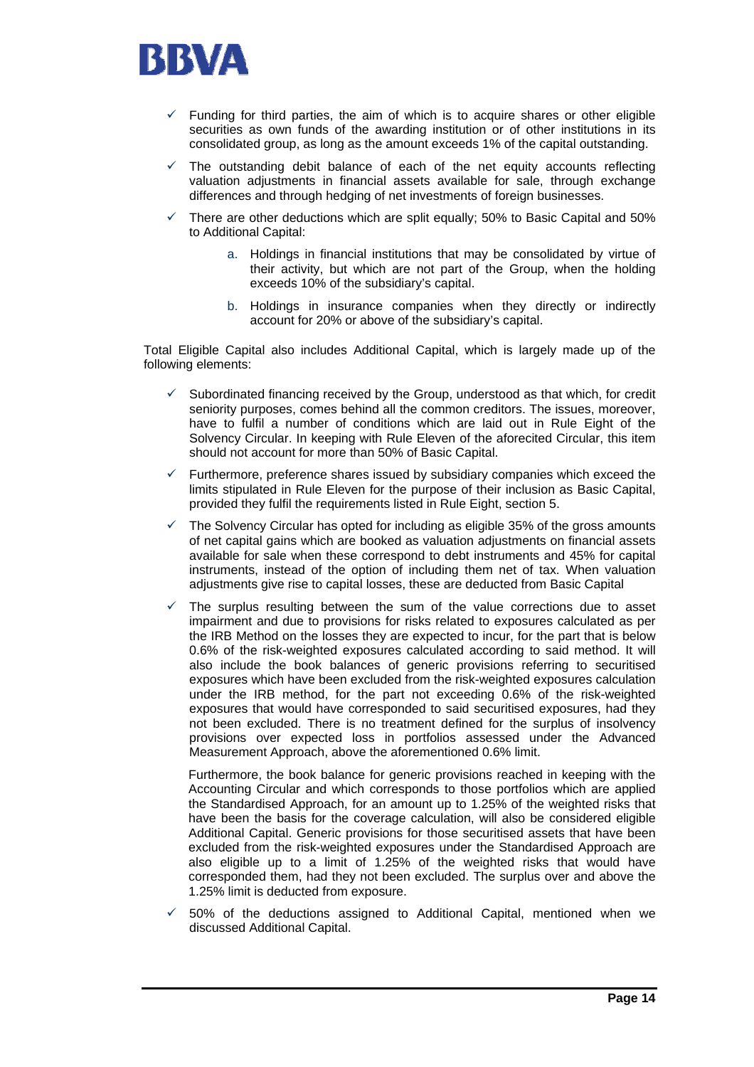- Funding for third parties, the aim of which is to acquire shares or other eligible securities as own funds of the awarding institution or of other institutions in its consolidated group, as long as the amount exceeds 1% of the capital outstanding.
- The outstanding debit balance of each of the net equity accounts reflecting valuation adjustments in financial assets available for sale, through exchange differences and through hedging of net investments of foreign businesses.
- There are other deductions which are split equally; 50% to Basic Capital and 50% to Additional Capital:
  a. Holdings in financial institutions that may be consolidated by virtue of their activity, but which are not part of the Group, when the holding exceeds 10% of the subsidiary's capital.
  b. Holdings in insurance companies when they directly or indirectly account for 20% or above of the subsidiary's capital.

Total Eligible Capital also includes Additional Capital, which is largely made up of the following elements:

- Subordinated financing received by the Group, understood as that which, for credit seniority purposes, comes behind all the common creditors. The issues, moreover, have to fulfil a number of conditions which are laid out in Rule Eight of the Solvency Circular. In keeping with Rule Eleven of the aforecited Circular, this item should not account for more than 50% of Basic Capital.
- Furthermore, preference shares issued by subsidiary companies which exceed the limits stipulated in Rule Eleven for the purpose of their inclusion as Basic Capital, provided they fulfil the requirements listed in Rule Eight, section 5.
- The Solvency Circular has opted for including as eligible 35% of the gross amounts of net capital gains which are booked as valuation adjustments on financial assets available for sale when these correspond to debt instruments and 45% for capital instruments, instead of the option of including them net of tax. When valuation adjustments give rise to capital losses, these are deducted from Basic Capital
- The surplus resulting between the sum of the value corrections due to asset impairment and due to provisions for risks related to exposures calculated as per the IRB Method on the losses they are expected to incur, for the part that is below 0.6% of the risk-weighted exposures calculated according to said method. It will also include the book balances of generic provisions referring to securitised exposures which have been excluded from the risk-weighted exposures calculation under the IRB method, for the part not exceeding 0.6% of the risk-weighted exposures that would have corresponded to said securitised exposures, had they not been excluded. There is no treatment defined for the surplus of insolvency provisions over expected loss in portfolios assessed under the Advanced Measurement Approach, above the aforementioned 0.6% limit.

  Furthermore, the book balance for generic provisions reached in keeping with the Accounting Circular and which corresponds to those portfolios which are applied the Standardised Approach, for an amount up to 1.25% of the weighted risks that have been the basis for the coverage calculation, will also be considered eligible Additional Capital. Generic provisions for those securitised assets that have been excluded from the risk-weighted exposures under the Standardised Approach are also eligible up to a limit of 1.25% of the weighted risks that would have corresponded them, had they not been excluded. The surplus over and above the 1.25% limit is deducted from exposure.
- 50% of the deductions assigned to Additional Capital, mentioned when we discussed Additional Capital.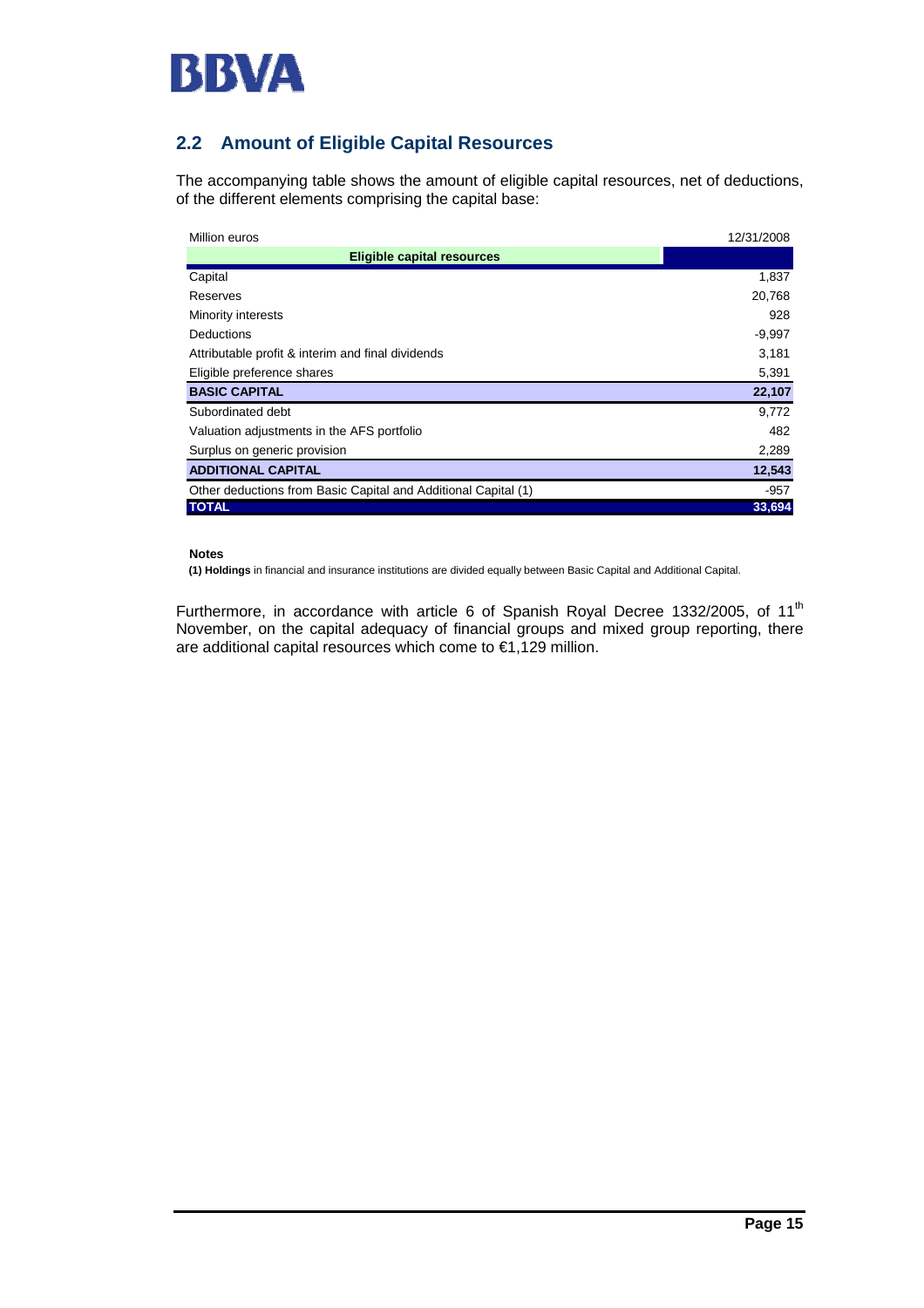## 2.2 Amount of Eligible Capital Resources

The accompanying table shows the amount of eligible capital resources, net of deductions, of the different elements comprising the capital base:

| Million euros | 12/31/2008 |
|---|---|
| **Eligible capital resources** | |
| Capital | 1,837 |
| Reserves | 20,768 |
| Minority interests | 928 |
| Deductions | -9,997 |
| Attributable profit & interim and final dividends | 3,181 |
| Eligible preference shares | 5,391 |
| **BASIC CAPITAL** | **22,107** |
| Subordinated debt | 9,772 |
| Valuation adjustments in the AFS portfolio | 482 |
| Surplus on generic provision | 2,289 |
| **ADDITIONAL CAPITAL** | **12,543** |
| Other deductions from Basic Capital and Additional Capital (1) | -957 |
| **TOTAL** | **33,694** |

**Notes**

**(1) Holdings** in financial and insurance institutions are divided equally between Basic Capital and Additional Capital.

Furthermore, in accordance with article 6 of Spanish Royal Decree 1332/2005, of 11th November, on the capital adequacy of financial groups and mixed group reporting, there are additional capital resources which come to €1,129 million.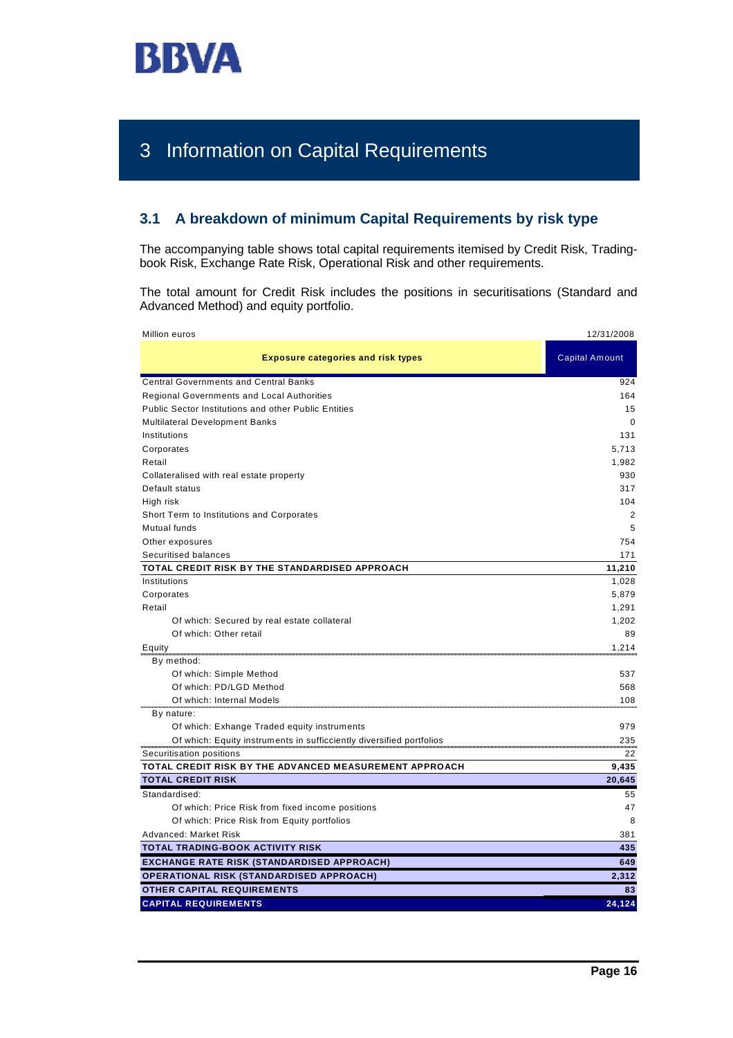# 3 Information on Capital Requirements

## 3.1 A breakdown of minimum Capital Requirements by risk type

The accompanying table shows total capital requirements itemised by Credit Risk, Trading-book Risk, Exchange Rate Risk, Operational Risk and other requirements.

The total amount for Credit Risk includes the positions in securitisations (Standard and Advanced Method) and equity portfolio.

Million euros — 12/31/2008

| Exposure categories and risk types | Capital Amount |
|---|---|
| Central Governments and Central Banks | 924 |
| Regional Governments and Local Authorities | 164 |
| Public Sector Institutions and other Public Entities | 15 |
| Multilateral Development Banks | 0 |
| Institutions | 131 |
| Corporates | 5,713 |
| Retail | 1,982 |
| Collateralised with real estate property | 930 |
| Default status | 317 |
| High risk | 104 |
| Short Term to Institutions and Corporates | 2 |
| Mutual funds | 5 |
| Other exposures | 754 |
| Securitised balances | 171 |
| **TOTAL CREDIT RISK BY THE STANDARDISED APPROACH** | **11,210** |
| Institutions | 1,028 |
| Corporates | 5,879 |
| Retail | 1,291 |
| Of which: Secured by real estate collateral | 1,202 |
| Of which: Other retail | 89 |
| Equity | 1,214 |
| By method: | |
| Of which: Simple Method | 537 |
| Of which: PD/LGD Method | 568 |
| Of which: Internal Models | 108 |
| By nature: | |
| Of which: Exhange Traded equity instruments | 979 |
| Of which: Equity instruments in sufficciently diversified portfolios | 235 |
| Securitisation positions | 22 |
| **TOTAL CREDIT RISK BY THE ADVANCED MEASUREMENT APPROACH** | **9,435** |
| **TOTAL CREDIT RISK** | **20,645** |
| Standardised: | 55 |
| Of which: Price Risk from fixed income positions | 47 |
| Of which: Price Risk from Equity portfolios | 8 |
| Advanced: Market Risk | 381 |
| **TOTAL TRADING-BOOK ACTIVITY RISK** | **435** |
| **EXCHANGE RATE RISK (STANDARDISED APPROACH)** | **649** |
| **OPERATIONAL RISK (STANDARDISED APPROACH)** | **2,312** |
| **OTHER CAPITAL REQUIREMENTS** | **83** |
| **CAPITAL REQUIREMENTS** | **24,124** |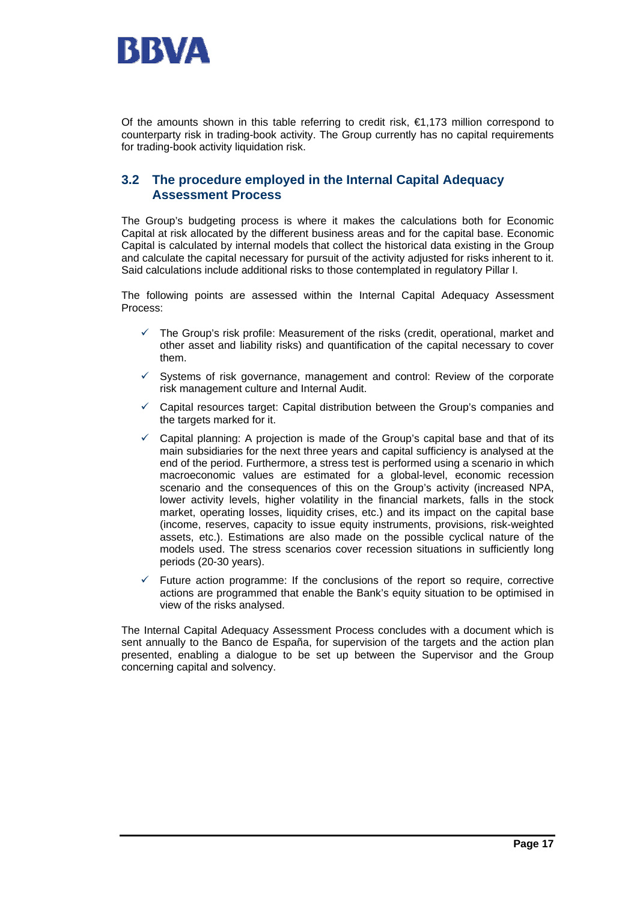Of the amounts shown in this table referring to credit risk, €1,173 million correspond to counterparty risk in trading-book activity. The Group currently has no capital requirements for trading-book activity liquidation risk.

## 3.2 The procedure employed in the Internal Capital Adequacy Assessment Process

The Group's budgeting process is where it makes the calculations both for Economic Capital at risk allocated by the different business areas and for the capital base. Economic Capital is calculated by internal models that collect the historical data existing in the Group and calculate the capital necessary for pursuit of the activity adjusted for risks inherent to it. Said calculations include additional risks to those contemplated in regulatory Pillar I.

The following points are assessed within the Internal Capital Adequacy Assessment Process:

- ✓ The Group's risk profile: Measurement of the risks (credit, operational, market and other asset and liability risks) and quantification of the capital necessary to cover them.
- ✓ Systems of risk governance, management and control: Review of the corporate risk management culture and Internal Audit.
- ✓ Capital resources target: Capital distribution between the Group's companies and the targets marked for it.
- ✓ Capital planning: A projection is made of the Group's capital base and that of its main subsidiaries for the next three years and capital sufficiency is analysed at the end of the period. Furthermore, a stress test is performed using a scenario in which macroeconomic values are estimated for a global-level, economic recession scenario and the consequences of this on the Group's activity (increased NPA, lower activity levels, higher volatility in the financial markets, falls in the stock market, operating losses, liquidity crises, etc.) and its impact on the capital base (income, reserves, capacity to issue equity instruments, provisions, risk-weighted assets, etc.). Estimations are also made on the possible cyclical nature of the models used. The stress scenarios cover recession situations in sufficiently long periods (20-30 years).
- ✓ Future action programme: If the conclusions of the report so require, corrective actions are programmed that enable the Bank's equity situation to be optimised in view of the risks analysed.

The Internal Capital Adequacy Assessment Process concludes with a document which is sent annually to the Banco de España, for supervision of the targets and the action plan presented, enabling a dialogue to be set up between the Supervisor and the Group concerning capital and solvency.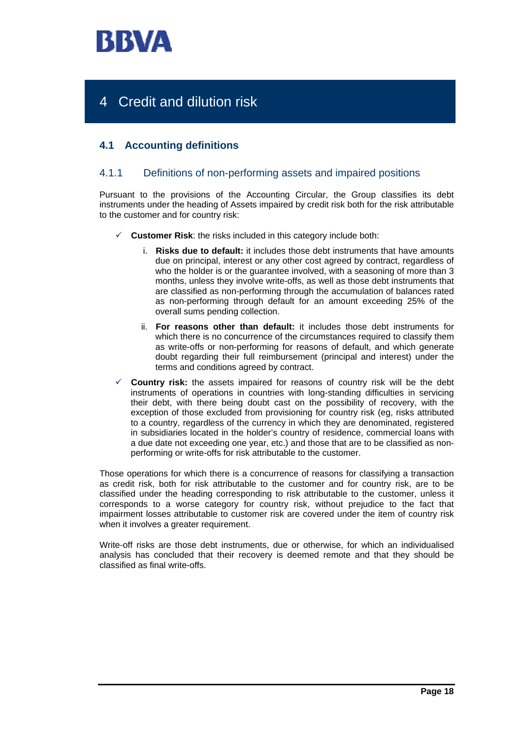# 4 Credit and dilution risk

## 4.1 Accounting definitions

### 4.1.1 Definitions of non-performing assets and impaired positions

Pursuant to the provisions of the Accounting Circular, the Group classifies its debt instruments under the heading of Assets impaired by credit risk both for the risk attributable to the customer and for country risk:

- **Customer Risk**: the risks included in this category include both:
  1. **Risks due to default:** it includes those debt instruments that have amounts due on principal, interest or any other cost agreed by contract, regardless of who the holder is or the guarantee involved, with a seasoning of more than 3 months, unless they involve write-offs, as well as those debt instruments that are classified as non-performing through the accumulation of balances rated as non-performing through default for an amount exceeding 25% of the overall sums pending collection.
  2. **For reasons other than default:** it includes those debt instruments for which there is no concurrence of the circumstances required to classify them as write-offs or non-performing for reasons of default, and which generate doubt regarding their full reimbursement (principal and interest) under the terms and conditions agreed by contract.
- **Country risk:** the assets impaired for reasons of country risk will be the debt instruments of operations in countries with long-standing difficulties in servicing their debt, with there being doubt cast on the possibility of recovery, with the exception of those excluded from provisioning for country risk (eg, risks attributed to a country, regardless of the currency in which they are denominated, registered in subsidiaries located in the holder's country of residence, commercial loans with a due date not exceeding one year, etc.) and those that are to be classified as non-performing or write-offs for risk attributable to the customer.

Those operations for which there is a concurrence of reasons for classifying a transaction as credit risk, both for risk attributable to the customer and for country risk, are to be classified under the heading corresponding to risk attributable to the customer, unless it corresponds to a worse category for country risk, without prejudice to the fact that impairment losses attributable to customer risk are covered under the item of country risk when it involves a greater requirement.

Write-off risks are those debt instruments, due or otherwise, for which an individualised analysis has concluded that their recovery is deemed remote and that they should be classified as final write-offs.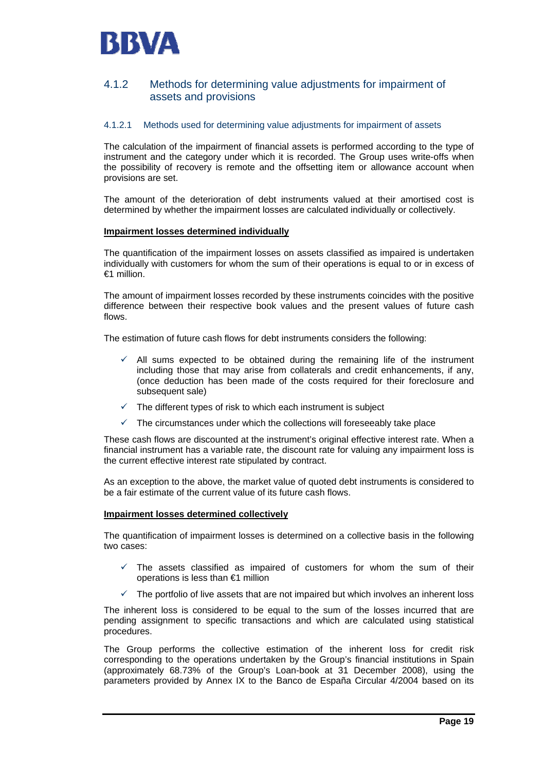### 4.1.2 Methods for determining value adjustments for impairment of assets and provisions

#### 4.1.2.1 Methods used for determining value adjustments for impairment of assets

The calculation of the impairment of financial assets is performed according to the type of instrument and the category under which it is recorded. The Group uses write-offs when the possibility of recovery is remote and the offsetting item or allowance account when provisions are set.

The amount of the deterioration of debt instruments valued at their amortised cost is determined by whether the impairment losses are calculated individually or collectively.

**Impairment losses determined individually**

The quantification of the impairment losses on assets classified as impaired is undertaken individually with customers for whom the sum of their operations is equal to or in excess of €1 million.

The amount of impairment losses recorded by these instruments coincides with the positive difference between their respective book values and the present values of future cash flows.

The estimation of future cash flows for debt instruments considers the following:

- ✓ All sums expected to be obtained during the remaining life of the instrument including those that may arise from collaterals and credit enhancements, if any, (once deduction has been made of the costs required for their foreclosure and subsequent sale)
- ✓ The different types of risk to which each instrument is subject
- ✓ The circumstances under which the collections will foreseeably take place

These cash flows are discounted at the instrument's original effective interest rate. When a financial instrument has a variable rate, the discount rate for valuing any impairment loss is the current effective interest rate stipulated by contract.

As an exception to the above, the market value of quoted debt instruments is considered to be a fair estimate of the current value of its future cash flows.

**Impairment losses determined collectively**

The quantification of impairment losses is determined on a collective basis in the following two cases:

- ✓ The assets classified as impaired of customers for whom the sum of their operations is less than €1 million
- ✓ The portfolio of live assets that are not impaired but which involves an inherent loss

The inherent loss is considered to be equal to the sum of the losses incurred that are pending assignment to specific transactions and which are calculated using statistical procedures.

The Group performs the collective estimation of the inherent loss for credit risk corresponding to the operations undertaken by the Group's financial institutions in Spain (approximately 68.73% of the Group's Loan-book at 31 December 2008), using the parameters provided by Annex IX to the Banco de España Circular 4/2004 based on its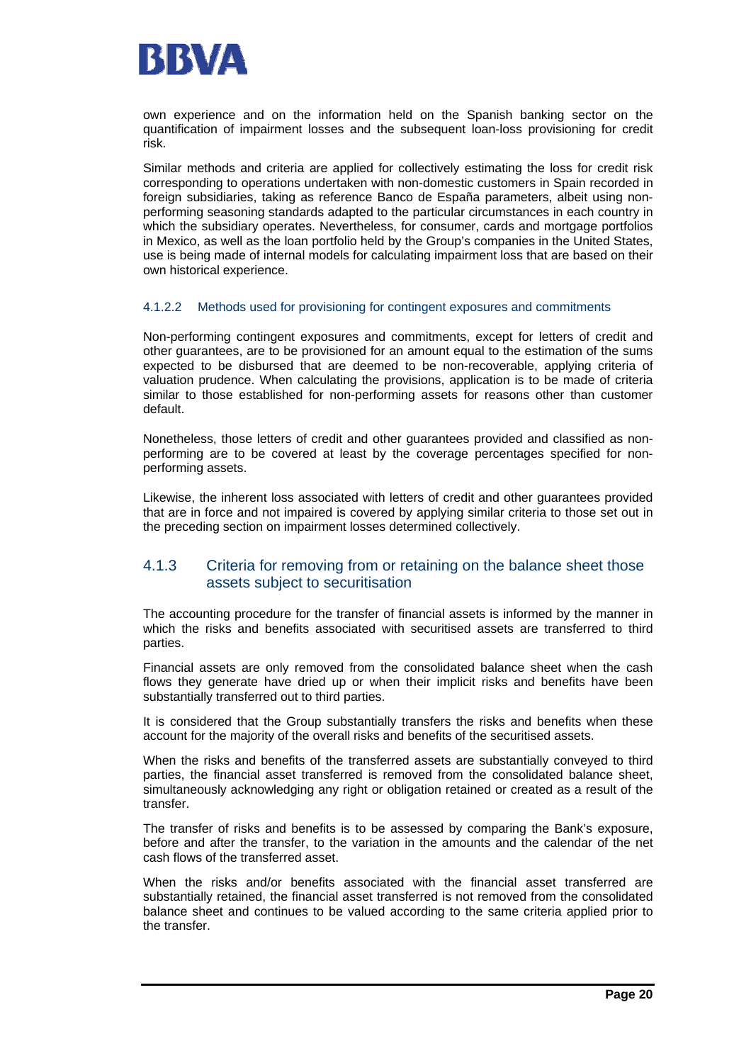own experience and on the information held on the Spanish banking sector on the quantification of impairment losses and the subsequent loan-loss provisioning for credit risk.

Similar methods and criteria are applied for collectively estimating the loss for credit risk corresponding to operations undertaken with non-domestic customers in Spain recorded in foreign subsidiaries, taking as reference Banco de España parameters, albeit using non-performing seasoning standards adapted to the particular circumstances in each country in which the subsidiary operates. Nevertheless, for consumer, cards and mortgage portfolios in Mexico, as well as the loan portfolio held by the Group's companies in the United States, use is being made of internal models for calculating impairment loss that are based on their own historical experience.

#### 4.1.2.2 Methods used for provisioning for contingent exposures and commitments

Non-performing contingent exposures and commitments, except for letters of credit and other guarantees, are to be provisioned for an amount equal to the estimation of the sums expected to be disbursed that are deemed to be non-recoverable, applying criteria of valuation prudence. When calculating the provisions, application is to be made of criteria similar to those established for non-performing assets for reasons other than customer default.

Nonetheless, those letters of credit and other guarantees provided and classified as non-performing are to be covered at least by the coverage percentages specified for non-performing assets.

Likewise, the inherent loss associated with letters of credit and other guarantees provided that are in force and not impaired is covered by applying similar criteria to those set out in the preceding section on impairment losses determined collectively.

### 4.1.3 Criteria for removing from or retaining on the balance sheet those assets subject to securitisation

The accounting procedure for the transfer of financial assets is informed by the manner in which the risks and benefits associated with securitised assets are transferred to third parties.

Financial assets are only removed from the consolidated balance sheet when the cash flows they generate have dried up or when their implicit risks and benefits have been substantially transferred out to third parties.

It is considered that the Group substantially transfers the risks and benefits when these account for the majority of the overall risks and benefits of the securitised assets.

When the risks and benefits of the transferred assets are substantially conveyed to third parties, the financial asset transferred is removed from the consolidated balance sheet, simultaneously acknowledging any right or obligation retained or created as a result of the transfer.

The transfer of risks and benefits is to be assessed by comparing the Bank's exposure, before and after the transfer, to the variation in the amounts and the calendar of the net cash flows of the transferred asset.

When the risks and/or benefits associated with the financial asset transferred are substantially retained, the financial asset transferred is not removed from the consolidated balance sheet and continues to be valued according to the same criteria applied prior to the transfer.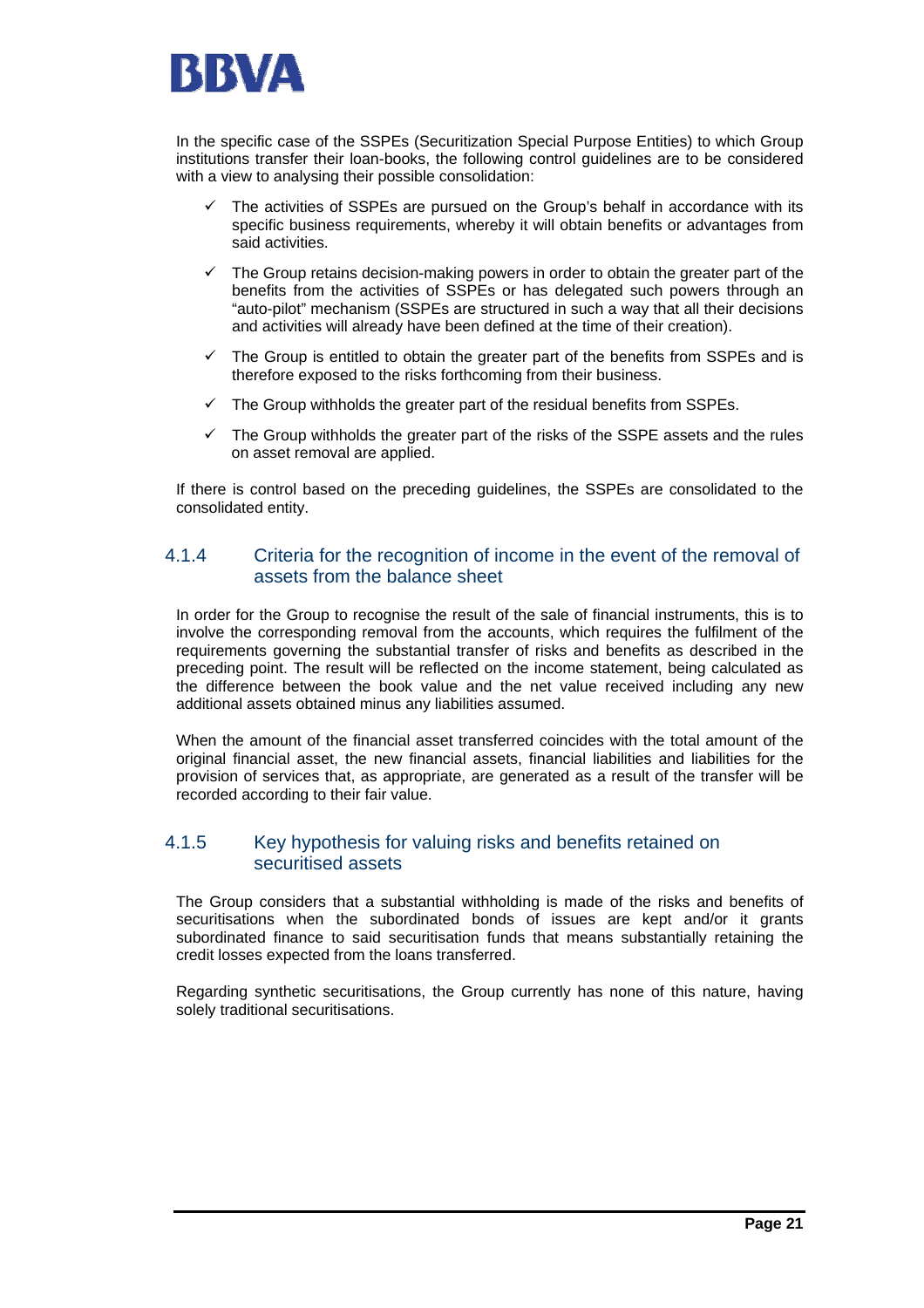In the specific case of the SSPEs (Securitization Special Purpose Entities) to which Group institutions transfer their loan-books, the following control guidelines are to be considered with a view to analysing their possible consolidation:

- ✓ The activities of SSPEs are pursued on the Group's behalf in accordance with its specific business requirements, whereby it will obtain benefits or advantages from said activities.
- ✓ The Group retains decision-making powers in order to obtain the greater part of the benefits from the activities of SSPEs or has delegated such powers through an "auto-pilot" mechanism (SSPEs are structured in such a way that all their decisions and activities will already have been defined at the time of their creation).
- ✓ The Group is entitled to obtain the greater part of the benefits from SSPEs and is therefore exposed to the risks forthcoming from their business.
- ✓ The Group withholds the greater part of the residual benefits from SSPEs.
- ✓ The Group withholds the greater part of the risks of the SSPE assets and the rules on asset removal are applied.

If there is control based on the preceding guidelines, the SSPEs are consolidated to the consolidated entity.

### 4.1.4 Criteria for the recognition of income in the event of the removal of assets from the balance sheet

In order for the Group to recognise the result of the sale of financial instruments, this is to involve the corresponding removal from the accounts, which requires the fulfilment of the requirements governing the substantial transfer of risks and benefits as described in the preceding point. The result will be reflected on the income statement, being calculated as the difference between the book value and the net value received including any new additional assets obtained minus any liabilities assumed.

When the amount of the financial asset transferred coincides with the total amount of the original financial asset, the new financial assets, financial liabilities and liabilities for the provision of services that, as appropriate, are generated as a result of the transfer will be recorded according to their fair value.

### 4.1.5 Key hypothesis for valuing risks and benefits retained on securitised assets

The Group considers that a substantial withholding is made of the risks and benefits of securitisations when the subordinated bonds of issues are kept and/or it grants subordinated finance to said securitisation funds that means substantially retaining the credit losses expected from the loans transferred.

Regarding synthetic securitisations, the Group currently has none of this nature, having solely traditional securitisations.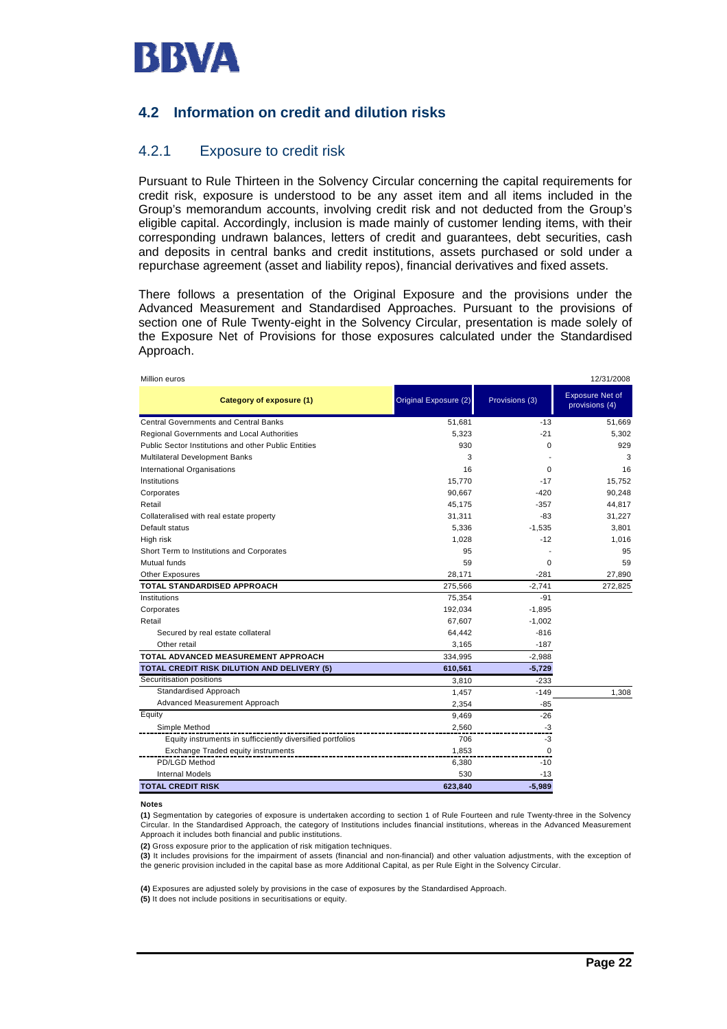## 4.2 Information on credit and dilution risks

### 4.2.1 Exposure to credit risk

Pursuant to Rule Thirteen in the Solvency Circular concerning the capital requirements for credit risk, exposure is understood to be any asset item and all items included in the Group's memorandum accounts, involving credit risk and not deducted from the Group's eligible capital. Accordingly, inclusion is made mainly of customer lending items, with their corresponding undrawn balances, letters of credit and guarantees, debt securities, cash and deposits in central banks and credit institutions, assets purchased or sold under a repurchase agreement (asset and liability repos), financial derivatives and fixed assets.

There follows a presentation of the Original Exposure and the provisions under the Advanced Measurement and Standardised Approaches. Pursuant to the provisions of section one of Rule Twenty-eight in the Solvency Circular, presentation is made solely of the Exposure Net of Provisions for those exposures calculated under the Standardised Approach.

Million euros — 12/31/2008

| Category of exposure (1) | Original Exposure (2) | Provisions (3) | Exposure Net of provisions (4) |
|---|---|---|---|
| Central Governments and Central Banks | 51,681 | -13 | 51,669 |
| Regional Governments and Local Authorities | 5,323 | -21 | 5,302 |
| Public Sector Institutions and other Public Entities | 930 | 0 | 929 |
| Multilateral Development Banks | 3 | - | 3 |
| International Organisations | 16 | 0 | 16 |
| Institutions | 15,770 | -17 | 15,752 |
| Corporates | 90,667 | -420 | 90,248 |
| Retail | 45,175 | -357 | 44,817 |
| Collateralised with real estate property | 31,311 | -83 | 31,227 |
| Default status | 5,336 | -1,535 | 3,801 |
| High risk | 1,028 | -12 | 1,016 |
| Short Term to Institutions and Corporates | 95 | - | 95 |
| Mutual funds | 59 | 0 | 59 |
| Other Exposures | 28,171 | -281 | 27,890 |
| **TOTAL STANDARDISED APPROACH** | 275,566 | -2,741 | 272,825 |
| Institutions | 75,354 | -91 | |
| Corporates | 192,034 | -1,895 | |
| Retail | 67,607 | -1,002 | |
| Secured by real estate collateral | 64,442 | -816 | |
| Other retail | 3,165 | -187 | |
| **TOTAL ADVANCED MEASUREMENT APPROACH** | 334,995 | -2,988 | |
| **TOTAL CREDIT RISK DILUTION AND DELIVERY (5)** | **610,561** | **-5,729** | |
| Securitisation positions | 3,810 | -233 | |
| Standardised Approach | 1,457 | -149 | 1,308 |
| Advanced Measurement Approach | 2,354 | -85 | |
| Equity | 9,469 | -26 | |
| Simple Method | 2,560 | -3 | |
| Equity instruments in sufficciently diversified portfolios | 706 | -3 | |
| Exchange Traded equity instruments | 1,853 | 0 | |
| PD/LGD Method | 6,380 | -10 | |
| Internal Models | 530 | -13 | |
| **TOTAL CREDIT RISK** | **623,840** | **-5,989** | |

**Notes**

**(1)** Segmentation by categories of exposure is undertaken according to section 1 of Rule Fourteen and rule Twenty-three in the Solvency Circular. In the Standardised Approach, the category of Institutions includes financial institutions, whereas in the Advanced Measurement Approach it includes both financial and public institutions.

**(2)** Gross exposure prior to the application of risk mitigation techniques.

**(3)** It includes provisions for the impairment of assets (financial and non-financial) and other valuation adjustments, with the exception of the generic provision included in the capital base as more Additional Capital, as per Rule Eight in the Solvency Circular.

**(4)** Exposures are adjusted solely by provisions in the case of exposures by the Standardised Approach.

**(5)** It does not include positions in securitisations or equity.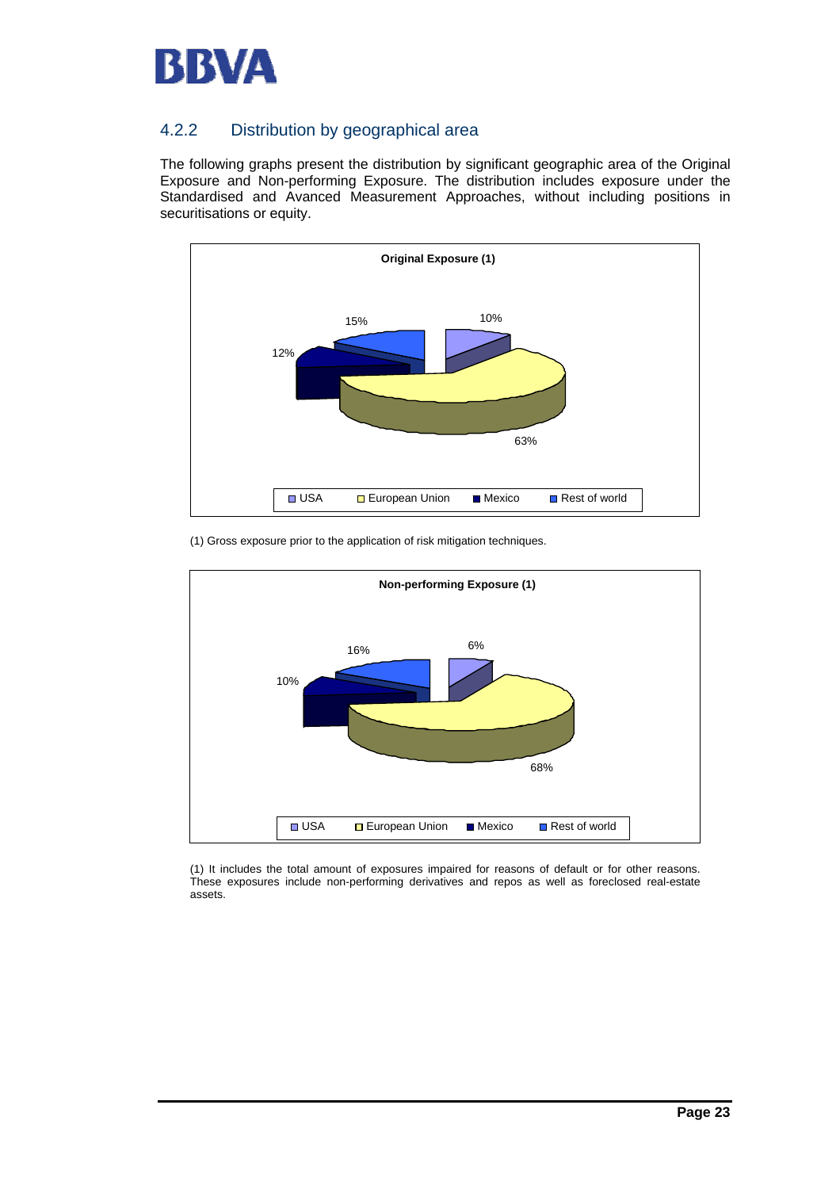### 4.2.2 Distribution by geographical area

The following graphs present the distribution by significant geographic area of the Original Exposure and Non-performing Exposure. The distribution includes exposure under the Standardised and Avanced Measurement Approaches, without including positions in securitisations or equity.

**Original Exposure (1)**

(1) Gross exposure prior to the application of risk mitigation techniques.

**Non-performing Exposure (1)**

(1) It includes the total amount of exposures impaired for reasons of default or for other reasons. These exposures include non-performing derivatives and repos as well as foreclosed real-estate assets.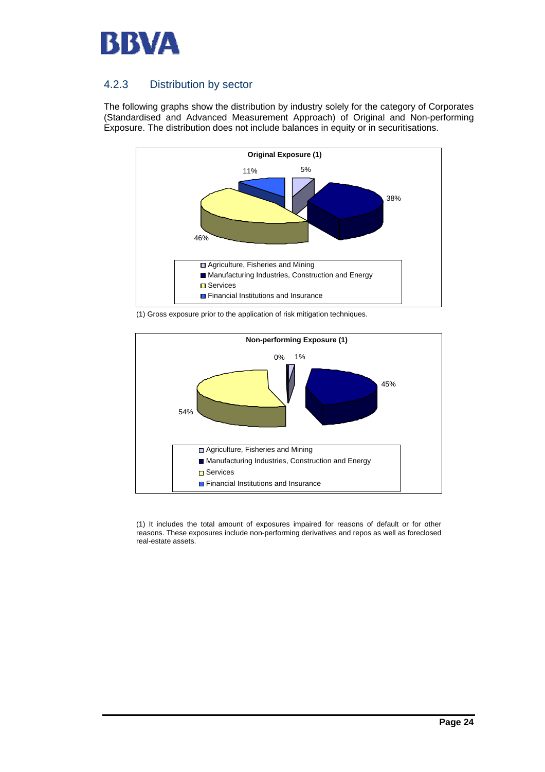### 4.2.3 Distribution by sector

The following graphs show the distribution by industry solely for the category of Corporates (Standardised and Advanced Measurement Approach) of Original and Non-performing Exposure. The distribution does not include balances in equity or in securitisations.

**Original Exposure (1)**

| Sector | % |
|---|---|
| Agriculture, Fisheries and Mining | 5% |
| Manufacturing Industries, Construction and Energy | 38% |
| Services | 46% |
| Financial Institutions and Insurance | 11% |

(1) Gross exposure prior to the application of risk mitigation techniques.

**Non-performing Exposure (1)**

| Sector | % |
|---|---|
| Agriculture, Fisheries and Mining | 1% |
| Manufacturing Industries, Construction and Energy | 45% |
| Services | 54% |
| Financial Institutions and Insurance | 0% |

(1) It includes the total amount of exposures impaired for reasons of default or for other reasons. These exposures include non-performing derivatives and repos as well as foreclosed real-estate assets.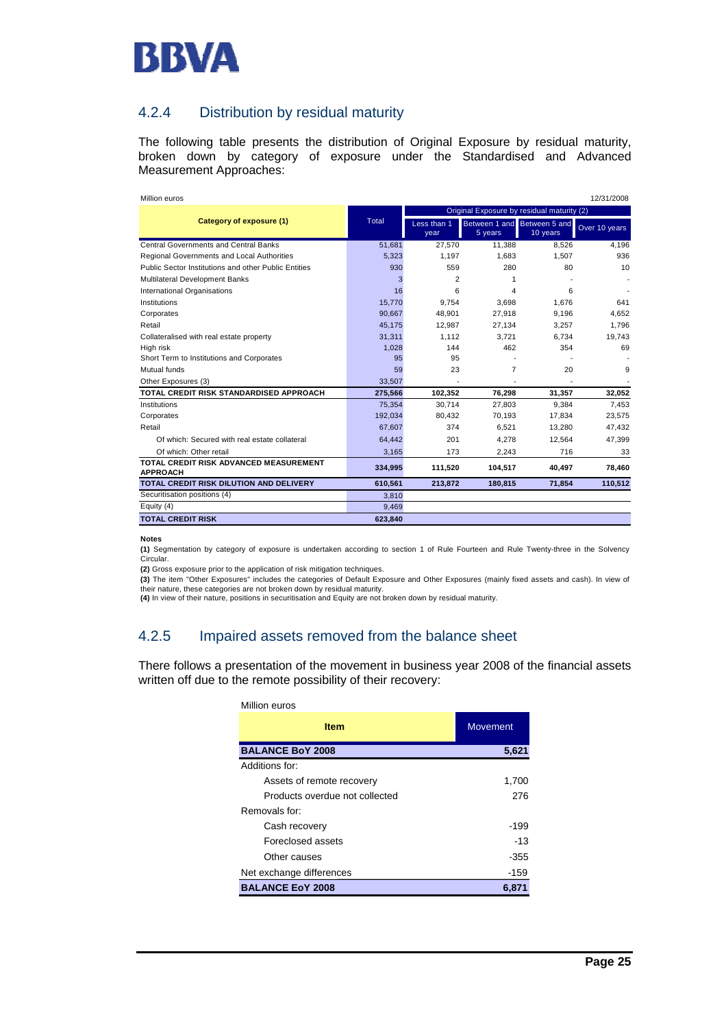## 4.2.4 Distribution by residual maturity

The following table presents the distribution of Original Exposure by residual maturity, broken down by category of exposure under the Standardised and Advanced Measurement Approaches:

Million euros 12/31/2008

| Category of exposure (1) | Total | Original Exposure by residual maturity (2) | | | |
|---|---|---|---|---|---|
| | | Less than 1 year | Between 1 and 5 years | Between 5 and 10 years | Over 10 years |
| Central Governments and Central Banks | 51,681 | 27,570 | 11,388 | 8,526 | 4,196 |
| Regional Governments and Local Authorities | 5,323 | 1,197 | 1,683 | 1,507 | 936 |
| Public Sector Institutions and other Public Entities | 930 | 559 | 280 | 80 | 10 |
| Multilateral Development Banks | 3 | 2 | 1 | - | - |
| International Organisations | 16 | 6 | 4 | 6 | - |
| Institutions | 15,770 | 9,754 | 3,698 | 1,676 | 641 |
| Corporates | 90,667 | 48,901 | 27,918 | 9,196 | 4,652 |
| Retail | 45,175 | 12,987 | 27,134 | 3,257 | 1,796 |
| Collateralised with real estate property | 31,311 | 1,112 | 3,721 | 6,734 | 19,743 |
| High risk | 1,028 | 144 | 462 | 354 | 69 |
| Short Term to Institutions and Corporates | 95 | 95 | - | - | - |
| Mutual funds | 59 | 23 | 7 | 20 | 9 |
| Other Exposures (3) | 33,507 | - | - | - | - |
| **TOTAL CREDIT RISK STANDARDISED APPROACH** | **275,566** | **102,352** | **76,298** | **31,357** | **32,052** |
| Institutions | 75,354 | 30,714 | 27,803 | 9,384 | 7,453 |
| Corporates | 192,034 | 80,432 | 70,193 | 17,834 | 23,575 |
| Retail | 67,607 | 374 | 6,521 | 13,280 | 47,432 |
| Of which: Secured with real estate collateral | 64,442 | 201 | 4,278 | 12,564 | 47,399 |
| Of which: Other retail | 3,165 | 173 | 2,243 | 716 | 33 |
| **TOTAL CREDIT RISK ADVANCED MEASUREMENT APPROACH** | **334,995** | **111,520** | **104,517** | **40,497** | **78,460** |
| **TOTAL CREDIT RISK DILUTION AND DELIVERY** | **610,561** | **213,872** | **180,815** | **71,854** | **110,512** |
| Securitisation positions (4) | 3,810 | | | | |
| Equity (4) | 9,469 | | | | |
| **TOTAL CREDIT RISK** | **623,840** | | | | |

**Notes**

**(1)** Segmentation by category of exposure is undertaken according to section 1 of Rule Fourteen and Rule Twenty-three in the Solvency Circular.

**(2)** Gross exposure prior to the application of risk mitigation techniques.

**(3)** The item "Other Exposures" includes the categories of Default Exposure and Other Exposures (mainly fixed assets and cash). In view of their nature, these categories are not broken down by residual maturity.

**(4)** In view of their nature, positions in securitisation and Equity are not broken down by residual maturity.

## 4.2.5 Impaired assets removed from the balance sheet

There follows a presentation of the movement in business year 2008 of the financial assets written off due to the remote possibility of their recovery:

Million euros

| Item | Movement |
|---|---|
| **BALANCE BoY 2008** | **5,621** |
| Additions for: | |
| Assets of remote recovery | 1,700 |
| Products overdue not collected | 276 |
| Removals for: | |
| Cash recovery | -199 |
| Foreclosed assets | -13 |
| Other causes | -355 |
| Net exchange differences | -159 |
| **BALANCE EoY 2008** | **6,871** |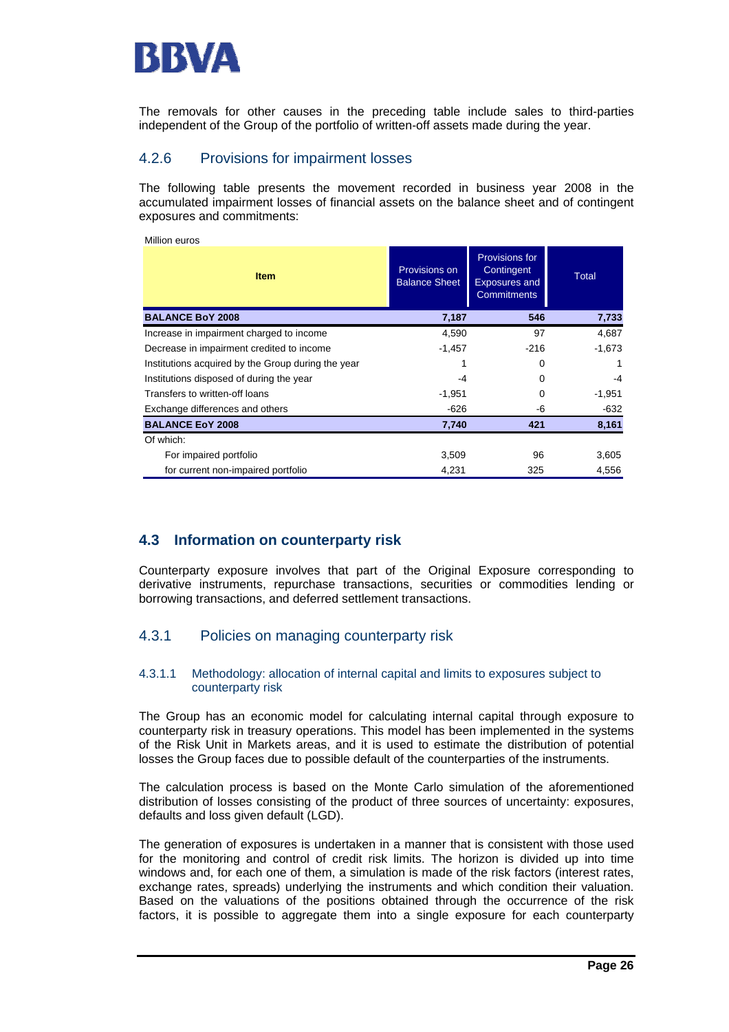The removals for other causes in the preceding table include sales to third-parties independent of the Group of the portfolio of written-off assets made during the year.

### 4.2.6 Provisions for impairment losses

The following table presents the movement recorded in business year 2008 in the accumulated impairment losses of financial assets on the balance sheet and of contingent exposures and commitments:

Million euros

| Item | Provisions on Balance Sheet | Provisions for Contingent Exposures and Commitments | Total |
|---|---|---|---|
| **BALANCE BoY 2008** | **7,187** | **546** | **7,733** |
| Increase in impairment charged to income | 4,590 | 97 | 4,687 |
| Decrease in impairment credited to income | -1,457 | -216 | -1,673 |
| Institutions acquired by the Group during the year | 1 | 0 | 1 |
| Institutions disposed of during the year | -4 | 0 | -4 |
| Transfers to written-off loans | -1,951 | 0 | -1,951 |
| Exchange differences and others | -626 | -6 | -632 |
| **BALANCE EoY 2008** | **7,740** | **421** | **8,161** |
| Of which: | | | |
| For impaired portfolio | 3,509 | 96 | 3,605 |
| for current non-impaired portfolio | 4,231 | 325 | 4,556 |

## 4.3 Information on counterparty risk

Counterparty exposure involves that part of the Original Exposure corresponding to derivative instruments, repurchase transactions, securities or commodities lending or borrowing transactions, and deferred settlement transactions.

### 4.3.1 Policies on managing counterparty risk

#### 4.3.1.1 Methodology: allocation of internal capital and limits to exposures subject to counterparty risk

The Group has an economic model for calculating internal capital through exposure to counterparty risk in treasury operations. This model has been implemented in the systems of the Risk Unit in Markets areas, and it is used to estimate the distribution of potential losses the Group faces due to possible default of the counterparties of the instruments.

The calculation process is based on the Monte Carlo simulation of the aforementioned distribution of losses consisting of the product of three sources of uncertainty: exposures, defaults and loss given default (LGD).

The generation of exposures is undertaken in a manner that is consistent with those used for the monitoring and control of credit risk limits. The horizon is divided up into time windows and, for each one of them, a simulation is made of the risk factors (interest rates, exchange rates, spreads) underlying the instruments and which condition their valuation. Based on the valuations of the positions obtained through the occurrence of the risk factors, it is possible to aggregate them into a single exposure for each counterparty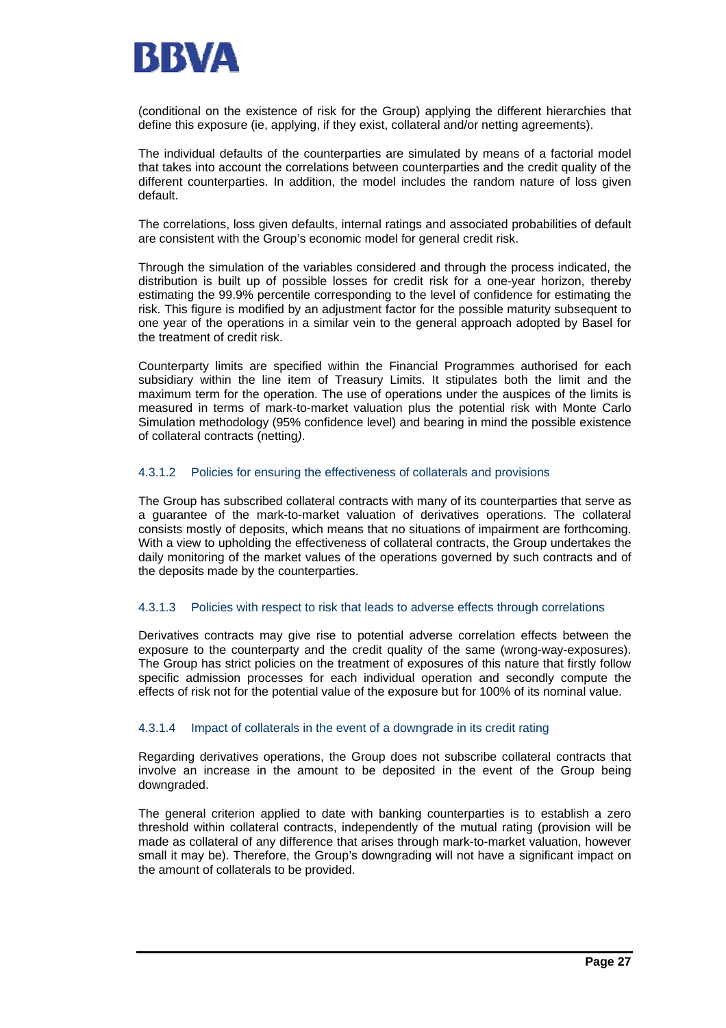(conditional on the existence of risk for the Group) applying the different hierarchies that define this exposure (ie, applying, if they exist, collateral and/or netting agreements).

The individual defaults of the counterparties are simulated by means of a factorial model that takes into account the correlations between counterparties and the credit quality of the different counterparties. In addition, the model includes the random nature of loss given default.

The correlations, loss given defaults, internal ratings and associated probabilities of default are consistent with the Group's economic model for general credit risk.

Through the simulation of the variables considered and through the process indicated, the distribution is built up of possible losses for credit risk for a one-year horizon, thereby estimating the 99.9% percentile corresponding to the level of confidence for estimating the risk. This figure is modified by an adjustment factor for the possible maturity subsequent to one year of the operations in a similar vein to the general approach adopted by Basel for the treatment of credit risk.

Counterparty limits are specified within the Financial Programmes authorised for each subsidiary within the line item of Treasury Limits. It stipulates both the limit and the maximum term for the operation. The use of operations under the auspices of the limits is measured in terms of mark-to-market valuation plus the potential risk with Monte Carlo Simulation methodology (95% confidence level) and bearing in mind the possible existence of collateral contracts (netting*)*.

#### 4.3.1.2 Policies for ensuring the effectiveness of collaterals and provisions

The Group has subscribed collateral contracts with many of its counterparties that serve as a guarantee of the mark-to-market valuation of derivatives operations. The collateral consists mostly of deposits, which means that no situations of impairment are forthcoming. With a view to upholding the effectiveness of collateral contracts, the Group undertakes the daily monitoring of the market values of the operations governed by such contracts and of the deposits made by the counterparties.

#### 4.3.1.3 Policies with respect to risk that leads to adverse effects through correlations

Derivatives contracts may give rise to potential adverse correlation effects between the exposure to the counterparty and the credit quality of the same (wrong-way-exposures). The Group has strict policies on the treatment of exposures of this nature that firstly follow specific admission processes for each individual operation and secondly compute the effects of risk not for the potential value of the exposure but for 100% of its nominal value.

#### 4.3.1.4 Impact of collaterals in the event of a downgrade in its credit rating

Regarding derivatives operations, the Group does not subscribe collateral contracts that involve an increase in the amount to be deposited in the event of the Group being downgraded.

The general criterion applied to date with banking counterparties is to establish a zero threshold within collateral contracts, independently of the mutual rating (provision will be made as collateral of any difference that arises through mark-to-market valuation, however small it may be). Therefore, the Group's downgrading will not have a significant impact on the amount of collaterals to be provided.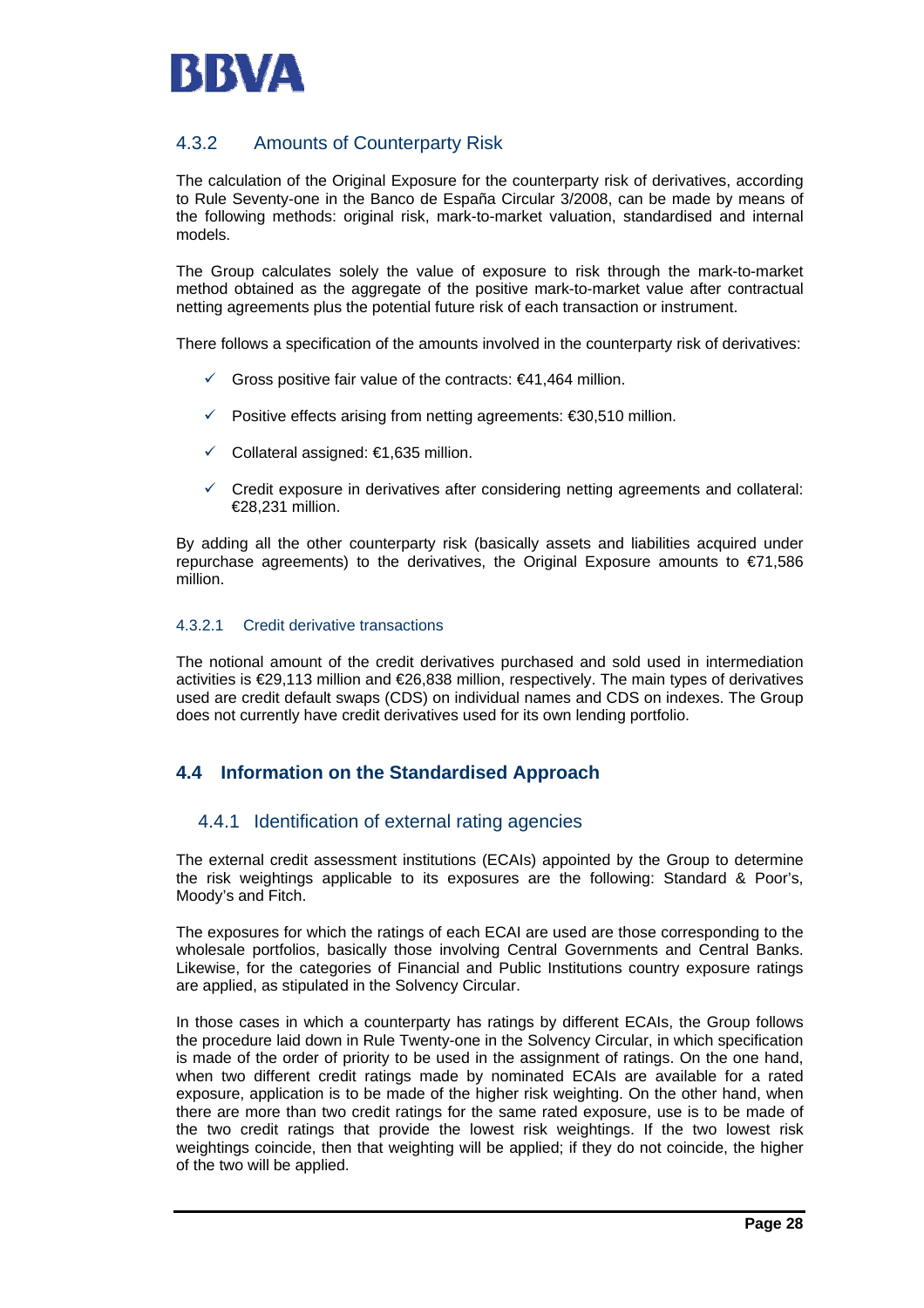### 4.3.2 Amounts of Counterparty Risk

The calculation of the Original Exposure for the counterparty risk of derivatives, according to Rule Seventy-one in the Banco de España Circular 3/2008, can be made by means of the following methods: original risk, mark-to-market valuation, standardised and internal models.

The Group calculates solely the value of exposure to risk through the mark-to-market method obtained as the aggregate of the positive mark-to-market value after contractual netting agreements plus the potential future risk of each transaction or instrument.

There follows a specification of the amounts involved in the counterparty risk of derivatives:

- ✓ Gross positive fair value of the contracts: €41,464 million.
- ✓ Positive effects arising from netting agreements: €30,510 million.
- ✓ Collateral assigned: €1,635 million.
- ✓ Credit exposure in derivatives after considering netting agreements and collateral: €28,231 million.

By adding all the other counterparty risk (basically assets and liabilities acquired under repurchase agreements) to the derivatives, the Original Exposure amounts to €71,586 million.

#### 4.3.2.1 Credit derivative transactions

The notional amount of the credit derivatives purchased and sold used in intermediation activities is €29,113 million and €26,838 million, respectively. The main types of derivatives used are credit default swaps (CDS) on individual names and CDS on indexes. The Group does not currently have credit derivatives used for its own lending portfolio.

## 4.4 Information on the Standardised Approach

### 4.4.1 Identification of external rating agencies

The external credit assessment institutions (ECAIs) appointed by the Group to determine the risk weightings applicable to its exposures are the following: Standard & Poor's, Moody's and Fitch.

The exposures for which the ratings of each ECAI are used are those corresponding to the wholesale portfolios, basically those involving Central Governments and Central Banks. Likewise, for the categories of Financial and Public Institutions country exposure ratings are applied, as stipulated in the Solvency Circular.

In those cases in which a counterparty has ratings by different ECAIs, the Group follows the procedure laid down in Rule Twenty-one in the Solvency Circular, in which specification is made of the order of priority to be used in the assignment of ratings. On the one hand, when two different credit ratings made by nominated ECAIs are available for a rated exposure, application is to be made of the higher risk weighting. On the other hand, when there are more than two credit ratings for the same rated exposure, use is to be made of the two credit ratings that provide the lowest risk weightings. If the two lowest risk weightings coincide, then that weighting will be applied; if they do not coincide, the higher of the two will be applied.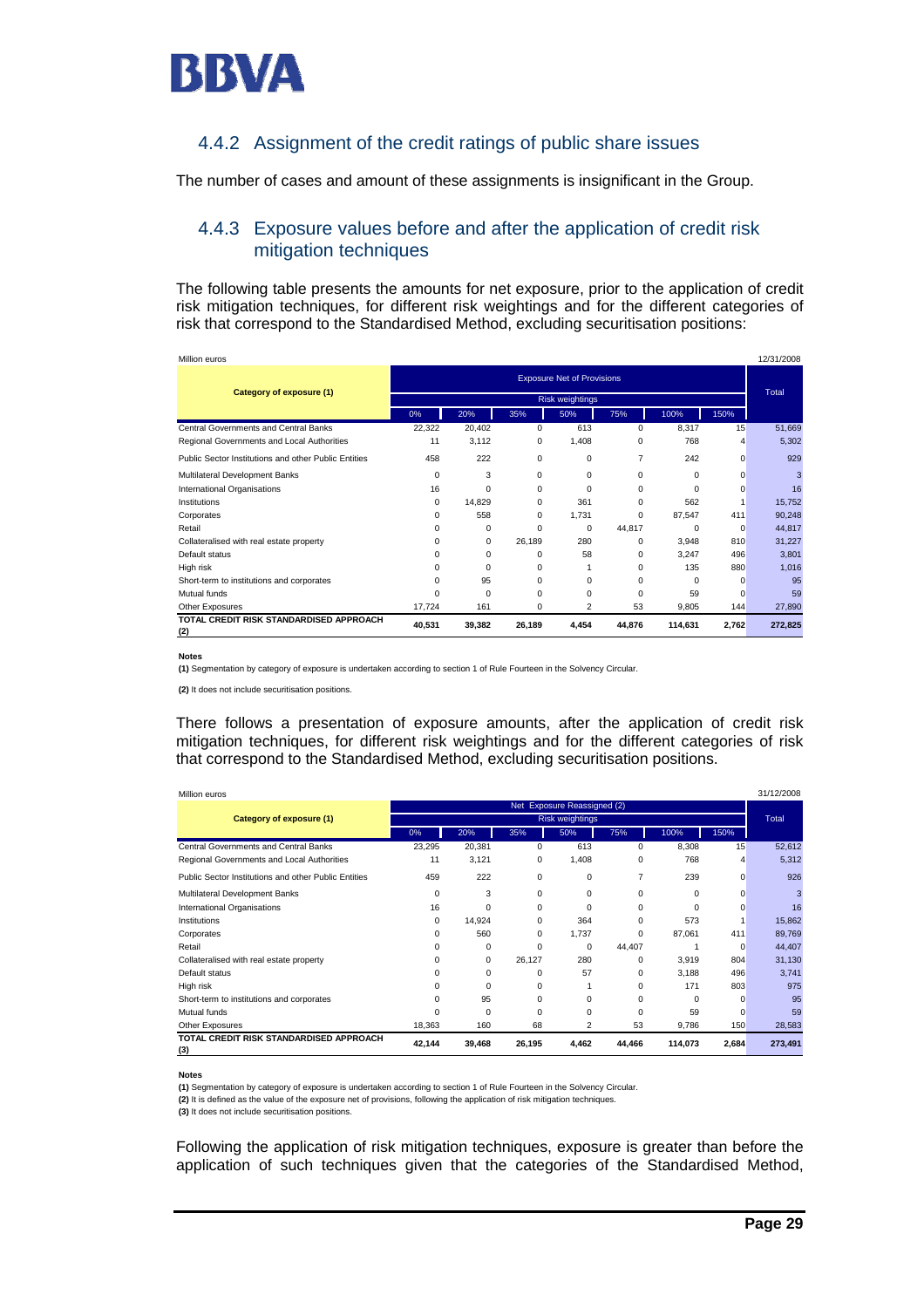### 4.4.2 Assignment of the credit ratings of public share issues

The number of cases and amount of these assignments is insignificant in the Group.

### 4.4.3 Exposure values before and after the application of credit risk mitigation techniques

The following table presents the amounts for net exposure, prior to the application of credit risk mitigation techniques, for different risk weightings and for the different categories of risk that correspond to the Standardised Method, excluding securitisation positions:

Million euros — 12/31/2008

| Category of exposure (1) | Exposure Net of Provisions | | | | | | | Total |
|---|---|---|---|---|---|---|---|---|
| | Risk weightings | | | | | | | |
| | 0% | 20% | 35% | 50% | 75% | 100% | 150% | |
| Central Governments and Central Banks | 22,322 | 20,402 | 0 | 613 | 0 | 8,317 | 15 | 51,669 |
| Regional Governments and Local Authorities | 11 | 3,112 | 0 | 1,408 | 0 | 768 | 4 | 5,302 |
| Public Sector Institutions and other Public Entities | 458 | 222 | 0 | 0 | 7 | 242 | 0 | 929 |
| Multilateral Development Banks | 0 | 3 | 0 | 0 | 0 | 0 | 0 | 3 |
| International Organisations | 16 | 0 | 0 | 0 | 0 | 0 | 0 | 16 |
| Institutions | 0 | 14,829 | 0 | 361 | 0 | 562 | 1 | 15,752 |
| Corporates | 0 | 558 | 0 | 1,731 | 0 | 87,547 | 411 | 90,248 |
| Retail | 0 | 0 | 0 | 0 | 44,817 | 0 | 0 | 44,817 |
| Collateralised with real estate property | 0 | 0 | 26,189 | 280 | 0 | 3,948 | 810 | 31,227 |
| Default status | 0 | 0 | 0 | 58 | 0 | 3,247 | 496 | 3,801 |
| High risk | 0 | 0 | 0 | 1 | 0 | 135 | 880 | 1,016 |
| Short-term to institutions and corporates | 0 | 95 | 0 | 0 | 0 | 0 | 0 | 95 |
| Mutual funds | 0 | 0 | 0 | 0 | 0 | 59 | 0 | 59 |
| Other Exposures | 17,724 | 161 | 0 | 2 | 53 | 9,805 | 144 | 27,890 |
| **TOTAL CREDIT RISK STANDARDISED APPROACH (2)** | **40,531** | **39,382** | **26,189** | **4,454** | **44,876** | **114,631** | **2,762** | **272,825** |

**Notes**

**(1)** Segmentation by category of exposure is undertaken according to section 1 of Rule Fourteen in the Solvency Circular.

**(2)** It does not include securitisation positions.

There follows a presentation of exposure amounts, after the application of credit risk mitigation techniques, for different risk weightings and for the different categories of risk that correspond to the Standardised Method, excluding securitisation positions.

Million euros — 31/12/2008

| Category of exposure (1) | Net Exposure Reassigned (2) | | | | | | | Total |
|---|---|---|---|---|---|---|---|---|
| | Risk weightings | | | | | | | |
| | 0% | 20% | 35% | 50% | 75% | 100% | 150% | |
| Central Governments and Central Banks | 23,295 | 20,381 | 0 | 613 | 0 | 8,308 | 15 | 52,612 |
| Regional Governments and Local Authorities | 11 | 3,121 | 0 | 1,408 | 0 | 768 | 4 | 5,312 |
| Public Sector Institutions and other Public Entities | 459 | 222 | 0 | 0 | 7 | 239 | 0 | 926 |
| Multilateral Development Banks | 0 | 3 | 0 | 0 | 0 | 0 | 0 | 3 |
| International Organisations | 16 | 0 | 0 | 0 | 0 | 0 | 0 | 16 |
| Institutions | 0 | 14,924 | 0 | 364 | 0 | 573 | 1 | 15,862 |
| Corporates | 0 | 560 | 0 | 1,737 | 0 | 87,061 | 411 | 89,769 |
| Retail | 0 | 0 | 0 | 0 | 44,407 | 1 | 0 | 44,407 |
| Collateralised with real estate property | 0 | 0 | 26,127 | 280 | 0 | 3,919 | 804 | 31,130 |
| Default status | 0 | 0 | 0 | 57 | 0 | 3,188 | 496 | 3,741 |
| High risk | 0 | 0 | 0 | 1 | 0 | 171 | 803 | 975 |
| Short-term to institutions and corporates | 0 | 95 | 0 | 0 | 0 | 0 | 0 | 95 |
| Mutual funds | 0 | 0 | 0 | 0 | 0 | 59 | 0 | 59 |
| Other Exposures | 18,363 | 160 | 68 | 2 | 53 | 9,786 | 150 | 28,583 |
| **TOTAL CREDIT RISK STANDARDISED APPROACH (3)** | **42,144** | **39,468** | **26,195** | **4,462** | **44,466** | **114,073** | **2,684** | **273,491** |

**Notes**

**(1)** Segmentation by category of exposure is undertaken according to section 1 of Rule Fourteen in the Solvency Circular.

**(2)** It is defined as the value of the exposure net of provisions, following the application of risk mitigation techniques.

**(3)** It does not include securitisation positions.

Following the application of risk mitigation techniques, exposure is greater than before the application of such techniques given that the categories of the Standardised Method,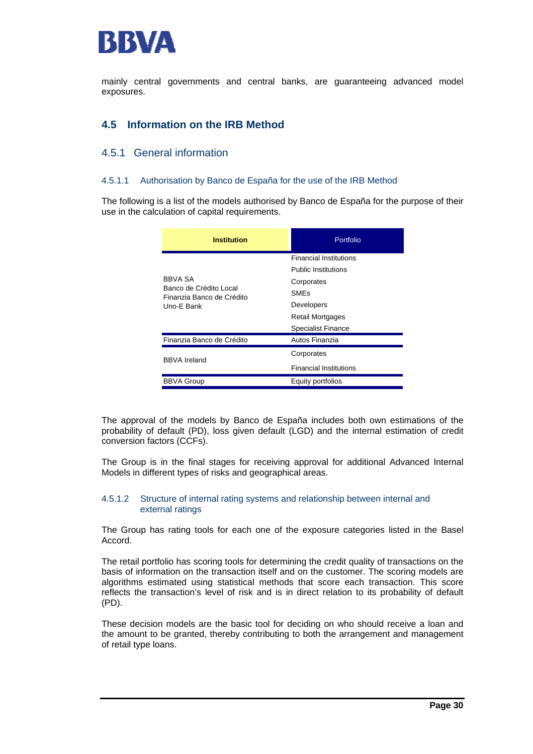mainly central governments and central banks, are guaranteeing advanced model exposures.

## 4.5 Information on the IRB Method

### 4.5.1 General information

#### 4.5.1.1 Authorisation by Banco de España for the use of the IRB Method

The following is a list of the models authorised by Banco de España for the purpose of their use in the calculation of capital requirements.

| Institution | Portfolio |
|---|---|
| BBVA SA<br>Banco de Crédito Local<br>Finanzia Banco de Crédito<br>Uno-E Bank | Financial Institutions<br>Public Institutions<br>Corporates<br>SMEs<br>Developers<br>Retail Mortgages<br>Specialist Finance |
| Finanzia Banco de Crédito | Autos Finanzia |
| BBVA Ireland | Corporates<br>Financial Institutions |
| BBVA Group | Equity portfolios |

The approval of the models by Banco de España includes both own estimations of the probability of default (PD), loss given default (LGD) and the internal estimation of credit conversion factors (CCFs).

The Group is in the final stages for receiving approval for additional Advanced Internal Models in different types of risks and geographical areas.

#### 4.5.1.2 Structure of internal rating systems and relationship between internal and external ratings

The Group has rating tools for each one of the exposure categories listed in the Basel Accord.

The retail portfolio has scoring tools for determining the credit quality of transactions on the basis of information on the transaction itself and on the customer. The scoring models are algorithms estimated using statistical methods that score each transaction. This score reflects the transaction's level of risk and is in direct relation to its probability of default (PD).

These decision models are the basic tool for deciding on who should receive a loan and the amount to be granted, thereby contributing to both the arrangement and management of retail type loans.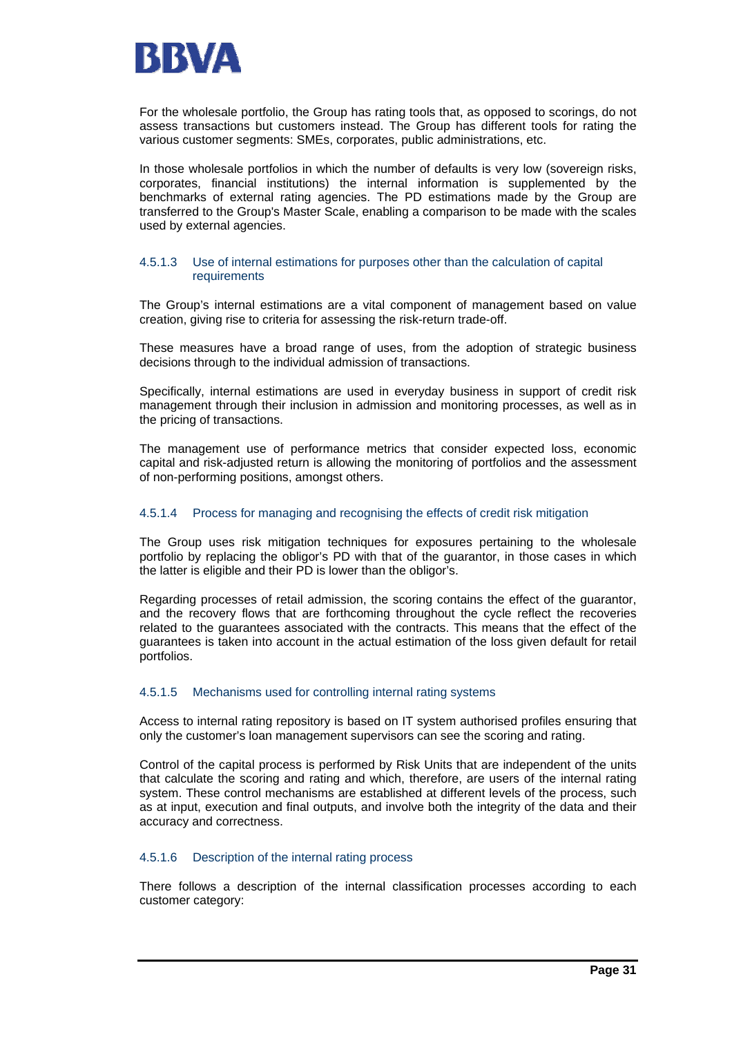For the wholesale portfolio, the Group has rating tools that, as opposed to scorings, do not assess transactions but customers instead. The Group has different tools for rating the various customer segments: SMEs, corporates, public administrations, etc.

In those wholesale portfolios in which the number of defaults is very low (sovereign risks, corporates, financial institutions) the internal information is supplemented by the benchmarks of external rating agencies. The PD estimations made by the Group are transferred to the Group's Master Scale, enabling a comparison to be made with the scales used by external agencies.

#### 4.5.1.3 Use of internal estimations for purposes other than the calculation of capital requirements

The Group's internal estimations are a vital component of management based on value creation, giving rise to criteria for assessing the risk-return trade-off.

These measures have a broad range of uses, from the adoption of strategic business decisions through to the individual admission of transactions.

Specifically, internal estimations are used in everyday business in support of credit risk management through their inclusion in admission and monitoring processes, as well as in the pricing of transactions.

The management use of performance metrics that consider expected loss, economic capital and risk-adjusted return is allowing the monitoring of portfolios and the assessment of non-performing positions, amongst others.

#### 4.5.1.4 Process for managing and recognising the effects of credit risk mitigation

The Group uses risk mitigation techniques for exposures pertaining to the wholesale portfolio by replacing the obligor's PD with that of the guarantor, in those cases in which the latter is eligible and their PD is lower than the obligor's.

Regarding processes of retail admission, the scoring contains the effect of the guarantor, and the recovery flows that are forthcoming throughout the cycle reflect the recoveries related to the guarantees associated with the contracts. This means that the effect of the guarantees is taken into account in the actual estimation of the loss given default for retail portfolios.

#### 4.5.1.5 Mechanisms used for controlling internal rating systems

Access to internal rating repository is based on IT system authorised profiles ensuring that only the customer's loan management supervisors can see the scoring and rating.

Control of the capital process is performed by Risk Units that are independent of the units that calculate the scoring and rating and which, therefore, are users of the internal rating system. These control mechanisms are established at different levels of the process, such as at input, execution and final outputs, and involve both the integrity of the data and their accuracy and correctness.

#### 4.5.1.6 Description of the internal rating process

There follows a description of the internal classification processes according to each customer category: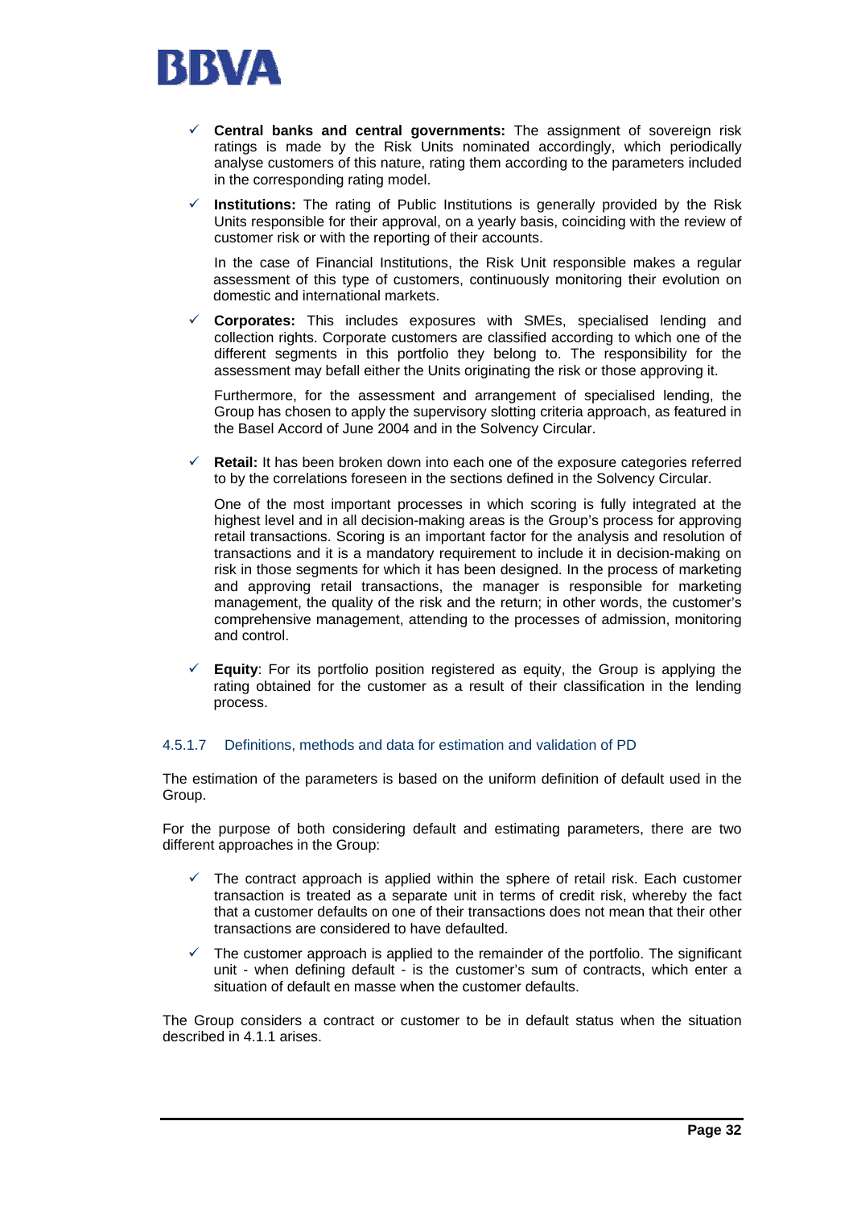- **Central banks and central governments:** The assignment of sovereign risk ratings is made by the Risk Units nominated accordingly, which periodically analyse customers of this nature, rating them according to the parameters included in the corresponding rating model.

- **Institutions:** The rating of Public Institutions is generally provided by the Risk Units responsible for their approval, on a yearly basis, coinciding with the review of customer risk or with the reporting of their accounts.

  In the case of Financial Institutions, the Risk Unit responsible makes a regular assessment of this type of customers, continuously monitoring their evolution on domestic and international markets.

- **Corporates:** This includes exposures with SMEs, specialised lending and collection rights. Corporate customers are classified according to which one of the different segments in this portfolio they belong to. The responsibility for the assessment may befall either the Units originating the risk or those approving it.

  Furthermore, for the assessment and arrangement of specialised lending, the Group has chosen to apply the supervisory slotting criteria approach, as featured in the Basel Accord of June 2004 and in the Solvency Circular.

- **Retail:** It has been broken down into each one of the exposure categories referred to by the correlations foreseen in the sections defined in the Solvency Circular.

  One of the most important processes in which scoring is fully integrated at the highest level and in all decision-making areas is the Group's process for approving retail transactions. Scoring is an important factor for the analysis and resolution of transactions and it is a mandatory requirement to include it in decision-making on risk in those segments for which it has been designed. In the process of marketing and approving retail transactions, the manager is responsible for marketing management, the quality of the risk and the return; in other words, the customer's comprehensive management, attending to the processes of admission, monitoring and control.

- **Equity**: For its portfolio position registered as equity, the Group is applying the rating obtained for the customer as a result of their classification in the lending process.

#### 4.5.1.7 Definitions, methods and data for estimation and validation of PD

The estimation of the parameters is based on the uniform definition of default used in the Group.

For the purpose of both considering default and estimating parameters, there are two different approaches in the Group:

- The contract approach is applied within the sphere of retail risk. Each customer transaction is treated as a separate unit in terms of credit risk, whereby the fact that a customer defaults on one of their transactions does not mean that their other transactions are considered to have defaulted.

- The customer approach is applied to the remainder of the portfolio. The significant unit - when defining default - is the customer's sum of contracts, which enter a situation of default en masse when the customer defaults.

The Group considers a contract or customer to be in default status when the situation described in 4.1.1 arises.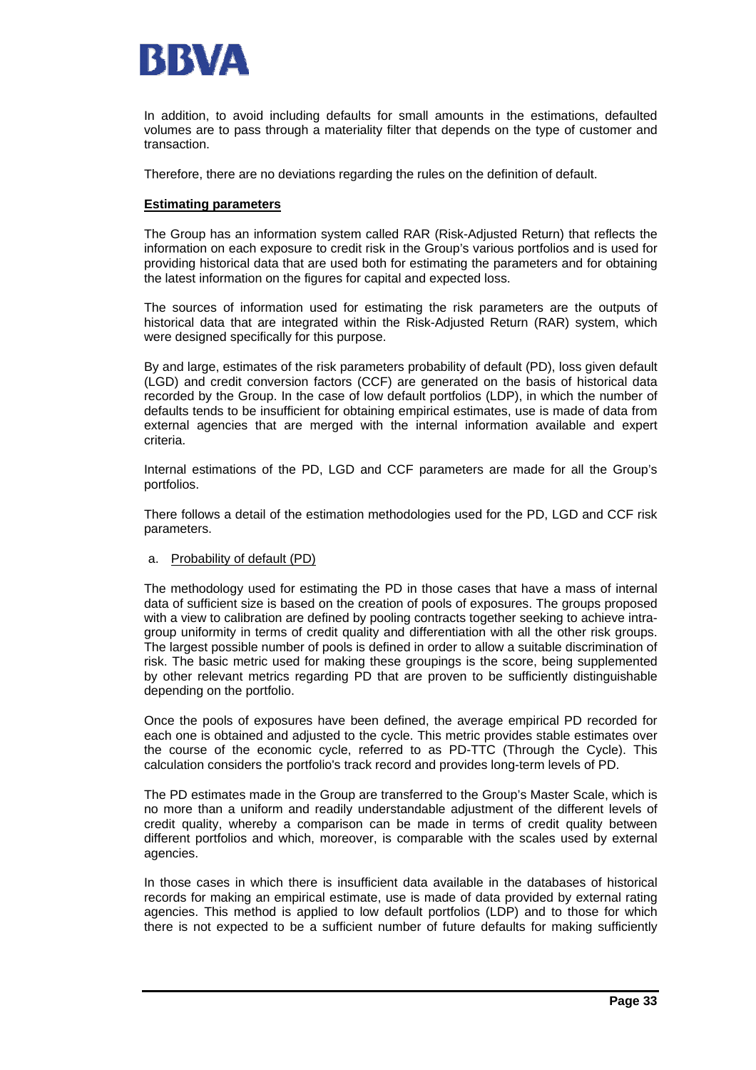In addition, to avoid including defaults for small amounts in the estimations, defaulted volumes are to pass through a materiality filter that depends on the type of customer and transaction.

Therefore, there are no deviations regarding the rules on the definition of default.

**Estimating parameters**

The Group has an information system called RAR (Risk-Adjusted Return) that reflects the information on each exposure to credit risk in the Group's various portfolios and is used for providing historical data that are used both for estimating the parameters and for obtaining the latest information on the figures for capital and expected loss.

The sources of information used for estimating the risk parameters are the outputs of historical data that are integrated within the Risk-Adjusted Return (RAR) system, which were designed specifically for this purpose.

By and large, estimates of the risk parameters probability of default (PD), loss given default (LGD) and credit conversion factors (CCF) are generated on the basis of historical data recorded by the Group. In the case of low default portfolios (LDP), in which the number of defaults tends to be insufficient for obtaining empirical estimates, use is made of data from external agencies that are merged with the internal information available and expert criteria.

Internal estimations of the PD, LGD and CCF parameters are made for all the Group's portfolios.

There follows a detail of the estimation methodologies used for the PD, LGD and CCF risk parameters.

a. Probability of default (PD)

The methodology used for estimating the PD in those cases that have a mass of internal data of sufficient size is based on the creation of pools of exposures. The groups proposed with a view to calibration are defined by pooling contracts together seeking to achieve intra-group uniformity in terms of credit quality and differentiation with all the other risk groups. The largest possible number of pools is defined in order to allow a suitable discrimination of risk. The basic metric used for making these groupings is the score, being supplemented by other relevant metrics regarding PD that are proven to be sufficiently distinguishable depending on the portfolio.

Once the pools of exposures have been defined, the average empirical PD recorded for each one is obtained and adjusted to the cycle. This metric provides stable estimates over the course of the economic cycle, referred to as PD-TTC (Through the Cycle). This calculation considers the portfolio's track record and provides long-term levels of PD.

The PD estimates made in the Group are transferred to the Group's Master Scale, which is no more than a uniform and readily understandable adjustment of the different levels of credit quality, whereby a comparison can be made in terms of credit quality between different portfolios and which, moreover, is comparable with the scales used by external agencies.

In those cases in which there is insufficient data available in the databases of historical records for making an empirical estimate, use is made of data provided by external rating agencies. This method is applied to low default portfolios (LDP) and to those for which there is not expected to be a sufficient number of future defaults for making sufficiently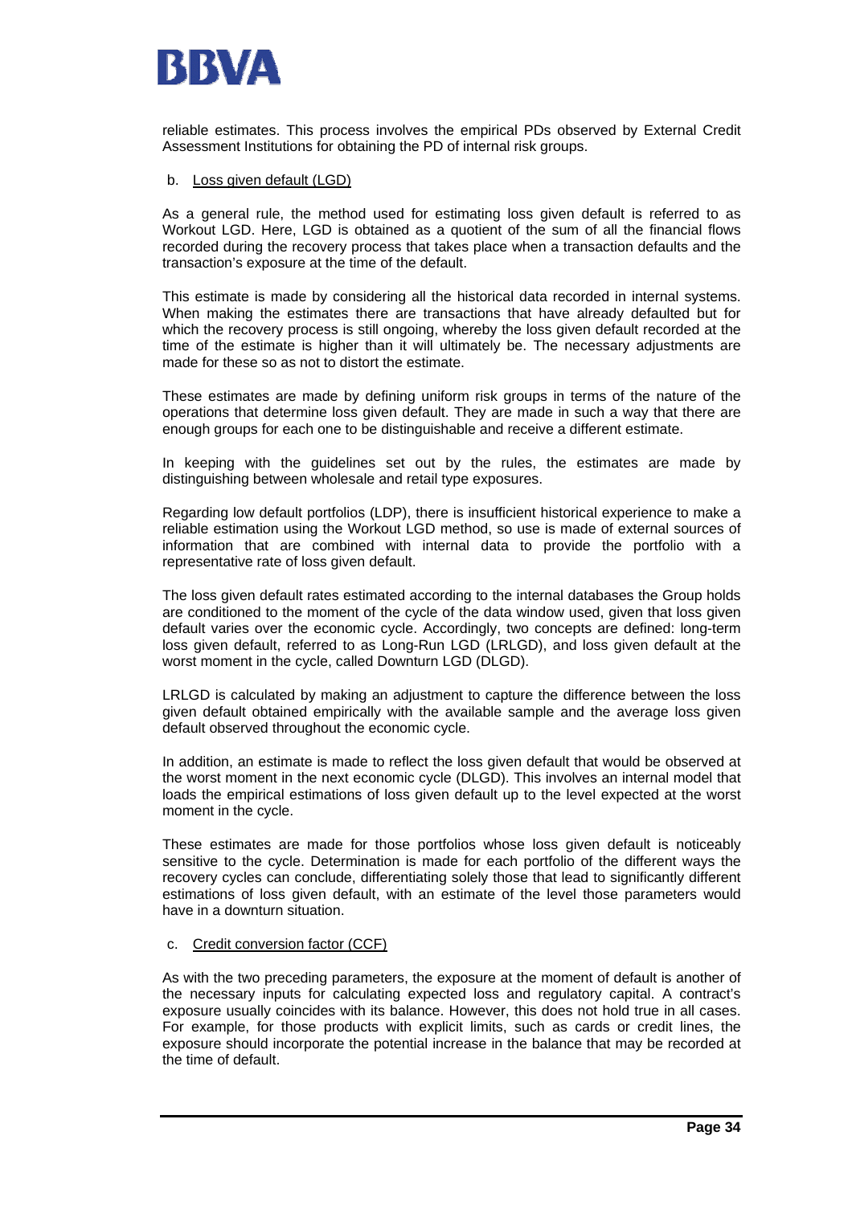reliable estimates. This process involves the empirical PDs observed by External Credit Assessment Institutions for obtaining the PD of internal risk groups.

b. Loss given default (LGD)

As a general rule, the method used for estimating loss given default is referred to as Workout LGD. Here, LGD is obtained as a quotient of the sum of all the financial flows recorded during the recovery process that takes place when a transaction defaults and the transaction's exposure at the time of the default.

This estimate is made by considering all the historical data recorded in internal systems. When making the estimates there are transactions that have already defaulted but for which the recovery process is still ongoing, whereby the loss given default recorded at the time of the estimate is higher than it will ultimately be. The necessary adjustments are made for these so as not to distort the estimate.

These estimates are made by defining uniform risk groups in terms of the nature of the operations that determine loss given default. They are made in such a way that there are enough groups for each one to be distinguishable and receive a different estimate.

In keeping with the guidelines set out by the rules, the estimates are made by distinguishing between wholesale and retail type exposures.

Regarding low default portfolios (LDP), there is insufficient historical experience to make a reliable estimation using the Workout LGD method, so use is made of external sources of information that are combined with internal data to provide the portfolio with a representative rate of loss given default.

The loss given default rates estimated according to the internal databases the Group holds are conditioned to the moment of the cycle of the data window used, given that loss given default varies over the economic cycle. Accordingly, two concepts are defined: long-term loss given default, referred to as Long-Run LGD (LRLGD), and loss given default at the worst moment in the cycle, called Downturn LGD (DLGD).

LRLGD is calculated by making an adjustment to capture the difference between the loss given default obtained empirically with the available sample and the average loss given default observed throughout the economic cycle.

In addition, an estimate is made to reflect the loss given default that would be observed at the worst moment in the next economic cycle (DLGD). This involves an internal model that loads the empirical estimations of loss given default up to the level expected at the worst moment in the cycle.

These estimates are made for those portfolios whose loss given default is noticeably sensitive to the cycle. Determination is made for each portfolio of the different ways the recovery cycles can conclude, differentiating solely those that lead to significantly different estimations of loss given default, with an estimate of the level those parameters would have in a downturn situation.

c. Credit conversion factor (CCF)

As with the two preceding parameters, the exposure at the moment of default is another of the necessary inputs for calculating expected loss and regulatory capital. A contract's exposure usually coincides with its balance. However, this does not hold true in all cases. For example, for those products with explicit limits, such as cards or credit lines, the exposure should incorporate the potential increase in the balance that may be recorded at the time of default.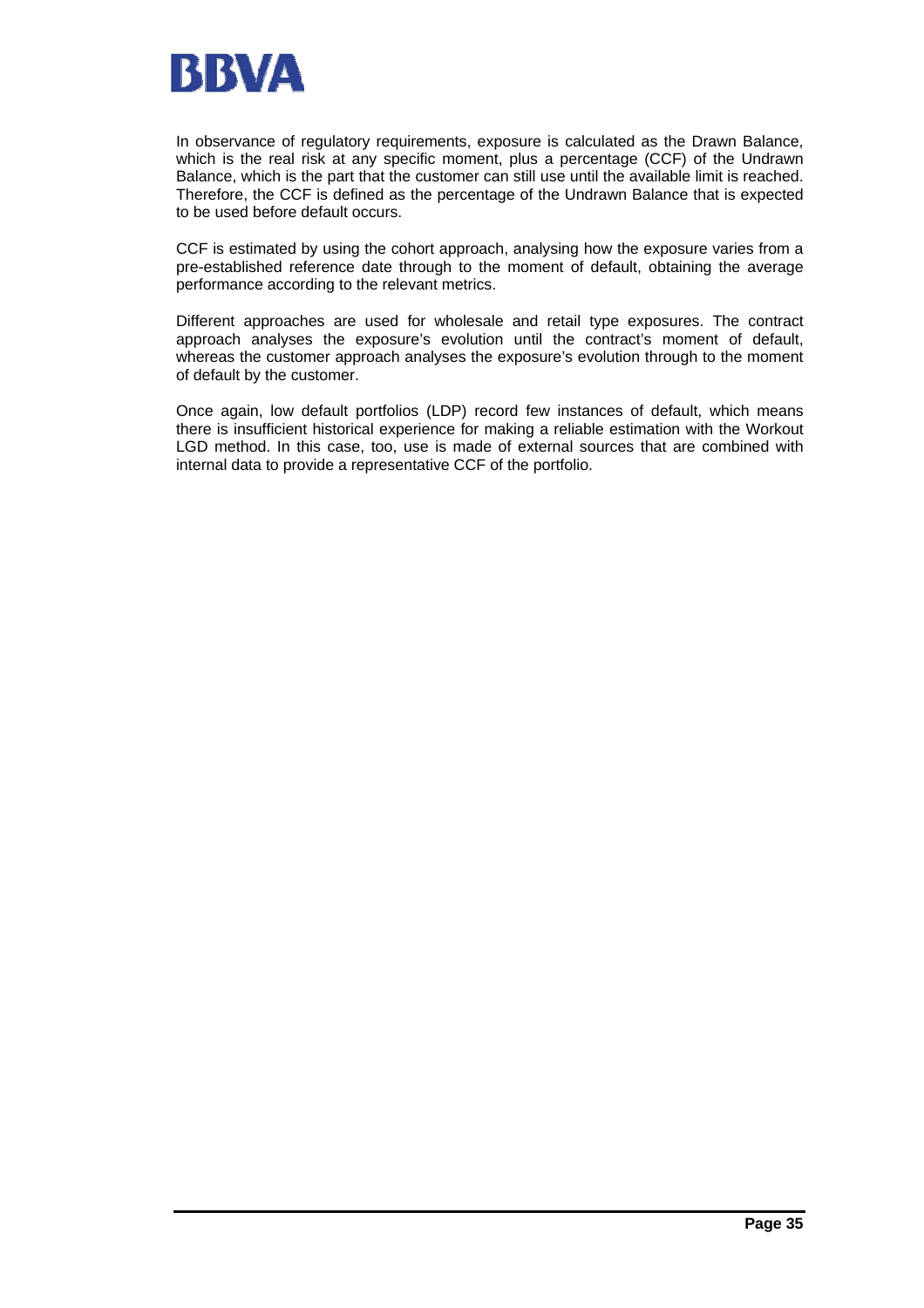In observance of regulatory requirements, exposure is calculated as the Drawn Balance, which is the real risk at any specific moment, plus a percentage (CCF) of the Undrawn Balance, which is the part that the customer can still use until the available limit is reached. Therefore, the CCF is defined as the percentage of the Undrawn Balance that is expected to be used before default occurs.

CCF is estimated by using the cohort approach, analysing how the exposure varies from a pre-established reference date through to the moment of default, obtaining the average performance according to the relevant metrics.

Different approaches are used for wholesale and retail type exposures. The contract approach analyses the exposure's evolution until the contract's moment of default, whereas the customer approach analyses the exposure's evolution through to the moment of default by the customer.

Once again, low default portfolios (LDP) record few instances of default, which means there is insufficient historical experience for making a reliable estimation with the Workout LGD method. In this case, too, use is made of external sources that are combined with internal data to provide a representative CCF of the portfolio.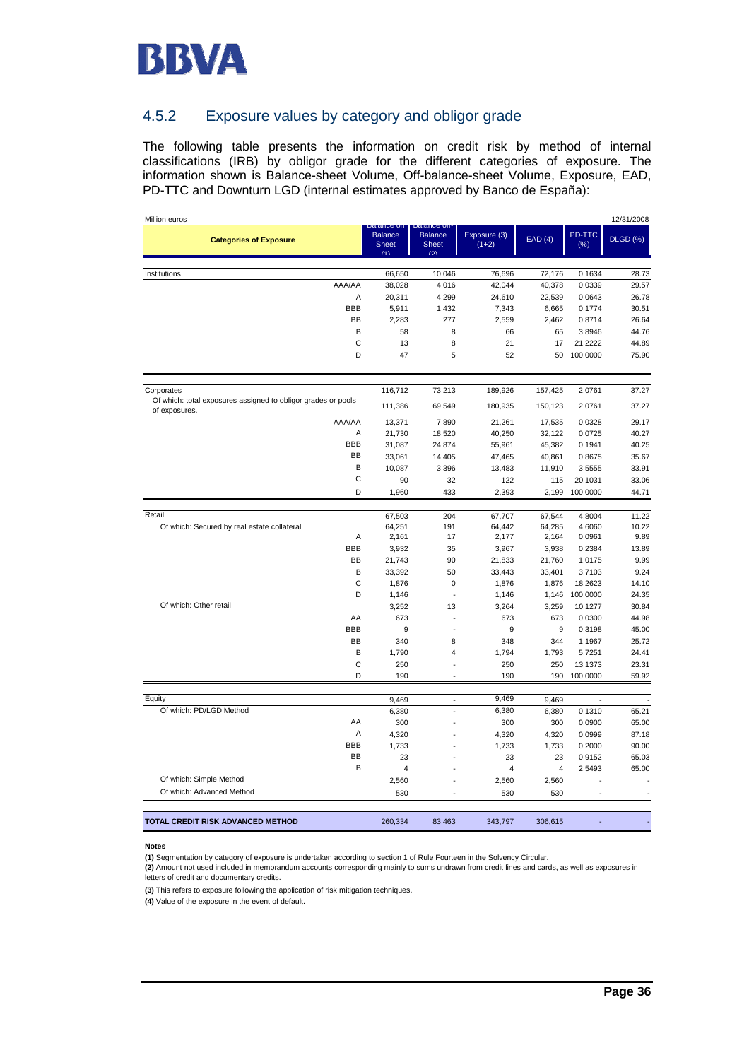## 4.5.2 Exposure values by category and obligor grade

The following table presents the information on credit risk by method of internal classifications (IRB) by obligor grade for the different categories of exposure. The information shown is Balance-sheet Volume, Off-balance-sheet Volume, Exposure, EAD, PD-TTC and Downturn LGD (internal estimates approved by Banco de España):

Million euros — 12/31/2008

| Categories of Exposure | | Balance on Balance Sheet (1) | Balance off-Balance Sheet (2) | Exposure (3) (1+2) | EAD (4) | PD-TTC (%) | DLGD (%) |
|---|---|---|---|---|---|---|---|
| Institutions | | 66,650 | 10,046 | 76,696 | 72,176 | 0.1634 | 28.73 |
| | AAA/AA | 38,028 | 4,016 | 42,044 | 40,378 | 0.0339 | 29.57 |
| | A | 20,311 | 4,299 | 24,610 | 22,539 | 0.0643 | 26.78 |
| | BBB | 5,911 | 1,432 | 7,343 | 6,665 | 0.1774 | 30.51 |
| | BB | 2,283 | 277 | 2,559 | 2,462 | 0.8714 | 26.64 |
| | B | 58 | 8 | 66 | 65 | 3.8946 | 44.76 |
| | C | 13 | 8 | 21 | 17 | 21.2222 | 44.89 |
| | D | 47 | 5 | 52 | 50 | 100.0000 | 75.90 |
| Corporates | | 116,712 | 73,213 | 189,926 | 157,425 | 2.0761 | 37.27 |
| Of which: total exposures assigned to obligor grades or pools of exposures. | | 111,386 | 69,549 | 180,935 | 150,123 | 2.0761 | 37.27 |
| | AAA/AA | 13,371 | 7,890 | 21,261 | 17,535 | 0.0328 | 29.17 |
| | A | 21,730 | 18,520 | 40,250 | 32,122 | 0.0725 | 40.27 |
| | BBB | 31,087 | 24,874 | 55,961 | 45,382 | 0.1941 | 40.25 |
| | BB | 33,061 | 14,405 | 47,465 | 40,861 | 0.8675 | 35.67 |
| | B | 10,087 | 3,396 | 13,483 | 11,910 | 3.5555 | 33.91 |
| | C | 90 | 32 | 122 | 115 | 20.1031 | 33.06 |
| | D | 1,960 | 433 | 2,393 | 2,199 | 100.0000 | 44.71 |
| Retail | | 67,503 | 204 | 67,707 | 67,544 | 4.8004 | 11.22 |
| Of which: Secured by real estate collateral | | 64,251 | 191 | 64,442 | 64,285 | 4.6060 | 10.22 |
| | A | 2,161 | 17 | 2,177 | 2,164 | 0.0961 | 9.89 |
| | BBB | 3,932 | 35 | 3,967 | 3,938 | 0.2384 | 13.89 |
| | BB | 21,743 | 90 | 21,833 | 21,760 | 1.0175 | 9.99 |
| | B | 33,392 | 50 | 33,443 | 33,401 | 3.7103 | 9.24 |
| | C | 1,876 | 0 | 1,876 | 1,876 | 18.2623 | 14.10 |
| | D | 1,146 | - | 1,146 | 1,146 | 100.0000 | 24.35 |
| Of which: Other retail | | 3,252 | 13 | 3,264 | 3,259 | 10.1277 | 30.84 |
| | AA | 673 | - | 673 | 673 | 0.0300 | 44.98 |
| | BBB | 9 | - | 9 | 9 | 0.3198 | 45.00 |
| | BB | 340 | 8 | 348 | 344 | 1.1967 | 25.72 |
| | B | 1,790 | 4 | 1,794 | 1,793 | 5.7251 | 24.41 |
| | C | 250 | - | 250 | 250 | 13.1373 | 23.31 |
| | D | 190 | - | 190 | 190 | 100.0000 | 59.92 |
| Equity | | 9,469 | - | 9,469 | 9,469 | - | - |
| Of which: PD/LGD Method | | 6,380 | - | 6,380 | 6,380 | 0.1310 | 65.21 |
| | AA | 300 | - | 300 | 300 | 0.0900 | 65.00 |
| | A | 4,320 | - | 4,320 | 4,320 | 0.0999 | 87.18 |
| | BBB | 1,733 | - | 1,733 | 1,733 | 0.2000 | 90.00 |
| | BB | 23 | - | 23 | 23 | 0.9152 | 65.03 |
| | B | 4 | - | 4 | 4 | 2.5493 | 65.00 |
| Of which: Simple Method | | 2,560 | - | 2,560 | 2,560 | - | - |
| Of which: Advanced Method | | 530 | - | 530 | 530 | - | - |
| **TOTAL CREDIT RISK ADVANCED METHOD** | | 260,334 | 83,463 | 343,797 | 306,615 | - | - |

**Notes**

**(1)** Segmentation by category of exposure is undertaken according to section 1 of Rule Fourteen in the Solvency Circular.

**(2)** Amount not used included in memorandum accounts corresponding mainly to sums undrawn from credit lines and cards, as well as exposures in letters of credit and documentary credits.

**(3)** This refers to exposure following the application of risk mitigation techniques.

**(4)** Value of the exposure in the event of default.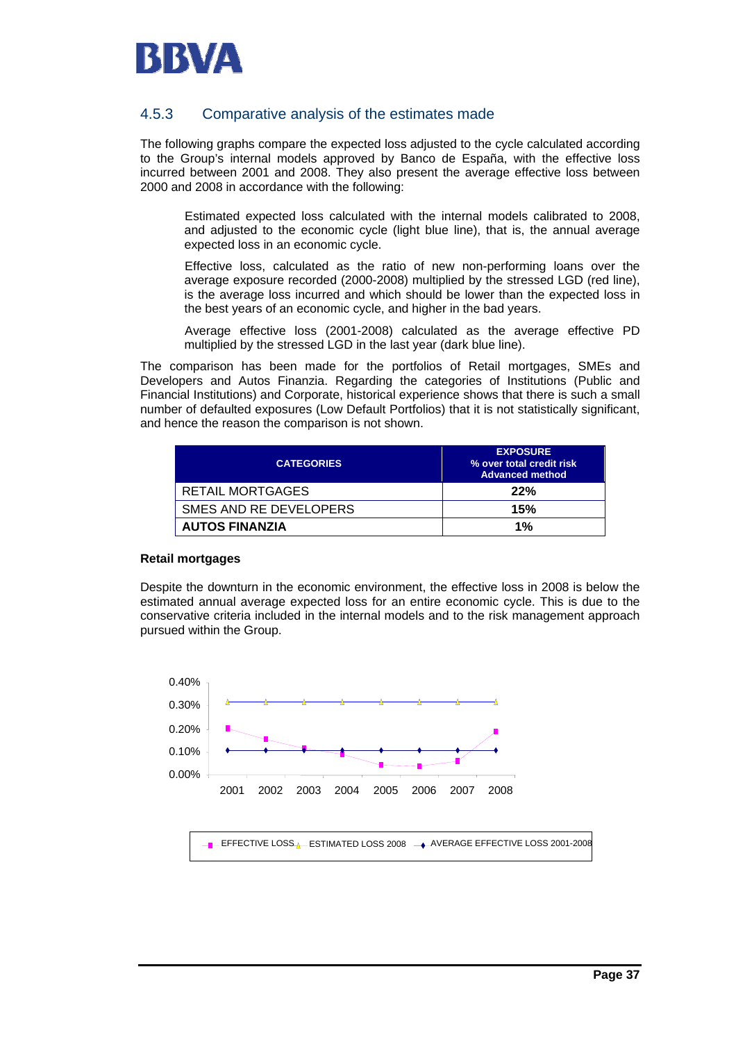### 4.5.3 Comparative analysis of the estimates made

The following graphs compare the expected loss adjusted to the cycle calculated according to the Group's internal models approved by Banco de España, with the effective loss incurred between 2001 and 2008. They also present the average effective loss between 2000 and 2008 in accordance with the following:

Estimated expected loss calculated with the internal models calibrated to 2008, and adjusted to the economic cycle (light blue line), that is, the annual average expected loss in an economic cycle.

Effective loss, calculated as the ratio of new non-performing loans over the average exposure recorded (2000-2008) multiplied by the stressed LGD (red line), is the average loss incurred and which should be lower than the expected loss in the best years of an economic cycle, and higher in the bad years.

Average effective loss (2001-2008) calculated as the average effective PD multiplied by the stressed LGD in the last year (dark blue line).

The comparison has been made for the portfolios of Retail mortgages, SMEs and Developers and Autos Finanzia. Regarding the categories of Institutions (Public and Financial Institutions) and Corporate, historical experience shows that there is such a small number of defaulted exposures (Low Default Portfolios) that it is not statistically significant, and hence the reason the comparison is not shown.

| CATEGORIES | EXPOSURE % over total credit risk Advanced method |
|---|---|
| RETAIL MORTGAGES | **22%** |
| SMES AND RE DEVELOPERS | **15%** |
| **AUTOS FINANZIA** | **1%** |

**Retail mortgages**

Despite the downturn in the economic environment, the effective loss in 2008 is below the estimated annual average expected loss for an entire economic cycle. This is due to the conservative criteria included in the internal models and to the risk management approach pursued within the Group.

0.40%
0.30%
0.20%
0.10%
0.00%

2001 2002 2003 2004 2005 2006 2007 2008

EFFECTIVE LOSS — ESTIMATED LOSS 2008 — AVERAGE EFFECTIVE LOSS 2001-2008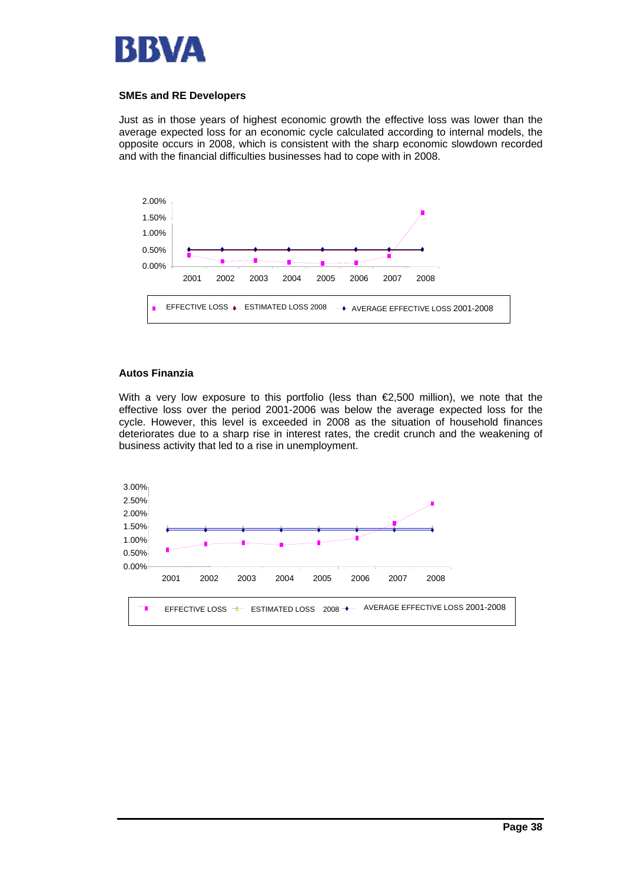### SMEs and RE Developers

Just as in those years of highest economic growth the effective loss was lower than the average expected loss for an economic cycle calculated according to internal models, the opposite occurs in 2008, which is consistent with the sharp economic slowdown recorded and with the financial difficulties businesses had to cope with in 2008.

### Autos Finanzia

With a very low exposure to this portfolio (less than €2,500 million), we note that the effective loss over the period 2001-2006 was below the average expected loss for the cycle. However, this level is exceeded in 2008 as the situation of household finances deteriorates due to a sharp rise in interest rates, the credit crunch and the weakening of business activity that led to a rise in unemployment.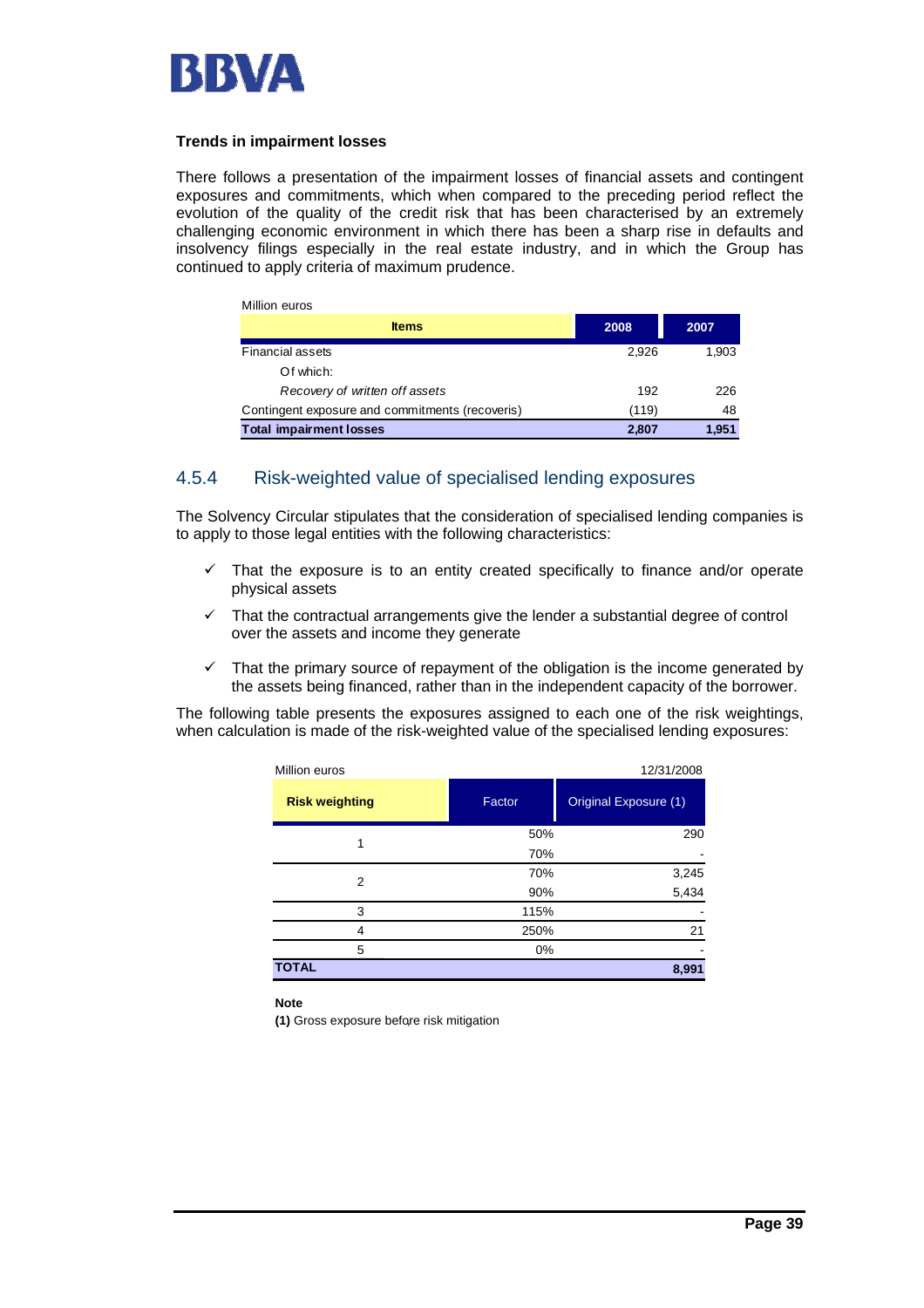**Trends in impairment losses**

There follows a presentation of the impairment losses of financial assets and contingent exposures and commitments, which when compared to the preceding period reflect the evolution of the quality of the credit risk that has been characterised by an extremely challenging economic environment in which there has been a sharp rise in defaults and insolvency filings especially in the real estate industry, and in which the Group has continued to apply criteria of maximum prudence.

Million euros

| Items | 2008 | 2007 |
|---|---|---|
| Financial assets | 2,926 | 1,903 |
| Of which: | | |
| *Recovery of written off assets* | 192 | 226 |
| Contingent exposure and commitments (recoveris) | (119) | 48 |
| **Total impairment losses** | **2,807** | **1,951** |

## 4.5.4 Risk-weighted value of specialised lending exposures

The Solvency Circular stipulates that the consideration of specialised lending companies is to apply to those legal entities with the following characteristics:

- ✓ That the exposure is to an entity created specifically to finance and/or operate physical assets
- ✓ That the contractual arrangements give the lender a substantial degree of control over the assets and income they generate
- ✓ That the primary source of repayment of the obligation is the income generated by the assets being financed, rather than in the independent capacity of the borrower.

The following table presents the exposures assigned to each one of the risk weightings, when calculation is made of the risk-weighted value of the specialised lending exposures:

Million euros — 12/31/2008

| Risk weighting | Factor | Original Exposure (1) |
|---|---|---|
| 1 | 50% | 290 |
| | 70% | - |
| 2 | 70% | 3,245 |
| | 90% | 5,434 |
| 3 | 115% | - |
| 4 | 250% | 21 |
| 5 | 0% | - |
| **TOTAL** | | **8,991** |

**Note**

**(1)** Gross exposure before risk mitigation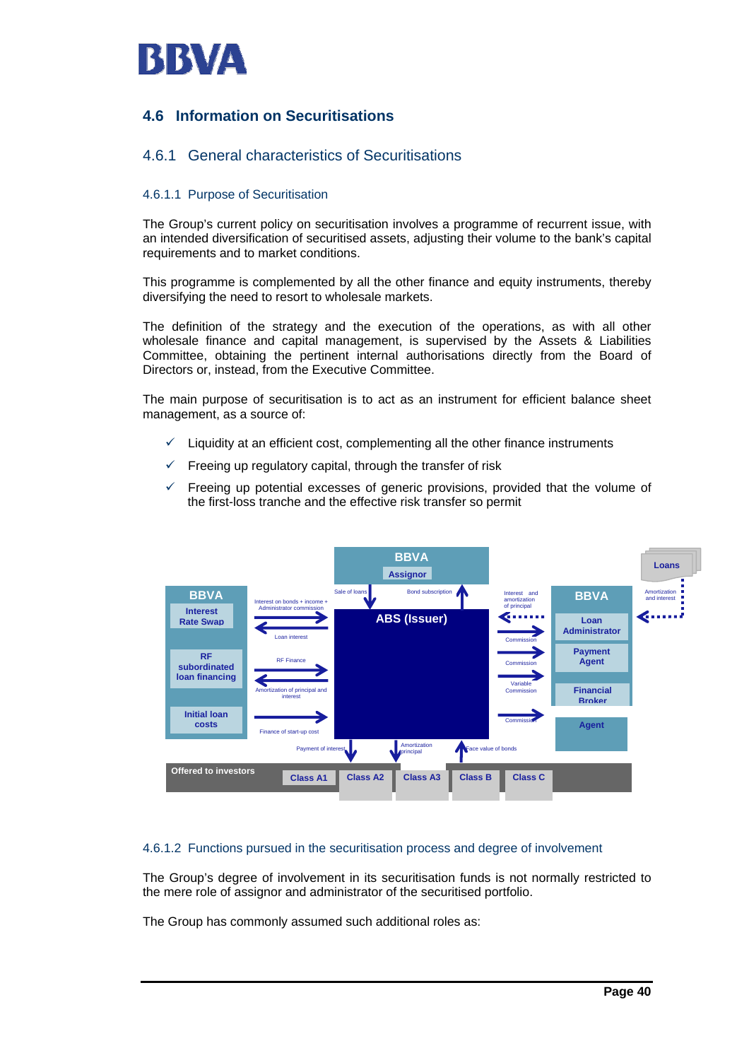## 4.6 Information on Securitisations

### 4.6.1 General characteristics of Securitisations

#### 4.6.1.1 Purpose of Securitisation

The Group's current policy on securitisation involves a programme of recurrent issue, with an intended diversification of securitised assets, adjusting their volume to the bank's capital requirements and to market conditions.

This programme is complemented by all the other finance and equity instruments, thereby diversifying the need to resort to wholesale markets.

The definition of the strategy and the execution of the operations, as with all other wholesale finance and capital management, is supervised by the Assets & Liabilities Committee, obtaining the pertinent internal authorisations directly from the Board of Directors or, instead, from the Executive Committee.

The main purpose of securitisation is to act as an instrument for efficient balance sheet management, as a source of:

- ✓ Liquidity at an efficient cost, complementing all the other finance instruments
- ✓ Freeing up regulatory capital, through the transfer of risk
- ✓ Freeing up potential excesses of generic provisions, provided that the volume of the first-loss tranche and the effective risk transfer so permit

BBVA Assignor

Sale of loans | Bond subscription

ABS (Issuer)

BBVA: Interest Rate Swap | RF subordinated loan financing | Initial loan costs

Interest on bonds + income + Administrator commission | Loan interest | RF Finance | Amortization of principal and interest | Finance of start-up cost

BBVA: Loan Administrator | Payment Agent | Financial Broker | Agent

Interest and amortization of principal | Commission | Commission | Variable Commission | Commission

Loans | Amortization and interest

Payment of interest | Amortization principal | Face value of bonds

Offered to investors: Class A1 | Class A2 | Class A3 | Class B | Class C

#### 4.6.1.2 Functions pursued in the securitisation process and degree of involvement

The Group's degree of involvement in its securitisation funds is not normally restricted to the mere role of assignor and administrator of the securitised portfolio.

The Group has commonly assumed such additional roles as: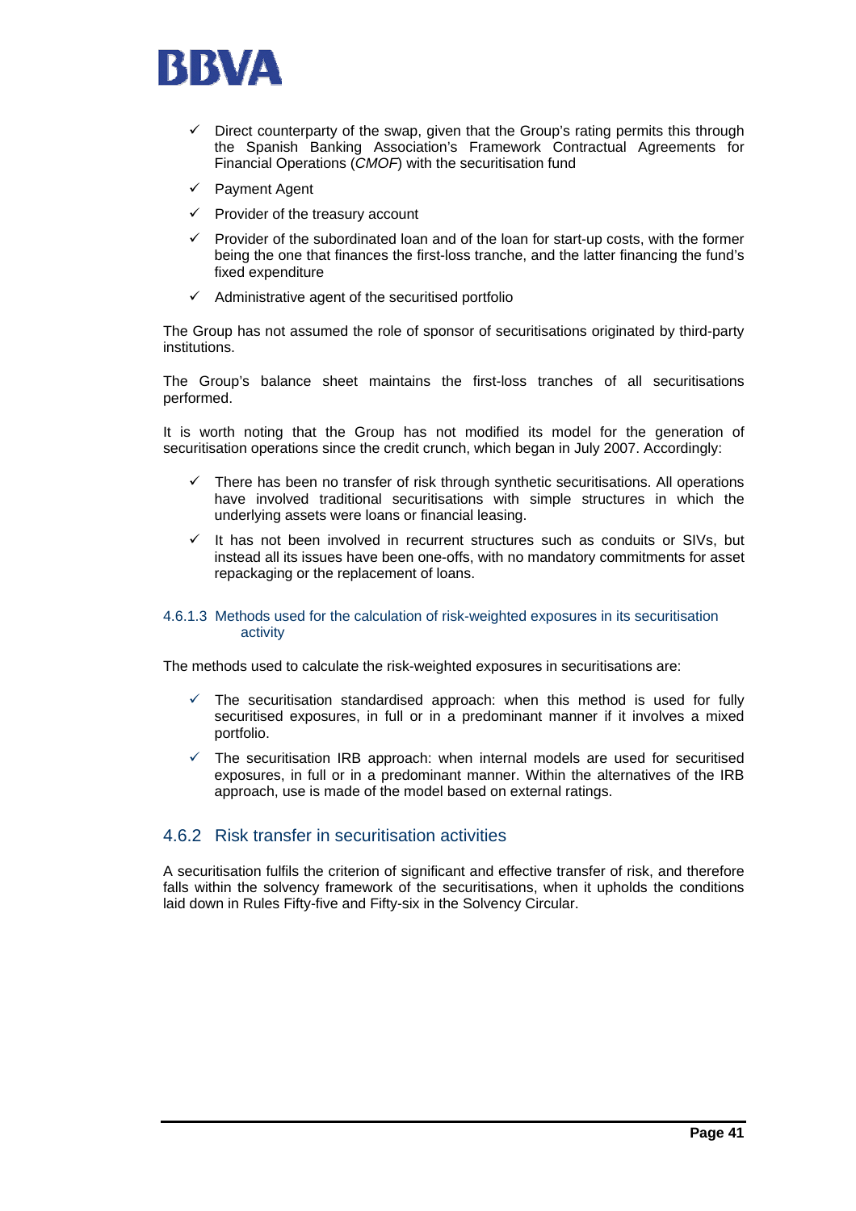- Direct counterparty of the swap, given that the Group's rating permits this through the Spanish Banking Association's Framework Contractual Agreements for Financial Operations (*CMOF*) with the securitisation fund
- Payment Agent
- Provider of the treasury account
- Provider of the subordinated loan and of the loan for start-up costs, with the former being the one that finances the first-loss tranche, and the latter financing the fund's fixed expenditure
- Administrative agent of the securitised portfolio

The Group has not assumed the role of sponsor of securitisations originated by third-party institutions.

The Group's balance sheet maintains the first-loss tranches of all securitisations performed.

It is worth noting that the Group has not modified its model for the generation of securitisation operations since the credit crunch, which began in July 2007. Accordingly:

- There has been no transfer of risk through synthetic securitisations. All operations have involved traditional securitisations with simple structures in which the underlying assets were loans or financial leasing.
- It has not been involved in recurrent structures such as conduits or SIVs, but instead all its issues have been one-offs, with no mandatory commitments for asset repackaging or the replacement of loans.

#### 4.6.1.3 Methods used for the calculation of risk-weighted exposures in its securitisation activity

The methods used to calculate the risk-weighted exposures in securitisations are:

- The securitisation standardised approach: when this method is used for fully securitised exposures, in full or in a predominant manner if it involves a mixed portfolio.
- The securitisation IRB approach: when internal models are used for securitised exposures, in full or in a predominant manner. Within the alternatives of the IRB approach, use is made of the model based on external ratings.

### 4.6.2 Risk transfer in securitisation activities

A securitisation fulfils the criterion of significant and effective transfer of risk, and therefore falls within the solvency framework of the securitisations, when it upholds the conditions laid down in Rules Fifty-five and Fifty-six in the Solvency Circular.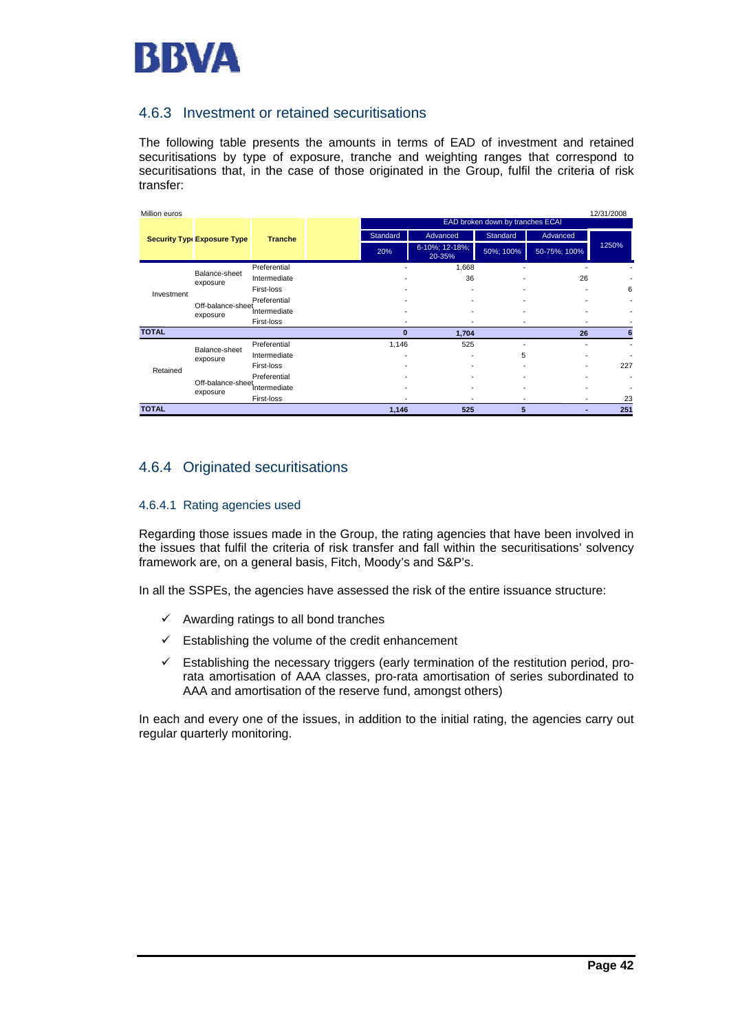## 4.6.3 Investment or retained securitisations

The following table presents the amounts in terms of EAD of investment and retained securitisations by type of exposure, tranche and weighting ranges that correspond to securitisations that, in the case of those originated in the Group, fulfil the criteria of risk transfer:

Million euros 12/31/2008

| Security Type | Exposure Type | Tranche | EAD broken down by tranches ECAI | | | | |
|---|---|---|---|---|---|---|---|
| | | | Standard | Advanced | Standard | Advanced | 1250% |
| | | | 20% | 6-10%; 12-18%; 20-35% | 50%; 100% | 50-75%; 100% | |
| Investment | Balance-sheet exposure | Preferential | - | 1,668 | - | - | - |
| | | Intermediate | - | 36 | - | 26 | - |
| | | First-loss | - | - | - | - | 6 |
| | Off-balance-sheet exposure | Preferential | - | - | - | - | - |
| | | Intermediate | - | - | - | - | - |
| | | First-loss | - | - | - | - | - |
| **TOTAL** | | | **0** | **1,704** | | **26** | **6** |
| Retained | Balance-sheet exposure | Preferential | 1,146 | 525 | - | - | - |
| | | Intermediate | - | - | 5 | - | - |
| | | First-loss | - | - | - | - | 227 |
| | Off-balance-sheet exposure | Preferential | - | - | - | - | - |
| | | Intermediate | - | - | - | - | - |
| | | First-loss | - | - | - | - | 23 |
| **TOTAL** | | | **1,146** | **525** | **5** | **-** | **251** |

## 4.6.4 Originated securitisations

### 4.6.4.1 Rating agencies used

Regarding those issues made in the Group, the rating agencies that have been involved in the issues that fulfil the criteria of risk transfer and fall within the securitisations' solvency framework are, on a general basis, Fitch, Moody's and S&P's.

In all the SSPEs, the agencies have assessed the risk of the entire issuance structure:

- ✓ Awarding ratings to all bond tranches
- ✓ Establishing the volume of the credit enhancement
- ✓ Establishing the necessary triggers (early termination of the restitution period, pro-rata amortisation of AAA classes, pro-rata amortisation of series subordinated to AAA and amortisation of the reserve fund, amongst others)

In each and every one of the issues, in addition to the initial rating, the agencies carry out regular quarterly monitoring.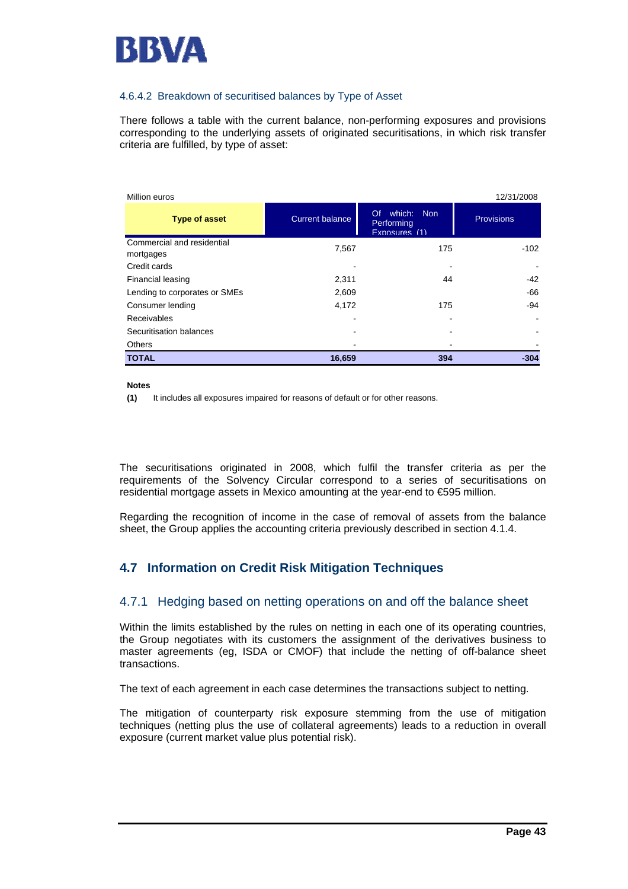### 4.6.4.2 Breakdown of securitised balances by Type of Asset

There follows a table with the current balance, non-performing exposures and provisions corresponding to the underlying assets of originated securitisations, in which risk transfer criteria are fulfilled, by type of asset:

Million euros — 12/31/2008

| Type of asset | Current balance | Of which: Non Performing Exposures (1) | Provisions |
|---|---|---|---|
| Commercial and residential mortgages | 7,567 | 175 | -102 |
| Credit cards | - | - | - |
| Financial leasing | 2,311 | 44 | -42 |
| Lending to corporates or SMEs | 2,609 | | -66 |
| Consumer lending | 4,172 | 175 | -94 |
| Receivables | - | - | - |
| Securitisation balances | - | - | - |
| Others | - | - | - |
| **TOTAL** | **16,659** | **394** | **-304** |

**Notes**

**(1)** It includes all exposures impaired for reasons of default or for other reasons.

The securitisations originated in 2008, which fulfil the transfer criteria as per the requirements of the Solvency Circular correspond to a series of securitisations on residential mortgage assets in Mexico amounting at the year-end to €595 million.

Regarding the recognition of income in the case of removal of assets from the balance sheet, the Group applies the accounting criteria previously described in section 4.1.4.

## 4.7 Information on Credit Risk Mitigation Techniques

### 4.7.1 Hedging based on netting operations on and off the balance sheet

Within the limits established by the rules on netting in each one of its operating countries, the Group negotiates with its customers the assignment of the derivatives business to master agreements (eg, ISDA or CMOF) that include the netting of off-balance sheet transactions.

The text of each agreement in each case determines the transactions subject to netting.

The mitigation of counterparty risk exposure stemming from the use of mitigation techniques (netting plus the use of collateral agreements) leads to a reduction in overall exposure (current market value plus potential risk).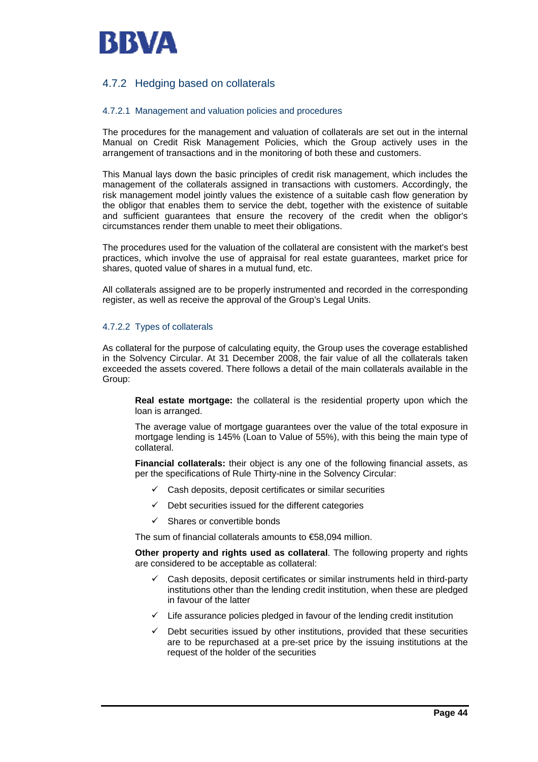### 4.7.2 Hedging based on collaterals

#### 4.7.2.1 Management and valuation policies and procedures

The procedures for the management and valuation of collaterals are set out in the internal Manual on Credit Risk Management Policies, which the Group actively uses in the arrangement of transactions and in the monitoring of both these and customers.

This Manual lays down the basic principles of credit risk management, which includes the management of the collaterals assigned in transactions with customers. Accordingly, the risk management model jointly values the existence of a suitable cash flow generation by the obligor that enables them to service the debt, together with the existence of suitable and sufficient guarantees that ensure the recovery of the credit when the obligor's circumstances render them unable to meet their obligations.

The procedures used for the valuation of the collateral are consistent with the market's best practices, which involve the use of appraisal for real estate guarantees, market price for shares, quoted value of shares in a mutual fund, etc.

All collaterals assigned are to be properly instrumented and recorded in the corresponding register, as well as receive the approval of the Group's Legal Units.

#### 4.7.2.2 Types of collaterals

As collateral for the purpose of calculating equity, the Group uses the coverage established in the Solvency Circular. At 31 December 2008, the fair value of all the collaterals taken exceeded the assets covered. There follows a detail of the main collaterals available in the Group:

**Real estate mortgage:** the collateral is the residential property upon which the loan is arranged.

The average value of mortgage guarantees over the value of the total exposure in mortgage lending is 145% (Loan to Value of 55%), with this being the main type of collateral.

**Financial collaterals:** their object is any one of the following financial assets, as per the specifications of Rule Thirty-nine in the Solvency Circular:

- ✓ Cash deposits, deposit certificates or similar securities
- ✓ Debt securities issued for the different categories
- ✓ Shares or convertible bonds

The sum of financial collaterals amounts to €58,094 million.

**Other property and rights used as collateral**. The following property and rights are considered to be acceptable as collateral:

- ✓ Cash deposits, deposit certificates or similar instruments held in third-party institutions other than the lending credit institution, when these are pledged in favour of the latter
- ✓ Life assurance policies pledged in favour of the lending credit institution
- ✓ Debt securities issued by other institutions, provided that these securities are to be repurchased at a pre-set price by the issuing institutions at the request of the holder of the securities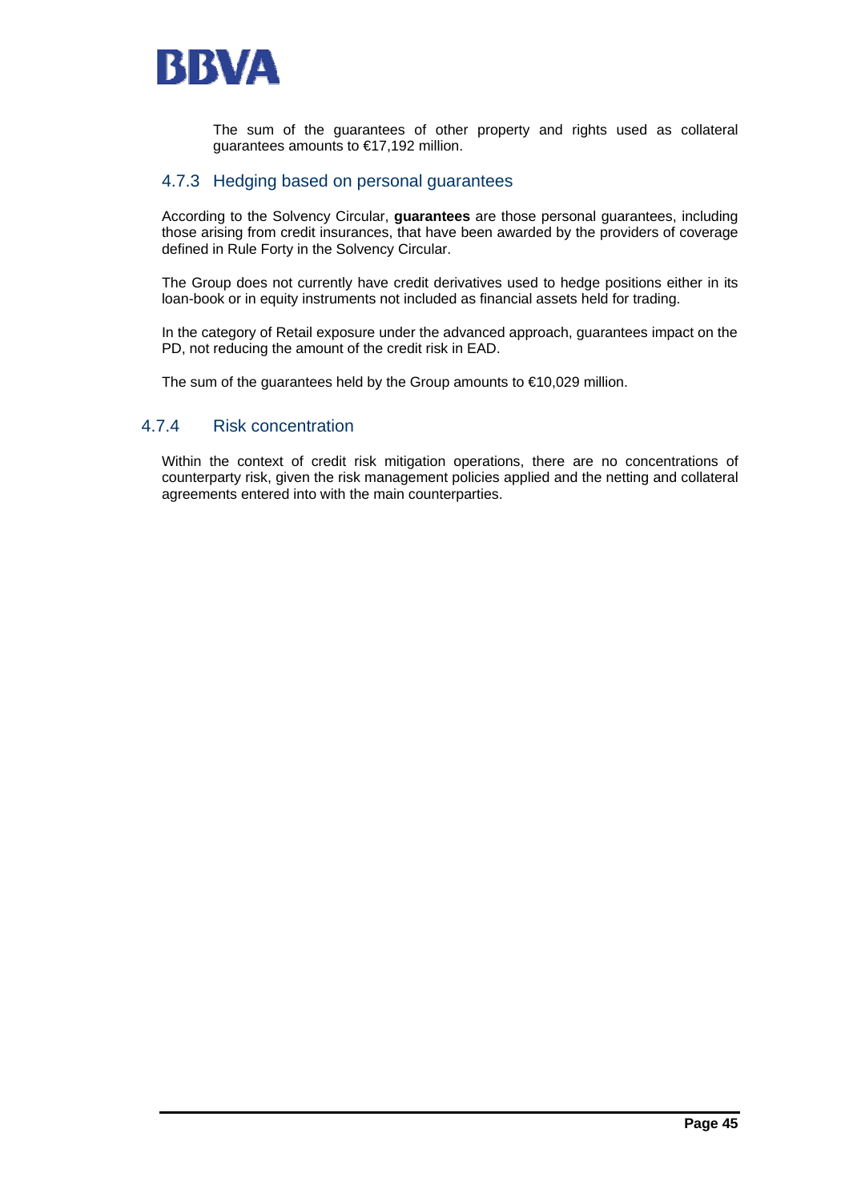The sum of the guarantees of other property and rights used as collateral guarantees amounts to €17,192 million.

### 4.7.3 Hedging based on personal guarantees

According to the Solvency Circular, **guarantees** are those personal guarantees, including those arising from credit insurances, that have been awarded by the providers of coverage defined in Rule Forty in the Solvency Circular.

The Group does not currently have credit derivatives used to hedge positions either in its loan-book or in equity instruments not included as financial assets held for trading.

In the category of Retail exposure under the advanced approach, guarantees impact on the PD, not reducing the amount of the credit risk in EAD.

The sum of the guarantees held by the Group amounts to €10,029 million.

### 4.7.4 Risk concentration

Within the context of credit risk mitigation operations, there are no concentrations of counterparty risk, given the risk management policies applied and the netting and collateral agreements entered into with the main counterparties.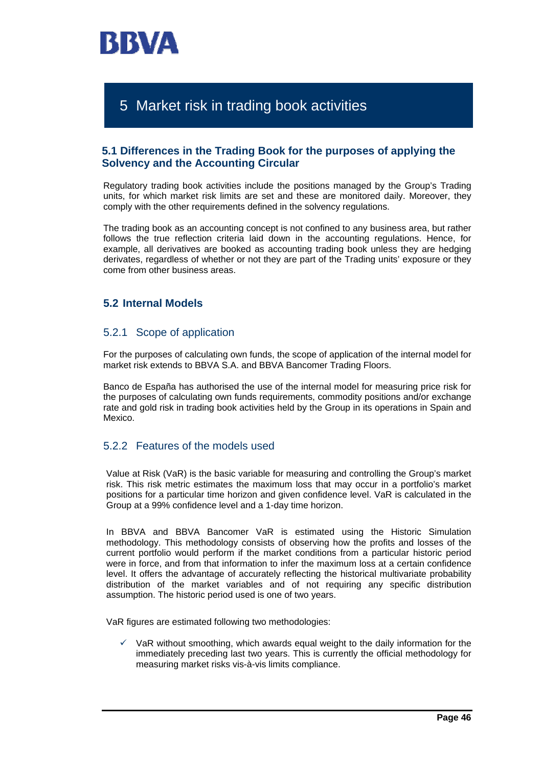# 5 Market risk in trading book activities

## 5.1 Differences in the Trading Book for the purposes of applying the Solvency and the Accounting Circular

Regulatory trading book activities include the positions managed by the Group's Trading units, for which market risk limits are set and these are monitored daily. Moreover, they comply with the other requirements defined in the solvency regulations.

The trading book as an accounting concept is not confined to any business area, but rather follows the true reflection criteria laid down in the accounting regulations. Hence, for example, all derivatives are booked as accounting trading book unless they are hedging derivates, regardless of whether or not they are part of the Trading units' exposure or they come from other business areas.

## 5.2 Internal Models

### 5.2.1 Scope of application

For the purposes of calculating own funds, the scope of application of the internal model for market risk extends to BBVA S.A. and BBVA Bancomer Trading Floors.

Banco de España has authorised the use of the internal model for measuring price risk for the purposes of calculating own funds requirements, commodity positions and/or exchange rate and gold risk in trading book activities held by the Group in its operations in Spain and Mexico.

### 5.2.2 Features of the models used

Value at Risk (VaR) is the basic variable for measuring and controlling the Group's market risk. This risk metric estimates the maximum loss that may occur in a portfolio's market positions for a particular time horizon and given confidence level. VaR is calculated in the Group at a 99% confidence level and a 1-day time horizon.

In BBVA and BBVA Bancomer VaR is estimated using the Historic Simulation methodology. This methodology consists of observing how the profits and losses of the current portfolio would perform if the market conditions from a particular historic period were in force, and from that information to infer the maximum loss at a certain confidence level. It offers the advantage of accurately reflecting the historical multivariate probability distribution of the market variables and of not requiring any specific distribution assumption. The historic period used is one of two years.

VaR figures are estimated following two methodologies:

- ✓ VaR without smoothing, which awards equal weight to the daily information for the immediately preceding last two years. This is currently the official methodology for measuring market risks vis-à-vis limits compliance.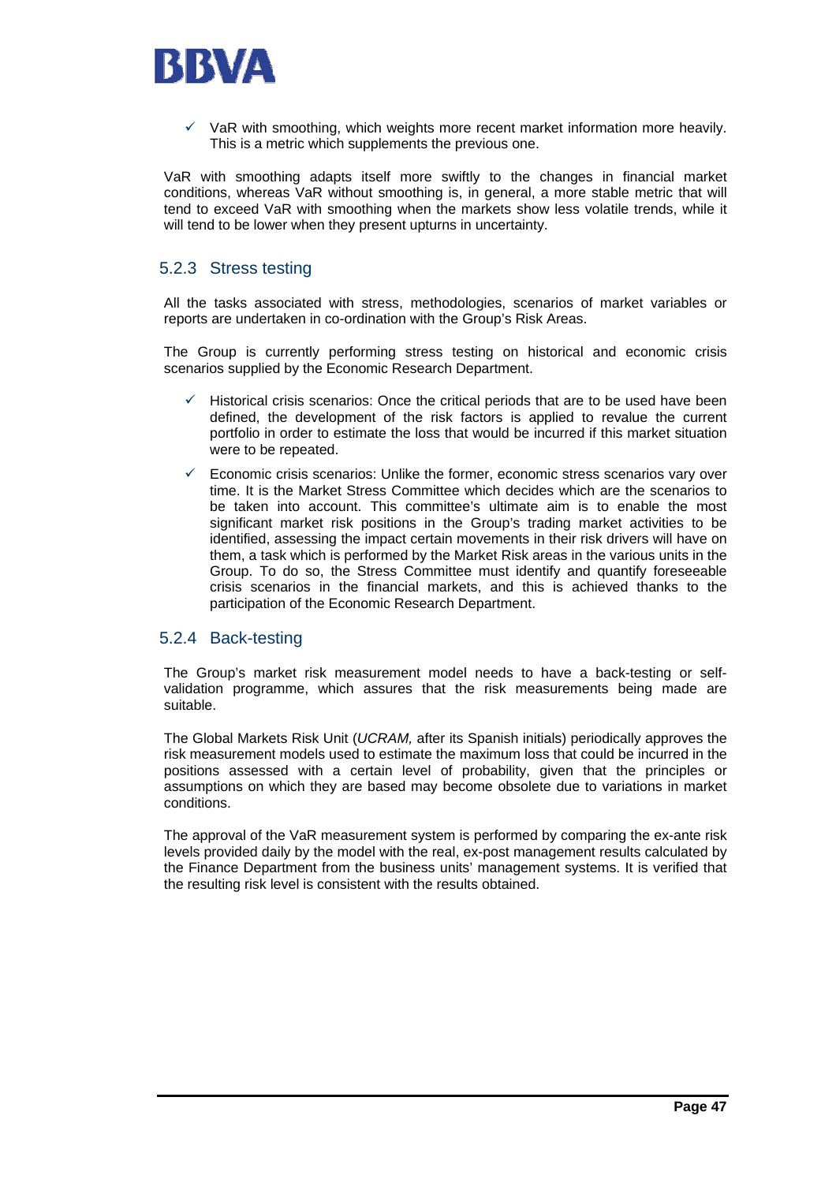- VaR with smoothing, which weights more recent market information more heavily. This is a metric which supplements the previous one.

VaR with smoothing adapts itself more swiftly to the changes in financial market conditions, whereas VaR without smoothing is, in general, a more stable metric that will tend to exceed VaR with smoothing when the markets show less volatile trends, while it will tend to be lower when they present upturns in uncertainty.

### 5.2.3 Stress testing

All the tasks associated with stress, methodologies, scenarios of market variables or reports are undertaken in co-ordination with the Group's Risk Areas.

The Group is currently performing stress testing on historical and economic crisis scenarios supplied by the Economic Research Department.

- Historical crisis scenarios: Once the critical periods that are to be used have been defined, the development of the risk factors is applied to revalue the current portfolio in order to estimate the loss that would be incurred if this market situation were to be repeated.
- Economic crisis scenarios: Unlike the former, economic stress scenarios vary over time. It is the Market Stress Committee which decides which are the scenarios to be taken into account. This committee's ultimate aim is to enable the most significant market risk positions in the Group's trading market activities to be identified, assessing the impact certain movements in their risk drivers will have on them, a task which is performed by the Market Risk areas in the various units in the Group. To do so, the Stress Committee must identify and quantify foreseeable crisis scenarios in the financial markets, and this is achieved thanks to the participation of the Economic Research Department.

### 5.2.4 Back-testing

The Group's market risk measurement model needs to have a back-testing or self-validation programme, which assures that the risk measurements being made are suitable.

The Global Markets Risk Unit (*UCRAM,* after its Spanish initials) periodically approves the risk measurement models used to estimate the maximum loss that could be incurred in the positions assessed with a certain level of probability, given that the principles or assumptions on which they are based may become obsolete due to variations in market conditions.

The approval of the VaR measurement system is performed by comparing the ex-ante risk levels provided daily by the model with the real, ex-post management results calculated by the Finance Department from the business units' management systems. It is verified that the resulting risk level is consistent with the results obtained.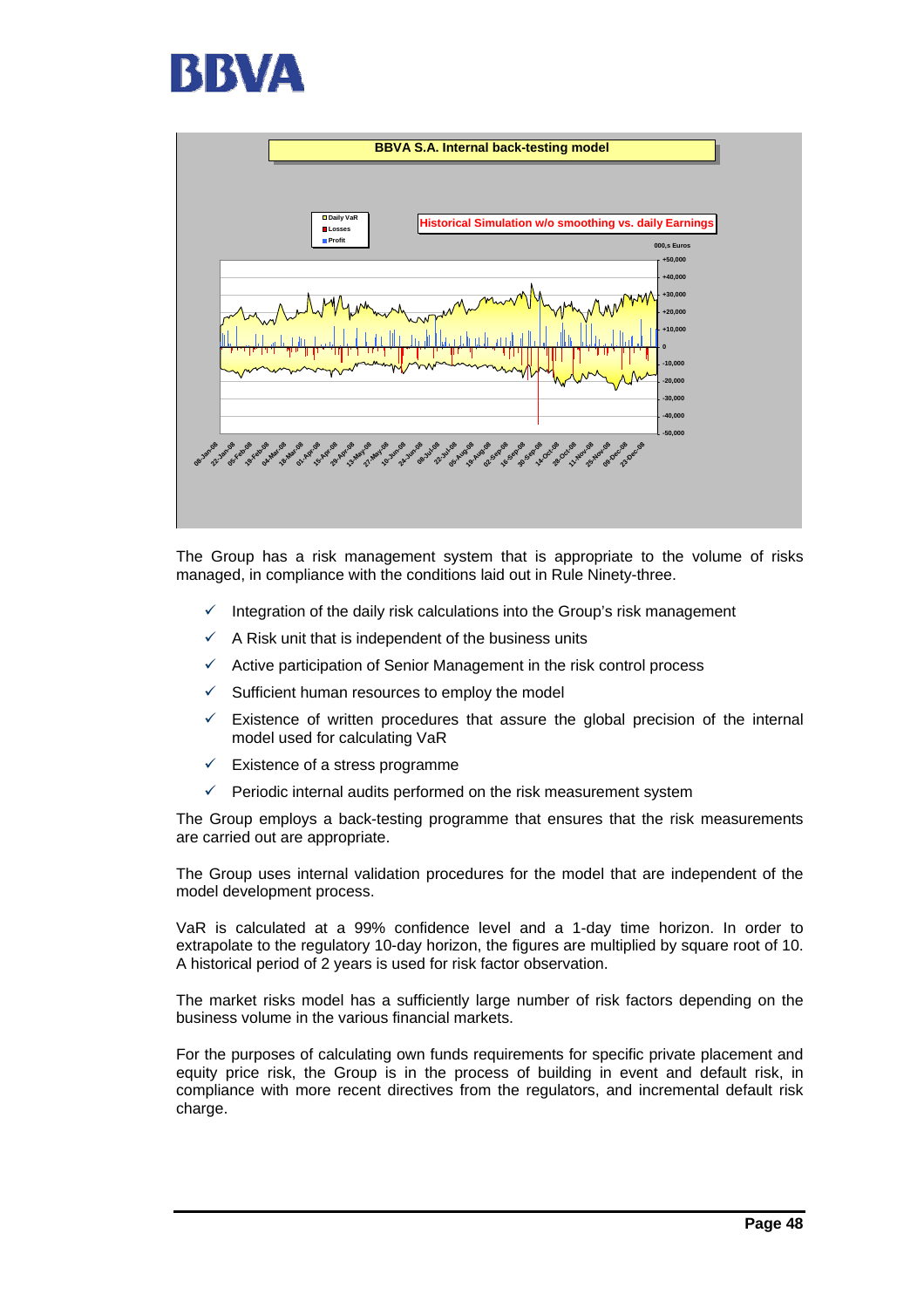The Group has a risk management system that is appropriate to the volume of risks managed, in compliance with the conditions laid out in Rule Ninety-three.

- ✓ Integration of the daily risk calculations into the Group's risk management
- ✓ A Risk unit that is independent of the business units
- ✓ Active participation of Senior Management in the risk control process
- ✓ Sufficient human resources to employ the model
- ✓ Existence of written procedures that assure the global precision of the internal model used for calculating VaR
- ✓ Existence of a stress programme
- ✓ Periodic internal audits performed on the risk measurement system

The Group employs a back-testing programme that ensures that the risk measurements are carried out are appropriate.

The Group uses internal validation procedures for the model that are independent of the model development process.

VaR is calculated at a 99% confidence level and a 1-day time horizon. In order to extrapolate to the regulatory 10-day horizon, the figures are multiplied by square root of 10. A historical period of 2 years is used for risk factor observation.

The market risks model has a sufficiently large number of risk factors depending on the business volume in the various financial markets.

For the purposes of calculating own funds requirements for specific private placement and equity price risk, the Group is in the process of building in event and default risk, in compliance with more recent directives from the regulators, and incremental default risk charge.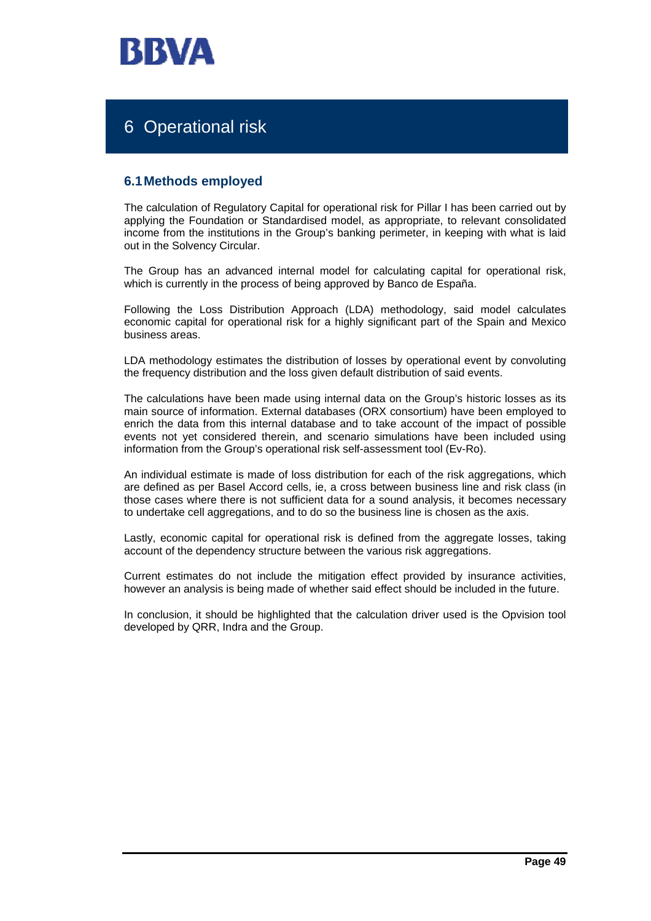# 6 Operational risk

## 6.1 Methods employed

The calculation of Regulatory Capital for operational risk for Pillar I has been carried out by applying the Foundation or Standardised model, as appropriate, to relevant consolidated income from the institutions in the Group's banking perimeter, in keeping with what is laid out in the Solvency Circular.

The Group has an advanced internal model for calculating capital for operational risk, which is currently in the process of being approved by Banco de España.

Following the Loss Distribution Approach (LDA) methodology, said model calculates economic capital for operational risk for a highly significant part of the Spain and Mexico business areas.

LDA methodology estimates the distribution of losses by operational event by convoluting the frequency distribution and the loss given default distribution of said events.

The calculations have been made using internal data on the Group's historic losses as its main source of information. External databases (ORX consortium) have been employed to enrich the data from this internal database and to take account of the impact of possible events not yet considered therein, and scenario simulations have been included using information from the Group's operational risk self-assessment tool (Ev-Ro).

An individual estimate is made of loss distribution for each of the risk aggregations, which are defined as per Basel Accord cells, ie, a cross between business line and risk class (in those cases where there is not sufficient data for a sound analysis, it becomes necessary to undertake cell aggregations, and to do so the business line is chosen as the axis.

Lastly, economic capital for operational risk is defined from the aggregate losses, taking account of the dependency structure between the various risk aggregations.

Current estimates do not include the mitigation effect provided by insurance activities, however an analysis is being made of whether said effect should be included in the future.

In conclusion, it should be highlighted that the calculation driver used is the Opvision tool developed by QRR, Indra and the Group.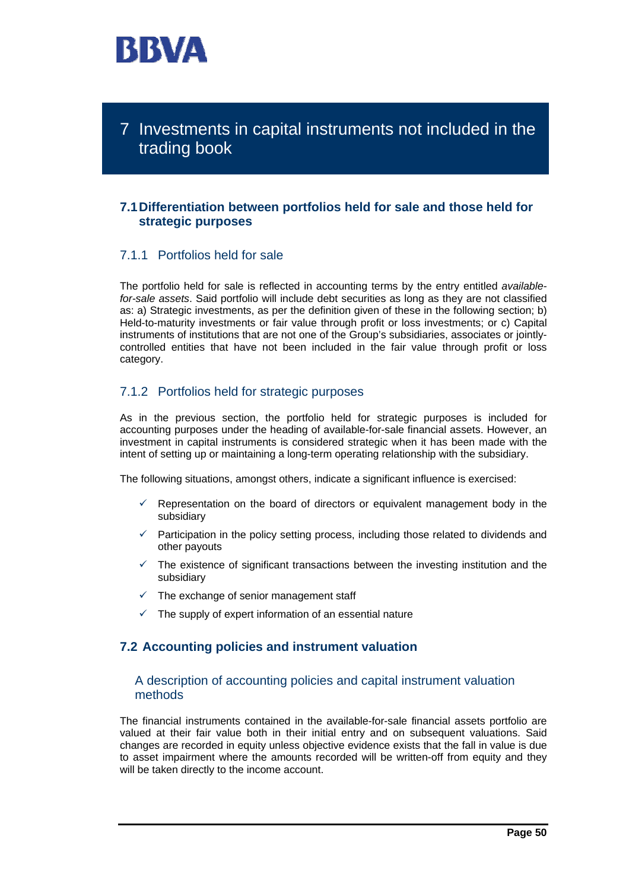# 7 Investments in capital instruments not included in the trading book

## 7.1 Differentiation between portfolios held for sale and those held for strategic purposes

### 7.1.1 Portfolios held for sale

The portfolio held for sale is reflected in accounting terms by the entry entitled *available-for-sale assets*. Said portfolio will include debt securities as long as they are not classified as: a) Strategic investments, as per the definition given of these in the following section; b) Held-to-maturity investments or fair value through profit or loss investments; or c) Capital instruments of institutions that are not one of the Group's subsidiaries, associates or jointly-controlled entities that have not been included in the fair value through profit or loss category.

### 7.1.2 Portfolios held for strategic purposes

As in the previous section, the portfolio held for strategic purposes is included for accounting purposes under the heading of available-for-sale financial assets. However, an investment in capital instruments is considered strategic when it has been made with the intent of setting up or maintaining a long-term operating relationship with the subsidiary.

The following situations, amongst others, indicate a significant influence is exercised:

- ✓ Representation on the board of directors or equivalent management body in the subsidiary
- ✓ Participation in the policy setting process, including those related to dividends and other payouts
- ✓ The existence of significant transactions between the investing institution and the subsidiary
- ✓ The exchange of senior management staff
- ✓ The supply of expert information of an essential nature

## 7.2 Accounting policies and instrument valuation

### A description of accounting policies and capital instrument valuation methods

The financial instruments contained in the available-for-sale financial assets portfolio are valued at their fair value both in their initial entry and on subsequent valuations. Said changes are recorded in equity unless objective evidence exists that the fall in value is due to asset impairment where the amounts recorded will be written-off from equity and they will be taken directly to the income account.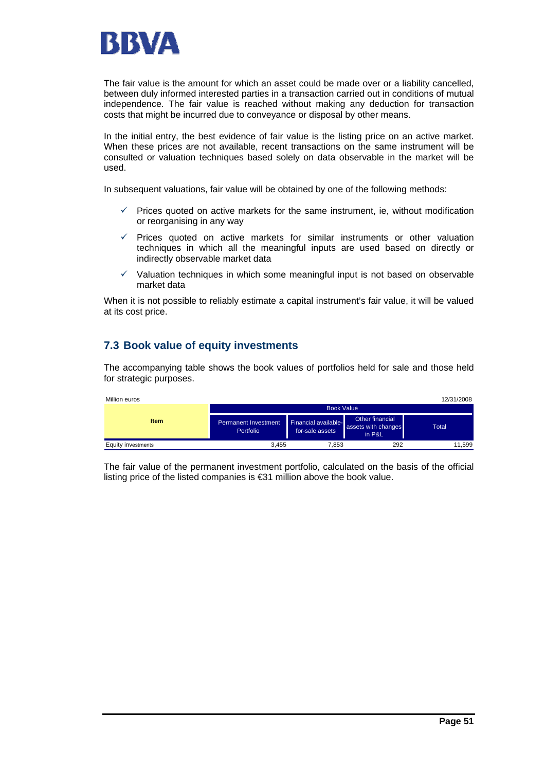The fair value is the amount for which an asset could be made over or a liability cancelled, between duly informed interested parties in a transaction carried out in conditions of mutual independence. The fair value is reached without making any deduction for transaction costs that might be incurred due to conveyance or disposal by other means.

In the initial entry, the best evidence of fair value is the listing price on an active market. When these prices are not available, recent transactions on the same instrument will be consulted or valuation techniques based solely on data observable in the market will be used.

In subsequent valuations, fair value will be obtained by one of the following methods:

- ✓ Prices quoted on active markets for the same instrument, ie, without modification or reorganising in any way
- ✓ Prices quoted on active markets for similar instruments or other valuation techniques in which all the meaningful inputs are used based on directly or indirectly observable market data
- ✓ Valuation techniques in which some meaningful input is not based on observable market data

When it is not possible to reliably estimate a capital instrument's fair value, it will be valued at its cost price.

## 7.3 Book value of equity investments

The accompanying table shows the book values of portfolios held for sale and those held for strategic purposes.

Million euros | 12/31/2008

| Item | Book Value | | | |
|---|---|---|---|---|
| | Permanent Investment Portfolio | Financial available-for-sale assets | Other financial assets with changes in P&L | Total |
| Equity investments | 3,455 | 7,853 | 292 | 11,599 |

The fair value of the permanent investment portfolio, calculated on the basis of the official listing price of the listed companies is €31 million above the book value.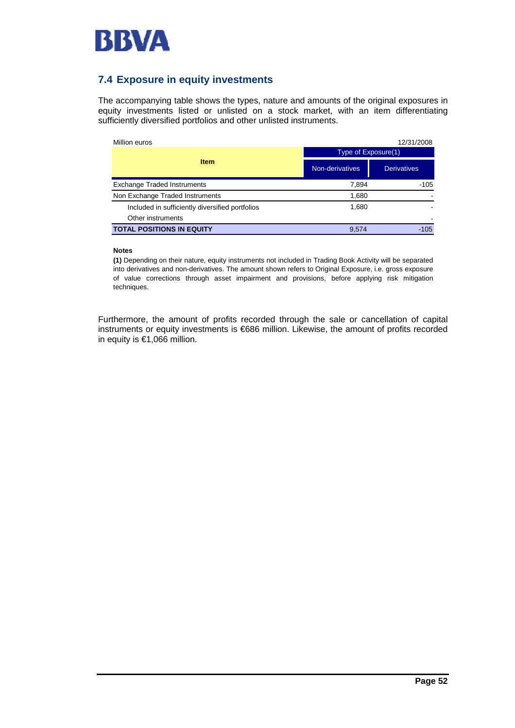## 7.4 Exposure in equity investments

The accompanying table shows the types, nature and amounts of the original exposures in equity investments listed or unlisted on a stock market, with an item differentiating sufficiently diversified portfolios and other unlisted instruments.

Million euros — 12/31/2008

| Item | Type of Exposure(1) | |
|---|---|---|
| | Non-derivatives | Derivatives |
| Exchange Traded Instruments | 7,894 | -105 |
| Non Exchange Traded Instruments | 1,680 | - |
| Included in sufficiently diversified portfolios | 1,680 | - |
| Other instruments | | - |
| **TOTAL POSITIONS IN EQUITY** | 9,574 | -105 |

**Notes**

**(1)** Depending on their nature, equity instruments not included in Trading Book Activity will be separated into derivatives and non-derivatives. The amount shown refers to Original Exposure, i.e. gross exposure of value corrections through asset impairment and provisions, before applying risk mitigation techniques.

Furthermore, the amount of profits recorded through the sale or cancellation of capital instruments or equity investments is €686 million. Likewise, the amount of profits recorded in equity is €1,066 million.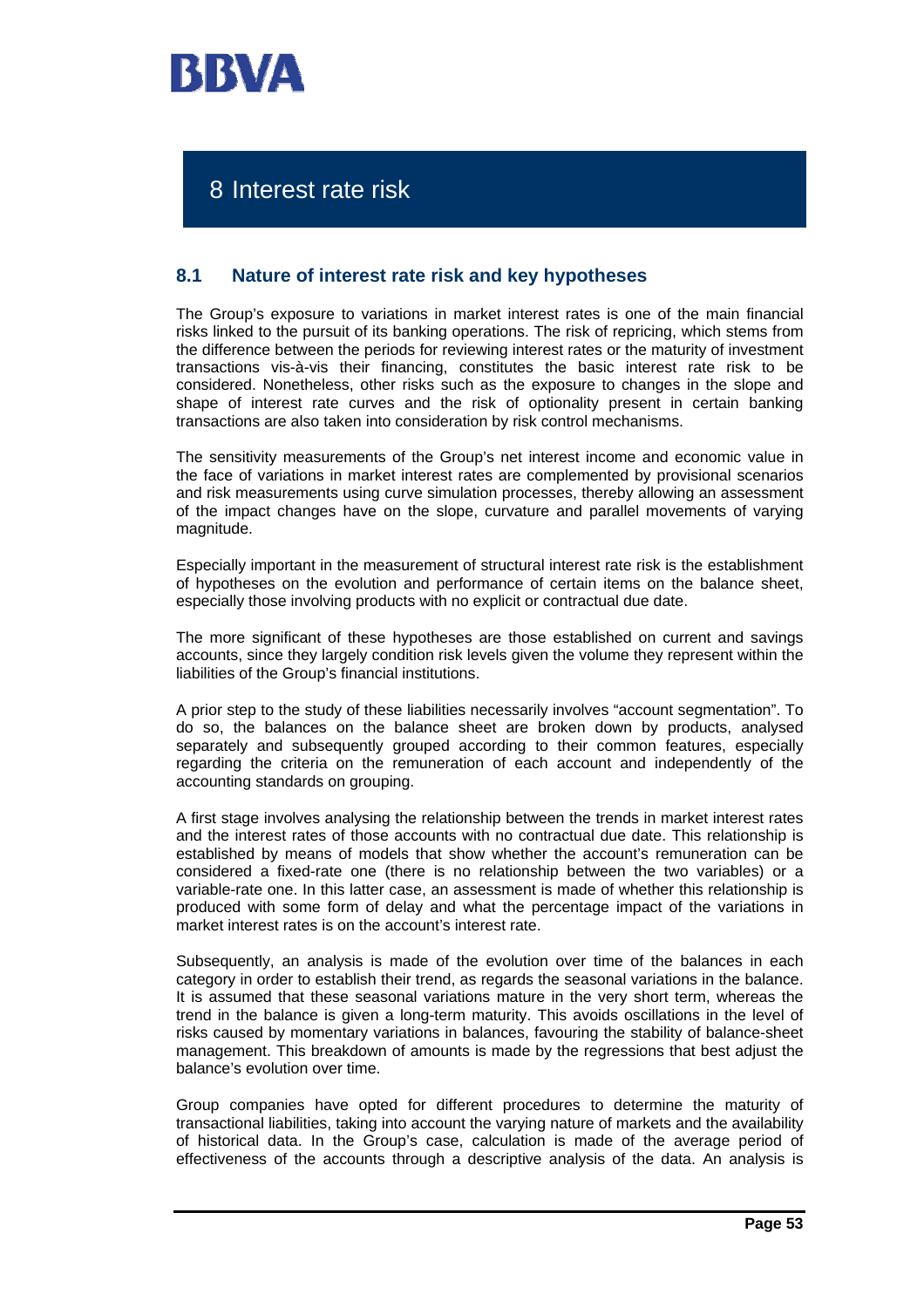# 8 Interest rate risk

## 8.1 Nature of interest rate risk and key hypotheses

The Group's exposure to variations in market interest rates is one of the main financial risks linked to the pursuit of its banking operations. The risk of repricing, which stems from the difference between the periods for reviewing interest rates or the maturity of investment transactions vis-à-vis their financing, constitutes the basic interest rate risk to be considered. Nonetheless, other risks such as the exposure to changes in the slope and shape of interest rate curves and the risk of optionality present in certain banking transactions are also taken into consideration by risk control mechanisms.

The sensitivity measurements of the Group's net interest income and economic value in the face of variations in market interest rates are complemented by provisional scenarios and risk measurements using curve simulation processes, thereby allowing an assessment of the impact changes have on the slope, curvature and parallel movements of varying magnitude.

Especially important in the measurement of structural interest rate risk is the establishment of hypotheses on the evolution and performance of certain items on the balance sheet, especially those involving products with no explicit or contractual due date.

The more significant of these hypotheses are those established on current and savings accounts, since they largely condition risk levels given the volume they represent within the liabilities of the Group's financial institutions.

A prior step to the study of these liabilities necessarily involves "account segmentation". To do so, the balances on the balance sheet are broken down by products, analysed separately and subsequently grouped according to their common features, especially regarding the criteria on the remuneration of each account and independently of the accounting standards on grouping.

A first stage involves analysing the relationship between the trends in market interest rates and the interest rates of those accounts with no contractual due date. This relationship is established by means of models that show whether the account's remuneration can be considered a fixed-rate one (there is no relationship between the two variables) or a variable-rate one. In this latter case, an assessment is made of whether this relationship is produced with some form of delay and what the percentage impact of the variations in market interest rates is on the account's interest rate.

Subsequently, an analysis is made of the evolution over time of the balances in each category in order to establish their trend, as regards the seasonal variations in the balance. It is assumed that these seasonal variations mature in the very short term, whereas the trend in the balance is given a long-term maturity. This avoids oscillations in the level of risks caused by momentary variations in balances, favouring the stability of balance-sheet management. This breakdown of amounts is made by the regressions that best adjust the balance's evolution over time.

Group companies have opted for different procedures to determine the maturity of transactional liabilities, taking into account the varying nature of markets and the availability of historical data. In the Group's case, calculation is made of the average period of effectiveness of the accounts through a descriptive analysis of the data. An analysis is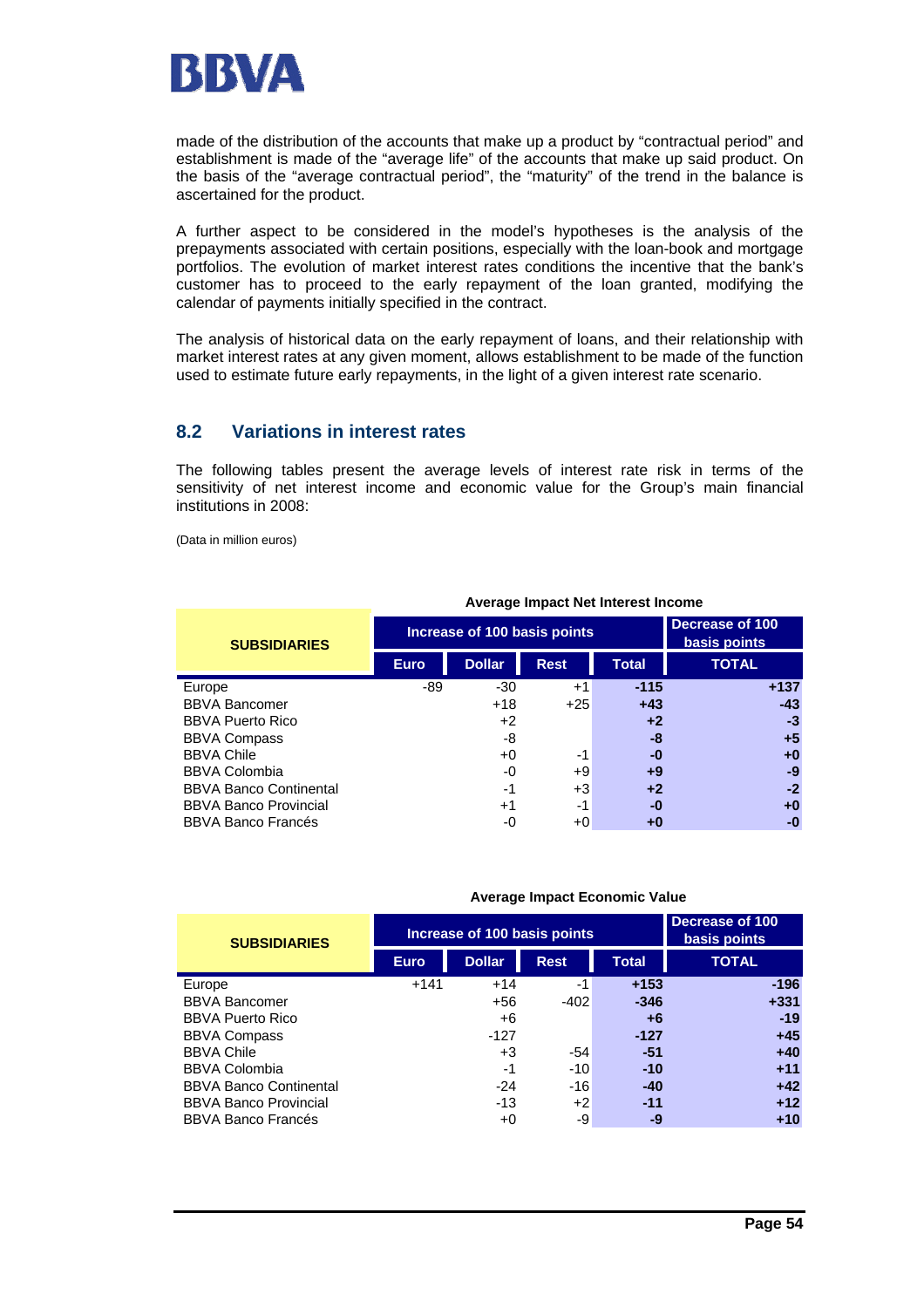made of the distribution of the accounts that make up a product by "contractual period" and establishment is made of the "average life" of the accounts that make up said product. On the basis of the "average contractual period", the "maturity" of the trend in the balance is ascertained for the product.

A further aspect to be considered in the model's hypotheses is the analysis of the prepayments associated with certain positions, especially with the loan-book and mortgage portfolios. The evolution of market interest rates conditions the incentive that the bank's customer has to proceed to the early repayment of the loan granted, modifying the calendar of payments initially specified in the contract.

The analysis of historical data on the early repayment of loans, and their relationship with market interest rates at any given moment, allows establishment to be made of the function used to estimate future early repayments, in the light of a given interest rate scenario.

## 8.2 Variations in interest rates

The following tables present the average levels of interest rate risk in terms of the sensitivity of net interest income and economic value for the Group's main financial institutions in 2008:

(Data in million euros)

**Average Impact Net Interest Income**

| SUBSIDIARIES | Increase of 100 basis points | | | | Decrease of 100 basis points |
|---|---|---|---|---|---|
| | Euro | Dollar | Rest | Total | TOTAL |
| Europe | -89 | -30 | +1 | **-115** | **+137** |
| BBVA Bancomer | | +18 | +25 | **+43** | **-43** |
| BBVA Puerto Rico | | +2 | | **+2** | **-3** |
| BBVA Compass | | -8 | | **-8** | **+5** |
| BBVA Chile | | +0 | -1 | **-0** | **+0** |
| BBVA Colombia | | -0 | +9 | **+9** | **-9** |
| BBVA Banco Continental | | -1 | +3 | **+2** | **-2** |
| BBVA Banco Provincial | | +1 | -1 | **-0** | **+0** |
| BBVA Banco Francés | | -0 | +0 | **+0** | **-0** |

**Average Impact Economic Value**

| SUBSIDIARIES | Increase of 100 basis points | | | | Decrease of 100 basis points |
|---|---|---|---|---|---|
| | Euro | Dollar | Rest | Total | TOTAL |
| Europe | +141 | +14 | -1 | **+153** | **-196** |
| BBVA Bancomer | | +56 | -402 | **-346** | **+331** |
| BBVA Puerto Rico | | +6 | | **+6** | **-19** |
| BBVA Compass | | -127 | | **-127** | **+45** |
| BBVA Chile | | +3 | -54 | **-51** | **+40** |
| BBVA Colombia | | -1 | -10 | **-10** | **+11** |
| BBVA Banco Continental | | -24 | -16 | **-40** | **+42** |
| BBVA Banco Provincial | | -13 | +2 | **-11** | **+12** |
| BBVA Banco Francés | | +0 | -9 | **-9** | **+10** |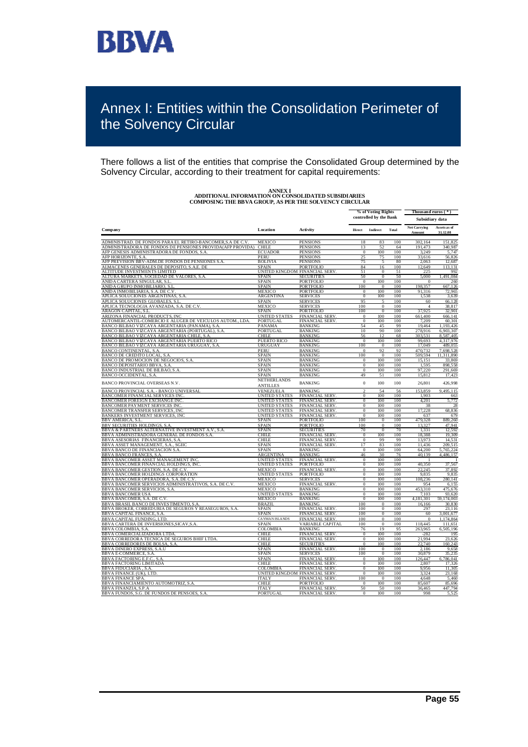# Annex I: Entities within the Consolidation Perimeter of the Solvency Circular

There follows a list of the entities that comprise the Consolidated Group determined by the Solvency Circular, according to their treatment for capital requirements:

**ANNEX I**
**ADDITIONAL INFORMATION ON CONSOLIDATED SUBSIDIARIES COMPOSING THE BBVA GROUP, AS PER THE SOLVENCY CIRCULAR**

| Company | Location | Activity | % of Voting Rights controlled by the Bank | | | Thousand euros (*) Subsidiary data | |
|---|---|---|---|---|---|---|---|
| | | | Direct | Indirect | Total | Net Carrying Amount | Assets as of 31.12.08 |
| ADMINISTRAD. DE FONDOS PARA EL RETIRO-BANCOMER,S.A DE C.V. | MEXICO | PENSIONS | 18 | 83 | 100 | 302,164 | 151,825 |
| ADMINISTRADORA DE FONDOS DE PENSIONES PROVIDA(AFP PROVIDA) | CHILE | PENSIONS | 13 | 52 | 64 | 191,473 | 340,987 |
| AFP GENESIS ADMINISTRADORA DE FONDOS, S.A. | ECUADOR | PENSIONS | 0 | 100 | 100 | 3,249 | 5,747 |
| AFP HORIZONTE, S.A. | PERU | PENSIONS | 25 | 75 | 100 | 33,616 | 56,826 |
| AFP PREVISION BBV-ADM.DE FONDOS DE PENSIONES S.A. | BOLIVIA | PENSIONS | 75 | 5 | 80 | 2,063 | 12,687 |
| ALMACENES GENERALES DE DEPOSITO, S.A.E. DE | SPAIN | PORTFOLIO | 84 | 16 | 100 | 12,649 | 113,131 |
| ALTITUDE INVESTMENTS LIMITED | UNITED KINGDOM | FINANCIAL SERV. | 51 | 0 | 51 | 225 | 992 |
| ALTURA MARKETS, SOCIEDAD DE VALORES, S.A. | SPAIN | SECURITIES | 50 | 0 | 50 | 5,000 | 1,491,084 |
| ANIDA CARTERA SINGULAR, S.L. | SPAIN | PORTFOLIO | 0 | 100 | 100 | 0 | 260 |
| ANIDA GRUPO INMOBILIARIO, S.L. | SPAIN | PORTFOLIO | 100 | 0 | 100 | 198,357 | 667,126 |
| ANIDA INMOBILIARIA, S.A. DE C.V. | MEXICO | PORTFOLIO | 0 | 100 | 100 | 91,316 | 72,965 |
| APLICA SOLUCIONES ARGENTINAS, S.A. | ARGENTINA | SERVICES | 0 | 100 | 100 | 1,538 | 3,639 |
| APLICA SOLUCIONES GLOBALES, S.L. | SPAIN | SERVICES | 95 | 5 | 100 | 60 | 66,128 |
| APLICA TECNOLOGIA AVANZADA, S.A. DE C.V. | MEXICO | SERVICES | 100 | 0 | 100 | 4 | 38,817 |
| ARAGON CAPITAL, S.L. | SPAIN | PORTFOLIO | 100 | 0 | 100 | 37,925 | 32,901 |
| ARIZONA FINANCIAL PRODUCTS, INC | UNITED STATES | FINANCIAL SERV. | 0 | 100 | 100 | 661,400 | 666,141 |
| AUTOMERCANTIL-COMERCIO E ALUGER DE VEICULOS AUTOM., LDA. | PORTUGAL | FINANCIAL SERV. | 0 | 100 | 100 | 7,209 | 60,301 |
| BANCO BILBAO VIZCAYA ARGENTARIA (PANAMA), S.A. | PANAMA | BANKING | 54 | 45 | 99 | 19,464 | 1,193,426 |
| BANCO BILBAO VIZCAYA ARGENTARIA (PORTUGAL), S.A. | PORTUGAL | BANKING | 10 | 90 | 100 | 278,916 | 6,903,307 |
| BANCO BILBAO VIZCAYA ARGENTARIA CHILE, S.A. | CHILE | BANKING | 56 | 12 | 68 | 303,531 | 8,587,405 |
| BANCO BILBAO VIZCAYA ARGENTARIA PUERTO RICO | PUERTO RICO | BANKING | 0 | 100 | 100 | 99,693 | 4,317,976 |
| BANCO BILBAO VIZCAYA ARGENTARIA URUGUAY, S.A. | URUGUAY | BANKING | 100 | 0 | 100 | 17,049 | 489,055 |
| BANCO CONTINENTAL, S.A. | PERU | BANKING | 0 | 92 | 92 | 470,732 | 7,698,528 |
| BANCO DE CREDITO LOCAL, S.A. | SPAIN | BANKING | 100 | 0 | 100 | 509,594 | 11,311,890 |
| BANCO DE PROMOCION DE NEGOCIOS, S.A. | SPAIN | BANKING | 0 | 100 | 100 | 15,151 | 33,869 |
| BANCO DEPOSITARIO BBVA, S.A. | SPAIN | BANKING | 0 | 100 | 100 | 1,595 | 898,558 |
| BANCO INDUSTRIAL DE BILBAO, S.A. | SPAIN | BANKING | 0 | 100 | 100 | 97,220 | 291,669 |
| BANCO OCCIDENTAL, S.A. | SPAIN | BANKING | 49 | 51 | 100 | 15,812 | 17,423 |
| BANCO PROVINCIAL OVERSEAS N.V. | NETHERLANDS ANTILLES | BANKING | 0 | 100 | 100 | 26,801 | 426,998 |
| BANCO PROVINCIAL S.A. - BANCO UNIVERSAL | VENEZUELA | BANKING | 2 | 54 | 56 | 153,859 | 9,495,115 |
| BANCOMER FINANCIAL SERVICES INC. | UNITED STATES | FINANCIAL SERV. | 0 | 100 | 100 | 1,903 | 663 |
| BANCOMER FOREIGN EXCHANGE INC. | UNITED STATES | FINANCIAL SERV. | 0 | 100 | 100 | 4,201 | 5,772 |
| BANCOMER PAYMENT SERVICES INC. | UNITED STATES | FINANCIAL SERV. | 0 | 100 | 100 | 38 | 28 |
| BANCOMER TRANSFER SERVICES, INC | UNITED STATES | FINANCIAL SERV. | 0 | 100 | 100 | 17,228 | 68,836 |
| BANKERS INVESTMENT SERVICES, INC | UNITED STATES | FINANCIAL SERV. | 0 | 100 | 100 | 637 | 679 |
| BBV AMERICA, S.L. | SPAIN | PORTFOLIO | 100 | 0 | 100 | 479,328 | 889,260 |
| BBV SECURITIES HOLDINGS, S.A. | SPAIN | PORTFOLIO | 100 | 0 | 100 | 13,327 | 47,941 |
| BBVA & PARTNERS ALTERNATIVE INVESTMENT A.V., S.A. | SPAIN | SECURITIES | 70 | 0 | 70 | 1,331 | 12,592 |
| BBVA ADMINISTRADORA GENERAL DE FONDOS S.A. | CHILE | FINANCIAL SERV. | 0 | 100 | 100 | 18,388 | 19,309 |
| BBVA ASESORIAS FINANCIERAS, S.A. | CHILE | FINANCIAL SERV. | 0 | 99 | 99 | 13,973 | 14,531 |
| BBVA ASSET MANAGEMENT, S.A., SGIIC | SPAIN | FINANCIAL SERV. | 17 | 83 | 100 | 11,436 | 209,515 |
| BBVA BANCO DE FINANCIACION S.A. | SPAIN | BANKING | 0 | 100 | 100 | 64,200 | 5,765,224 |
| BBVA BANCO FRANCES, S.A. | ARGENTINA | BANKING | 46 | 30 | 76 | 40,139 | 4,486,157 |
| BBVA BANCOMER ASSET MANAGEMENT INC. | UNITED STATES | FINANCIAL SERV. | 0 | 100 | 100 | 1 | 1 |
| BBVA BANCOMER FINANCIAL HOLDINGS, INC. | UNITED STATES | PORTFOLIO | 0 | 100 | 100 | 40,350 | 37,567 |
| BBVA BANCOMER GESTION, S.A. DE C.V. | MEXICO | FINANCIAL SERV. | 0 | 100 | 100 | 22,245 | 37,892 |
| BBVA BANCOMER HOLDINGS CORPORATION | UNITED STATES | PORTFOLIO | 0 | 100 | 100 | 9,835 | 9,835 |
| BBVA BANCOMER OPERADORA, S.A. DE C.V. | MEXICO | SERVICES | 0 | 100 | 100 | 108,236 | 280,141 |
| BBVA BANCOMER SERVICIOS ADMINISTRATIVOS, S.A. DE C.V. | MEXICO | FINANCIAL SERV. | 0 | 100 | 100 | 954 | 6,155 |
| BBVA BANCOMER SERVICIOS, S.A. | MEXICO | BANKING | 0 | 100 | 100 | 453,310 | 475,676 |
| BBVA BANCOMER USA | UNITED STATES | BANKING | 0 | 100 | 100 | 7,103 | 93,620 |
| BBVA BANCOMER, S.A. DE C.V. | MEXICO | BANKING | 0 | 100 | 100 | 4,181,301 | 59,174,003 |
| BBVA BRASIL BANCO DE INVESTIMENTO, S.A. | BRAZIL | BANKING | 100 | 0 | 100 | 16,166 | 30,830 |
| BBVA BROKER, CORREDURIA DE SEGUROS Y REASEGUROS, S.A. | SPAIN | FINANCIAL SERV. | 100 | 0 | 100 | 297 | 23,116 |
| BBVA CAPITAL FINANCE, S.A. | SPAIN | FINANCIAL SERV. | 100 | 0 | 100 | 60 | 3,001,677 |
| BBVA CAPITAL FUNDING, LTD. | CAYMAN ISLANDS | FINANCIAL SERV. | 100 | 0 | 100 | 0 | 1,174,864 |
| BBVA CARTERA DE INVERSIONES,SICAV,S.A. | SPAIN | VARIABLE CAPITAL | 100 | 0 | 100 | 118,445 | 111,651 |
| BBVA COLOMBIA, S.A. | COLOMBIA | BANKING | 76 | 19 | 95 | 263,965 | 6,505,196 |
| BBVA COMERCIALIZADORA LTDA. | CHILE | FINANCIAL SERV. | 0 | 100 | 100 | -282 | 195 |
| BBVA CORREDORA TECNICA DE SEGUROS BHIF LTDA. | CHILE | FINANCIAL SERV. | 0 | 100 | 100 | 21,994 | 23,626 |
| BBVA CORREDORES DE BOLSA, S.A. | CHILE | SECURITIES | 0 | 100 | 100 | 22,740 | 160,243 |
| BBVA DINERO EXPRESS, S.A.U | SPAIN | FINANCIAL SERV. | 100 | 0 | 100 | 2,186 | 9,658 |
| BBVA E-COMMERCE, S.A. | SPAIN | SERVICES | 100 | 0 | 100 | 30,879 | 35,235 |
| BBVA FACTORING E.F.C., S.A. | SPAIN | FINANCIAL SERV. | 0 | 100 | 100 | 126,447 | 6,786,041 |
| BBVA FACTORING LIMITADA | CHILE | FINANCIAL SERV. | 0 | 100 | 100 | 2,807 | 17,326 |
| BBVA FIDUCIARIA , S.A. | COLOMBIA | FINANCIAL SERV. | 0 | 100 | 100 | 9,956 | 11,305 |
| BBVA FINANCE (UK), LTD. | UNITED KINGDOM | FINANCIAL SERV. | 0 | 100 | 100 | 3,324 | 23,168 |
| BBVA FINANCE SPA. | ITALY | FINANCIAL SERV. | 100 | 0 | 100 | 4,648 | 5,460 |
| BBVA FINANCIAMIENTO AUTOMOTRIZ, S.A. | CHILE | PORTFOLIO | 0 | 100 | 100 | 85,607 | 85,696 |
| BBVA FINANZIA, S.P.A | ITALY | FINANCIAL SERV. | 50 | 50 | 100 | 36,465 | 447,794 |
| BBVA FUNDOS, S.G. DE FUNDOS DE PENSOES, S.A. | PORTUGAL | FINANCIAL SERV. | 0 | 100 | 100 | 998 | 5,525 |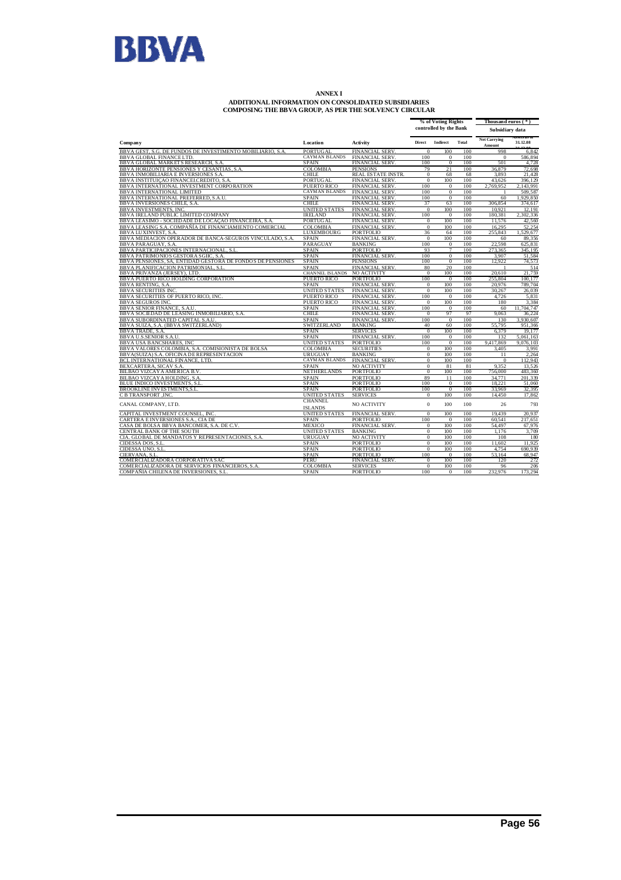# ANNEX I

## ADDITIONAL INFORMATION ON CONSOLIDATED SUBSIDIARIES COMPOSING THE BBVA GROUP, AS PER THE SOLVENCY CIRCULAR

| Company | Location | Activity | % of Voting Rights controlled by the Bank | | | Thousand euros (*) Subsidiary data | |
|---|---|---|---|---|---|---|---|
| | | | Direct | Indirect | Total | Net Carrying Amount | Assets as of 31.12.08 |
| BBVA GEST, S.G. DE FUNDOS DE INVESTIMENTO MOBILIARIO, S.A. | PORTUGAL | FINANCIAL SERV. | 0 | 100 | 100 | 998 | 6,842 |
| BBVA GLOBAL FINANCE LTD. | CAYMAN ISLANDS | FINANCIAL SERV. | 100 | 0 | 100 | 0 | 586,894 |
| BBVA GLOBAL MARKETS RESEARCH, S.A. | SPAIN | FINANCIAL SERV. | 100 | 0 | 100 | 501 | 4,728 |
| BBVA HORIZONTE PENSIONES Y CESANTIAS, S.A. | COLOMBIA | PENSIONS | 79 | 21 | 100 | 36,879 | 72,698 |
| BBVA INMOBILIARIA E INVERSIONES S.A. | CHILE | REAL ESTATE INSTR. | 0 | 68 | 68 | 3,893 | 21,428 |
| BBVA INSTITUIÇAO FINANCEIRA CREDITO, S.A. | PORTUGAL | FINANCIAL SERV. | 0 | 100 | 100 | 43,626 | 396,129 |
| BBVA INTERNATIONAL INVESTMENT CORPORATION | PUERTO RICO | FINANCIAL SERV. | 100 | 0 | 100 | 2,769,952 | 2,143,991 |
| BBVA INTERNATIONAL LIMITED | CAYMAN ISLANDS | FINANCIAL SERV. | 100 | 0 | 100 | 1 | 509,587 |
| BBVA INTERNATIONAL PREFERRED, S.A.U. | SPAIN | FINANCIAL SERV. | 100 | 0 | 100 | 60 | 1,929,850 |
| BBVA INVERSIONES CHILE, S.A. | CHILE | FINANCIAL SERV. | 37 | 63 | 100 | 306,854 | 374,617 |
| BBVA INVESTMENTS, INC. | UNITED STATES | FINANCIAL SERV. | 0 | 100 | 100 | 10,921 | 12,191 |
| BBVA IRELAND PUBLIC LIMITED COMPANY | IRELAND | FINANCIAL SERV. | 100 | 0 | 100 | 180,381 | 2,302,336 |
| BBVA LEASIMO - SOCIEDADE DE LOCAÇAO FINANCEIRA, S.A. | PORTUGAL | FINANCIAL SERV. | 0 | 100 | 100 | 11,576 | 42,560 |
| BBVA LEASING S.A. COMPAÑIA DE FINANCIAMIENTO COMERCIAL | COLOMBIA | FINANCIAL SERV. | 0 | 100 | 100 | 16,295 | 52,254 |
| BBVA LUXINVEST, S.A. | LUXEMBOURG | PORTFOLIO | 36 | 64 | 100 | 255,843 | 1,529,677 |
| BBVA MEDIACION OPERADOR DE BANCA-SEGUROS VINCULADO, S.A. | SPAIN | FINANCIAL SERV. | 0 | 100 | 100 | 60 | 89,356 |
| BBVA PARAGUAY, S.A. | PARAGUAY | BANKING | 100 | 0 | 100 | 22,598 | 625,831 |
| BBVA PARTICIPACIONES INTERNACIONAL, S.L. | SPAIN | PORTFOLIO | 93 | 7 | 100 | 273,365 | 345,195 |
| BBVA PATRIMONIOS GESTORA SGIIC, S.A. | SPAIN | FINANCIAL SERV. | 100 | 0 | 100 | 3,907 | 51,584 |
| BBVA PENSIONES, SA, ENTIDAD GESTORA DE FONDOS DE PENSIONES | SPAIN | PENSIONS | 100 | 0 | 100 | 12,922 | 74,573 |
| BBVA PLANIFICACION PATRIMONIAL, S.L. | SPAIN | FINANCIAL SERV. | 80 | 20 | 100 | 1 | 514 |
| BBVA PRIVANZA (JERSEY), LTD. | CHANNEL ISLANDS | NO ACTIVITY | 0 | 100 | 100 | 20,610 | 21,759 |
| BBVA PUERTO RICO HOLDING CORPORATION | PUERTO RICO | PORTFOLIO | 100 | 0 | 100 | 255,804 | 100,177 |
| BBVA RENTING, S.A. | SPAIN | FINANCIAL SERV. | 0 | 100 | 100 | 20,976 | 789,704 |
| BBVA SECURITIES INC. | UNITED STATES | FINANCIAL SERV. | 0 | 100 | 100 | 30,267 | 26,039 |
| BBVA SECURITIES OF PUERTO RICO, INC. | PUERTO RICO | FINANCIAL SERV. | 100 | 0 | 100 | 4,726 | 5,831 |
| BBVA SEGUROS INC. | PUERTO RICO | FINANCIAL SERV. | 0 | 100 | 100 | 180 | 3,384 |
| BBVA SENIOR FINANCE, S.A.U. | SPAIN | FINANCIAL SERV. | 100 | 0 | 100 | 60 | 11,704,747 |
| BBVA SOCIEDAD DE LEASING INMOBILIARIO, S.A. | CHILE | FINANCIAL SERV. | 0 | 97 | 97 | 9,063 | 36,224 |
| BBVA SUBORDINATED CAPITAL S.A.U. | SPAIN | FINANCIAL SERV. | 100 | 0 | 100 | 130 | 3,930,607 |
| BBVA SUIZA, S.A. (BBVA SWITZERLAND) | SWITZERLAND | BANKING | 40 | 60 | 100 | 55,795 | 951,366 |
| BBVA TRADE, S.A. | SPAIN | SERVICES | 0 | 100 | 100 | 6,379 | 19,177 |
| BBVA U.S.SENIOR S.A.U. | SPAIN | FINANCIAL SERV. | 100 | 0 | 100 | 132 | 5,061,163 |
| BBVA USA BANCSHARES, INC | UNITED STATES | PORTFOLIO | 100 | 0 | 100 | 9,417,869 | 9,076,103 |
| BBVA VALORES COLOMBIA, S.A. COMISIONISTA DE BOLSA | COLOMBIA | SECURITIES | 0 | 100 | 100 | 3,405 | 3,991 |
| BBVA(SUIZA) S.A. OFICINA DE REPRESENTACION | URUGUAY | BANKING | 0 | 100 | 100 | 11 | 2,264 |
| BCL INTERNATIONAL FINANCE, LTD. | CAYMAN ISLANDS | FINANCIAL SERV. | 0 | 100 | 100 | 0 | 112,943 |
| BEXCARTERA, SICAV S.A. | SPAIN | NO ACTIVITY | 0 | 81 | 81 | 9,352 | 13,526 |
| BILBAO VIZCAYA AMERICA B.V. | NETHERLANDS | PORTFOLIO | 0 | 100 | 100 | 756,000 | 483,360 |
| BILBAO VIZCAYA HOLDING, S.A. | SPAIN | PORTFOLIO | 89 | 11 | 100 | 34,771 | 201,339 |
| BLUE INDICO INVESTMENTS, S.L. | SPAIN | PORTFOLIO | 100 | 0 | 100 | 18,221 | 51,060 |
| BROOKLINE INVESTMENTS,S.L. | SPAIN | PORTFOLIO | 100 | 0 | 100 | 33,969 | 32,395 |
| C B TRANSPORT ,INC. | UNITED STATES | SERVICES | 0 | 100 | 100 | 14,450 | 17,862 |
| CANAL COMPANY, LTD. | CHANNEL ISLANDS | NO ACTIVITY | 0 | 100 | 100 | 26 | 793 |
| CAPITAL INVESTMENT COUNSEL, INC. | UNITED STATES | FINANCIAL SERV. | 0 | 100 | 100 | 19,439 | 20,937 |
| CARTERA E INVERSIONES S.A., CIA DE | SPAIN | PORTFOLIO | 100 | 0 | 100 | 60,541 | 217,651 |
| CASA DE BOLSA BBVA BANCOMER, S.A. DE C.V. | MEXICO | FINANCIAL SERV. | 0 | 100 | 100 | 54,497 | 67,976 |
| CENTRAL BANK OF THE SOUTH | UNITED STATES | BANKING | 0 | 100 | 100 | 1,176 | 3,709 |
| CIA. GLOBAL DE MANDATOS Y REPRESENTACIONES, S.A. | URUGUAY | NO ACTIVITY | 0 | 100 | 100 | 108 | 180 |
| CIDESSA DOS, S.L. | SPAIN | PORTFOLIO | 0 | 100 | 100 | 11,602 | 11,925 |
| CIDESSA UNO, S.L. | SPAIN | PORTFOLIO | 0 | 100 | 100 | 4,754 | 690,939 |
| CIERVANA, S.L. | SPAIN | PORTFOLIO | 100 | 0 | 100 | 53,164 | 68,947 |
| COMERCIALIZADORA CORPORATIVA SAC | PERU | FINANCIAL SERV. | 0 | 100 | 100 | 120 | 272 |
| COMERCIALIZADORA DE SERVICIOS FINANCIEROS, S.A. | COLOMBIA | SERVICES | 0 | 100 | 100 | 96 | 206 |
| COMPAÑIA CHILENA DE INVERSIONES, S.L. | SPAIN | PORTFOLIO | 100 | 0 | 100 | 232,976 | 173,294 |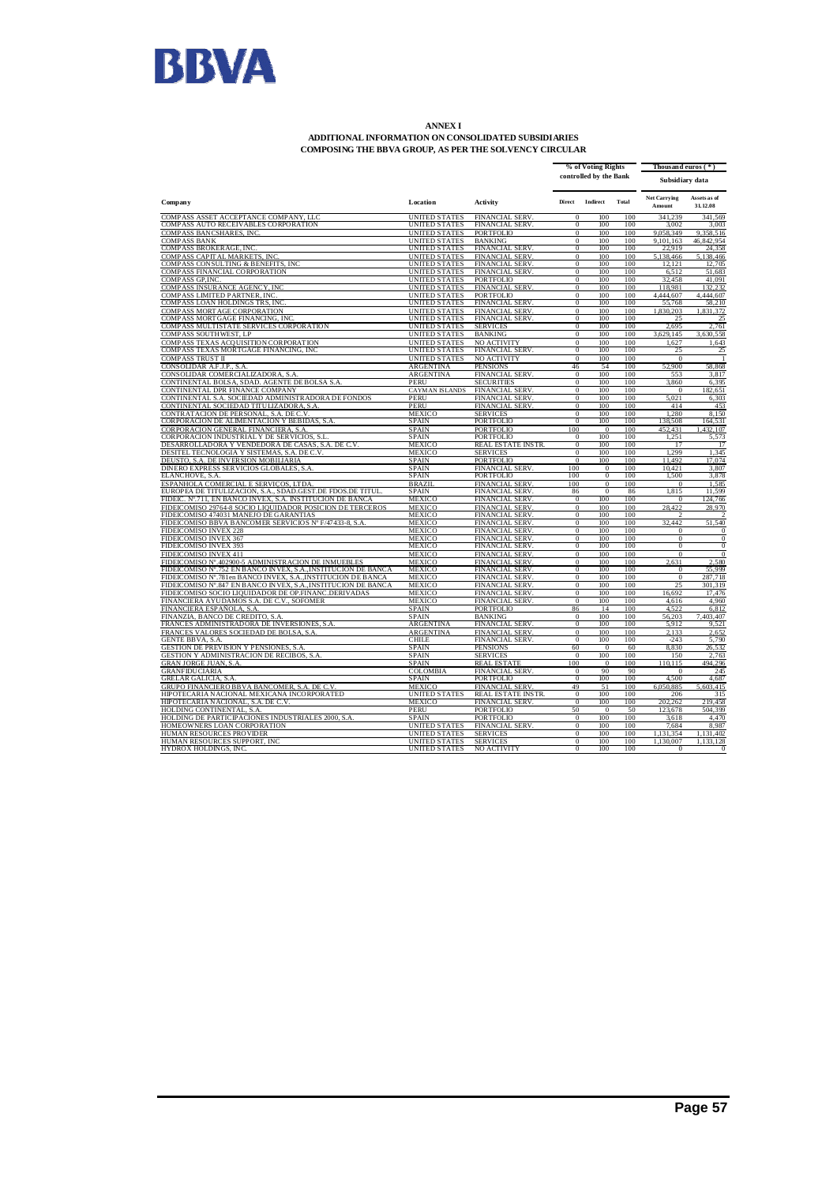**ANNEX I**
**ADDITIONAL INFORMATION ON CONSOLIDATED SUBSIDIARIES COMPOSING THE BBVA GROUP, AS PER THE SOLVENCY CIRCULAR**

| Company | Location | Activity | % of Voting Rights controlled by the Bank | | | Thousand euros (*) Subsidiary data | |
|---|---|---|---|---|---|---|---|
| | | | Direct | Indirect | Total | Net Carrying Amount | Assets as of 31.12.08 |
| COMPASS ASSET ACCEPTANCE COMPANY, LLC | UNITED STATES | FINANCIAL SERV. | 0 | 100 | 100 | 341,239 | 341,569 |
| COMPASS AUTO RECEIVABLES CORPORATION | UNITED STATES | FINANCIAL SERV. | 0 | 100 | 100 | 3,002 | 3,003 |
| COMPASS BANCSHARES, INC. | UNITED STATES | PORTFOLIO | 0 | 100 | 100 | 9,058,349 | 9,358,516 |
| COMPASS BANK | UNITED STATES | BANKING | 0 | 100 | 100 | 9,101,163 | 46,842,954 |
| COMPASS BROKERAGE, INC. | UNITED STATES | FINANCIAL SERV. | 0 | 100 | 100 | 22,919 | 24,358 |
| COMPASS CAPITAL MARKETS, INC. | UNITED STATES | FINANCIAL SERV. | 0 | 100 | 100 | 5,138,466 | 5,138,466 |
| COMPASS CONSULTING & BENEFITS, INC | UNITED STATES | FINANCIAL SERV. | 0 | 100 | 100 | 12,121 | 12,705 |
| COMPASS FINANCIAL CORPORATION | UNITED STATES | FINANCIAL SERV. | 0 | 100 | 100 | 6,512 | 51,683 |
| COMPASS GP,INC. | UNITED STATES | PORTFOLIO | 0 | 100 | 100 | 32,458 | 41,091 |
| COMPASS INSURANCE AGENCY, INC | UNITED STATES | FINANCIAL SERV. | 0 | 100 | 100 | 118,981 | 132,232 |
| COMPASS LIMITED PARTNER, INC. | UNITED STATES | PORTFOLIO | 0 | 100 | 100 | 4,444,607 | 4,444,607 |
| COMPASS LOAN HOLDINGS TRS, INC. | UNITED STATES | FINANCIAL SERV. | 0 | 100 | 100 | 55,768 | 58,210 |
| COMPASS MORTAGE CORPORATION | UNITED STATES | FINANCIAL SERV. | 0 | 100 | 100 | 1,830,203 | 1,831,372 |
| COMPASS MORTGAGE FINANCING, INC. | UNITED STATES | FINANCIAL SERV. | 0 | 100 | 100 | 25 | 25 |
| COMPASS MULTISTATE SERVICES CORPORATION | UNITED STATES | SERVICES | 0 | 100 | 100 | 2,695 | 2,761 |
| COMPASS SOUTHWEST, LP | UNITED STATES | BANKING | 0 | 100 | 100 | 3,629,145 | 3,630,558 |
| COMPASS TEXAS ACQUISITION CORPORATION | UNITED STATES | NO ACTIVITY | 0 | 100 | 100 | 1,627 | 1,643 |
| COMPASS TEXAS MORTGAGE FINANCING, INC | UNITED STATES | FINANCIAL SERV. | 0 | 100 | 100 | 25 | 25 |
| COMPASS TRUST II | UNITED STATES | NO ACTIVITY | 0 | 100 | 100 | 0 | 1 |
| CONSOLIDAR A.F.J.P., S.A. | ARGENTINA | PENSIONS | 46 | 54 | 100 | 52,900 | 58,868 |
| CONSOLIDAR COMERCIALIZADORA, S.A. | ARGENTINA | FINANCIAL SERV. | 0 | 100 | 100 | 553 | 3,817 |
| CONTINENTAL BOLSA, SDAD. AGENTE DE BOLSA S.A. | PERU | SECURITIES | 0 | 100 | 100 | 3,860 | 6,395 |
| CONTINENTAL DPR FINANCE COMPANY | CAYMAN ISLANDS | FINANCIAL SERV. | 0 | 100 | 100 | 0 | 182,651 |
| CONTINENTAL S.A. SOCIEDAD ADMINISTRADORA DE FONDOS | PERU | FINANCIAL SERV. | 0 | 100 | 100 | 5,021 | 6,303 |
| CONTINENTAL SOCIEDAD TITULIZADORA, S.A. | PERU | FINANCIAL SERV. | 0 | 100 | 100 | 414 | 453 |
| CONTRATACION DE PERSONAL, S.A. DE C.V. | MEXICO | SERVICES | 0 | 100 | 100 | 1,280 | 8,150 |
| CORPORACION DE ALIMENTACION Y BEBIDAS, S.A. | SPAIN | PORTFOLIO | 0 | 100 | 100 | 138,508 | 164,531 |
| CORPORACION GENERAL FINANCIERA, S.A. | SPAIN | PORTFOLIO | 100 | 0 | 100 | 452,431 | 1,432,107 |
| CORPORACION INDUSTRIAL Y DE SERVICIOS, S.L. | SPAIN | PORTFOLIO | 0 | 100 | 100 | 1,251 | 5,573 |
| DESARROLLADORA Y VENDEDORA DE CASAS, S.A. DE C.V. | MEXICO | REAL ESTATE INSTR. | 0 | 100 | 100 | 17 | 17 |
| DESITEL TECNOLOGIA Y SISTEMAS, S.A. DE C.V. | MEXICO | SERVICES | 0 | 100 | 100 | 1,299 | 1,345 |
| DEUSTO, S.A. DE INVERSION MOBILIARIA | SPAIN | PORTFOLIO | 0 | 100 | 100 | 11,492 | 17,074 |
| DINERO EXPRESS SERVICIOS GLOBALES, S.A. | SPAIN | FINANCIAL SERV. | 100 | 0 | 100 | 10,421 | 3,807 |
| ELANCHOVE, S.A. | SPAIN | PORTFOLIO | 100 | 0 | 100 | 1,500 | 3,878 |
| ESPANHOLA COMERCIAL E SERVIÇOS, LTDA. | BRAZIL | FINANCIAL SERV. | 100 | 0 | 100 | 0 | 1,585 |
| EUROPEA DE TITULIZACION, S.A., SDAD.GEST.DE FDOS.DE TITUL. | SPAIN | FINANCIAL SERV. | 86 | 0 | 86 | 1,815 | 11,599 |
| FIDEIC. Nº.711, EN BANCO INVEX, S.A. INSTITUCION DE BANCA | MEXICO | FINANCIAL SERV. | 0 | 100 | 100 | 0 | 124,766 |
| FIDEICOMISO 29764-8 SOCIO LIQUIDADOR POSICION DE TERCEROS | MEXICO | FINANCIAL SERV. | 0 | 100 | 100 | 28,422 | 28,970 |
| FIDEICOMISO 474031 MANEJO DE GARANTIAS | MEXICO | FINANCIAL SERV. | 0 | 100 | 100 | 2 | 2 |
| FIDEICOMISO BBVA BANCOMER SERVICIOS Nº F/47433-8, S.A. | MEXICO | FINANCIAL SERV. | 0 | 100 | 100 | 32,442 | 51,540 |
| FIDEICOMISO INVEX 228 | MEXICO | FINANCIAL SERV. | 0 | 100 | 100 | 0 | 0 |
| FIDEICOMISO INVEX 367 | MEXICO | FINANCIAL SERV. | 0 | 100 | 100 | 0 | 0 |
| FIDEICOMISO INVEX 393 | MEXICO | FINANCIAL SERV. | 0 | 100 | 100 | 0 | 0 |
| FIDEICOMISO INVEX 411 | MEXICO | FINANCIAL SERV. | 0 | 100 | 100 | 0 | 0 |
| FIDEICOMISO Nº.402900-5 ADMINISTRACION DE INMUEBLES | MEXICO | FINANCIAL SERV. | 0 | 100 | 100 | 2,631 | 2,580 |
| FIDEICOMISO Nº.752 EN BANCO INVEX, S.A.,INSTITUCION DE BANCA | MEXICO | FINANCIAL SERV. | 0 | 100 | 100 | 0 | 55,999 |
| FIDEICOMISO Nº.781en BANCO INVEX, S.A.,INSTITUCION DE BANCA | MEXICO | FINANCIAL SERV. | 0 | 100 | 100 | 0 | 287,718 |
| FIDEICOMISO Nº.847 EN BANCO INVEX, S.A.,INSTITUCION DE BANCA | MEXICO | FINANCIAL SERV. | 0 | 100 | 100 | 25 | 301,319 |
| FIDEICOMISO SOCIO LIQUIDADOR DE OP.FINANC.DERIVADAS | MEXICO | FINANCIAL SERV. | 0 | 100 | 100 | 16,692 | 17,476 |
| FINANCIERA AYUDAMOS S.A. DE C.V., SOFOMER | MEXICO | FINANCIAL SERV. | 0 | 100 | 100 | 4,616 | 4,960 |
| FINANCIERA ESPAÑOLA, S.A. | SPAIN | PORTFOLIO | 86 | 14 | 100 | 4,522 | 6,812 |
| FINANZIA, BANCO DE CREDITO, S.A. | SPAIN | BANKING | 0 | 100 | 100 | 56,203 | 7,403,407 |
| FRANCES ADMINISTRADORA DE INVERSIONES, S.A. | ARGENTINA | FINANCIAL SERV. | 0 | 100 | 100 | 5,912 | 9,521 |
| FRANCES VALORES SOCIEDAD DE BOLSA, S.A. | ARGENTINA | FINANCIAL SERV. | 0 | 100 | 100 | 2,133 | 2,652 |
| GENTE BBVA, S.A. | CHILE | FINANCIAL SERV. | 0 | 100 | 100 | -243 | 5,790 |
| GESTION DE PREVISION Y PENSIONES, S.A. | SPAIN | PENSIONS | 60 | 0 | 60 | 8,830 | 26,532 |
| GESTION Y ADMINISTRACION DE RECIBOS, S.A. | SPAIN | SERVICES | 0 | 100 | 100 | 150 | 2,763 |
| GRAN JORGE JUAN, S.A. | SPAIN | REAL ESTATE | 100 | 0 | 100 | 110,115 | 494,296 |
| GRANFIDUCIARIA | COLOMBIA | FINANCIAL SERV. | 0 | 90 | 90 | 0 | 245 |
| GRELAR GALICIA, S.A. | SPAIN | PORTFOLIO | 0 | 100 | 100 | 4,500 | 4,687 |
| GRUPO FINANCIERO BBVA BANCOMER, S.A. DE C.V. | MEXICO | FINANCIAL SERV. | 49 | 51 | 100 | 6,050,885 | 5,603,415 |
| HIPOTECARIA NACIONAL MEXICANA INCORPORATED | UNITED STATES | REAL ESTATE INSTR. | 0 | 100 | 100 | 206 | 315 |
| HIPOTECARIA NACIONAL, S.A. DE C.V. | MEXICO | FINANCIAL SERV. | 0 | 100 | 100 | 202,262 | 219,458 |
| HOLDING CONTINENTAL, S.A. | PERU | PORTFOLIO | 50 | 0 | 50 | 123,678 | 504,399 |
| HOLDING DE PARTICIPACIONES INDUSTRIALES 2000, S.A. | SPAIN | PORTFOLIO | 0 | 100 | 100 | 3,618 | 4,470 |
| HOMEOWNERS LOAN CORPORATION | UNITED STATES | FINANCIAL SERV. | 0 | 100 | 100 | 7,684 | 8,987 |
| HUMAN RESOURCES PROVIDER | UNITED STATES | SERVICES | 0 | 100 | 100 | 1,131,354 | 1,131,402 |
| HUMAN RESOURCES SUPPORT, INC | UNITED STATES | SERVICES | 0 | 100 | 100 | 1,130,007 | 1,133,128 |
| HYDROX HOLDINGS, INC. | UNITED STATES | NO ACTIVITY | 0 | 100 | 100 | 0 | 0 |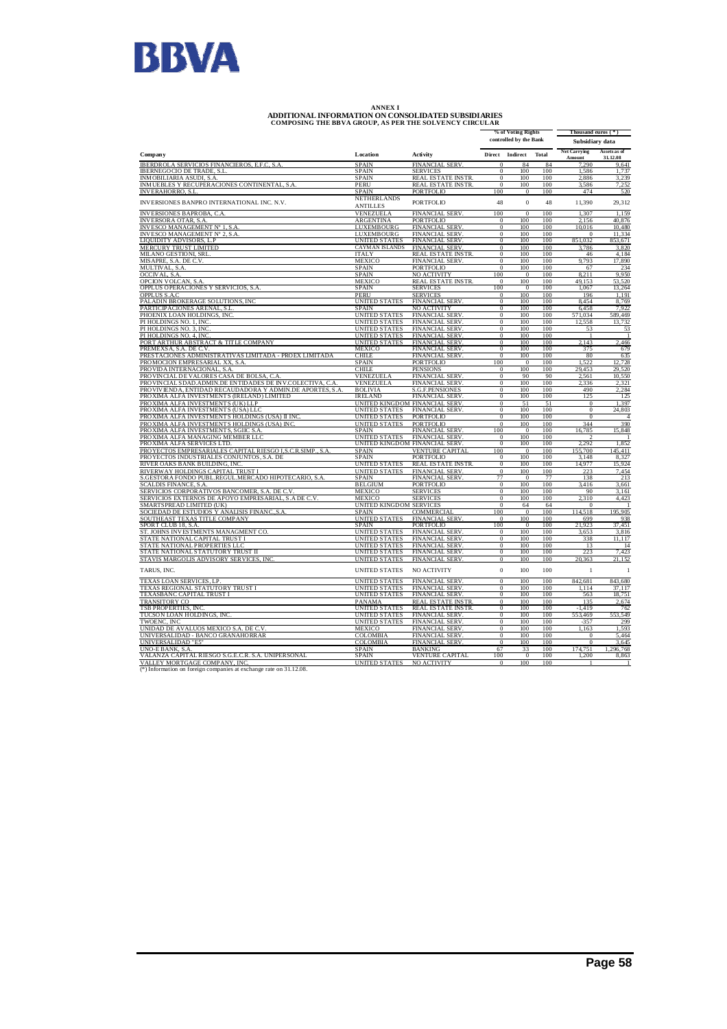# ANNEX I
## ADDITIONAL INFORMATION ON CONSOLIDATED SUBSIDIARIES COMPOSING THE BBVA GROUP, AS PER THE SOLVENCY CIRCULAR

| | | | % of Voting Rights controlled by the Bank | | | Thousand euros (*) Subsidiary data | |
|---|---|---|---|---|---|---|---|
| Company | Location | Activity | Direct | Indirect | Total | Net Carrying Amount | Assets as of 31.12.08 |
| IBERDROLA SERVICIOS FINANCIEROS, E.F.C, S.A. | SPAIN | FINANCIAL SERV. | 0 | 84 | 84 | 7,290 | 9,641 |
| IBERNEGOCIO DE TRADE, S.L. | SPAIN | SERVICES | 0 | 100 | 100 | 1,586 | 1,737 |
| INMOBILIARIA ASUDI, S.A. | SPAIN | REAL ESTATE INSTR. | 0 | 100 | 100 | 2,886 | 3,239 |
| INMUEBLES Y RECUPERACIONES CONTINENTAL, S.A. | PERU | REAL ESTATE INSTR. | 0 | 100 | 100 | 3,586 | 7,252 |
| INVERAHORRO, S.L. | SPAIN | PORTFOLIO | 100 | 0 | 100 | 474 | 520 |
| INVERSIONES BANPRO INTERNATIONAL INC. N.V. | NETHERLANDS ANTILLES | PORTFOLIO | 48 | 0 | 48 | 11,390 | 29,312 |
| INVERSIONES BAPROBA, C.A. | VENEZUELA | FINANCIAL SERV. | 100 | 0 | 100 | 1,307 | 1,159 |
| INVERSORA OTAR, S.A. | ARGENTINA | PORTFOLIO | 0 | 100 | 100 | 2,156 | 40,876 |
| INVESCO MANAGEMENT Nº 1, S.A. | LUXEMBOURG | FINANCIAL SERV. | 0 | 100 | 100 | 10,016 | 10,480 |
| INVESCO MANAGEMENT Nº 2, S.A. | LUXEMBOURG | FINANCIAL SERV. | 0 | 100 | 100 | 0 | 11,334 |
| LIQUIDITY ADVISORS, L.P | UNITED STATES | FINANCIAL SERV. | 0 | 100 | 100 | 851,032 | 853,671 |
| MERCURY TRUST LIMITED | CAYMAN ISLANDS | FINANCIAL SERV. | 0 | 100 | 100 | 3,786 | 3,820 |
| MILANO GESTIONI, SRL. | ITALY | REAL ESTATE INSTR. | 0 | 100 | 100 | 46 | 4,184 |
| MISAPRE, S.A. DE C.V. | MEXICO | FINANCIAL SERV. | 0 | 100 | 100 | 9,793 | 17,890 |
| MULTIVAL, S.A. | SPAIN | PORTFOLIO | 0 | 100 | 100 | 67 | 234 |
| OCCIVAL, S.A. | SPAIN | NO ACTIVITY | 100 | 0 | 100 | 8,211 | 9,950 |
| OPCION VOLCAN, S.A. | MEXICO | REAL ESTATE INSTR. | 0 | 100 | 100 | 49,153 | 53,520 |
| OPPLUS OPERACIONES Y SERVICIOS, S.A. | SPAIN | SERVICES | 100 | 0 | 100 | 1,067 | 13,264 |
| OPPLUS S.A.C | PERU | SERVICES | 0 | 100 | 100 | 196 | 1,191 |
| PALADIN BROKERAGE SOLUTIONS, INC | UNITED STATES | FINANCIAL SERV. | 0 | 100 | 100 | 8,454 | 8,769 |
| PARTICIPACIONES ARENAL, S.L. | SPAIN | NO ACTIVITY | 0 | 100 | 100 | 6,458 | 7,922 |
| PHOENIX LOAN HOLDINGS, INC. | UNITED STATES | FINANCIAL SERV. | 0 | 100 | 100 | 571,034 | 589,469 |
| PI HOLDINGS NO. 1, INC. | UNITED STATES | FINANCIAL SERV. | 0 | 100 | 100 | 12,558 | 13,732 |
| PI HOLDINGS NO. 3, INC. | UNITED STATES | FINANCIAL SERV. | 0 | 100 | 100 | 53 | 53 |
| PI HOLDINGS NO. 4, INC. | UNITED STATES | FINANCIAL SERV. | 0 | 100 | 100 | 1 | 1 |
| PORT ARTHUR ABSTRACT & TITLE COMPANY | UNITED STATES | FINANCIAL SERV. | 0 | 100 | 100 | 2,143 | 2,466 |
| PREMEXSA, S.A. DE C.V. | MEXICO | FINANCIAL SERV. | 0 | 100 | 100 | 375 | 679 |
| PRESTACIONES ADMINISTRATIVAS LIMITADA - PROEX LIMITADA | CHILE | FINANCIAL SERV. | 0 | 100 | 100 | 80 | 635 |
| PROMOCION EMPRESARIAL XX, S.A. | SPAIN | PORTFOLIO | 100 | 0 | 100 | 1,522 | 12,728 |
| PROVIDA INTERNACIONAL, S.A. | CHILE | PENSIONS | 0 | 100 | 100 | 29,453 | 29,520 |
| PROVINCIAL DE VALORES CASA DE BOLSA, C.A. | VENEZUELA | FINANCIAL SERV. | 0 | 90 | 90 | 2,561 | 10,550 |
| PROVINCIAL SDAD.ADMIN.DE ENTIDADES DE INV.COLECTIVA, C.A. | VENEZUELA | FINANCIAL SERV. | 0 | 100 | 100 | 2,336 | 2,321 |
| PROVIVIENDA, ENTIDAD RECAUDADORA Y ADMIN.DE APORTES, S.A. | BOLIVIA | S.G.F.PENSIONES | 0 | 100 | 100 | 490 | 2,284 |
| PROXIMA ALFA INVESTMENTS (IRELAND) LIMITED | IRELAND | FINANCIAL SERV. | 0 | 100 | 100 | 125 | 125 |
| PROXIMA ALFA INVESTMENTS (UK) LLP | UNITED KINGDOM | FINANCIAL SERV. | 0 | 51 | 51 | 0 | 1,397 |
| PROXIMA ALFA INVESTMENTS (USA) LLC | UNITED STATES | FINANCIAL SERV. | 0 | 100 | 100 | 0 | 24,803 |
| PROXIMA ALFA INVESTMENTS HOLDINGS (USA) II INC. | UNITED STATES | PORTFOLIO | 0 | 100 | 100 | 0 | 4 |
| PROXIMA ALFA INVESTMENTS HOLDINGS (USA) INC. | UNITED STATES | PORTFOLIO | 0 | 100 | 100 | 344 | 390 |
| PROXIMA ALFA INVESTMENTS, SGIIC S.A. | SPAIN | FINANCIAL SERV. | 100 | 0 | 100 | 16,785 | 15,848 |
| PROXIMA ALFA MANAGING MEMBER LLC | UNITED STATES | FINANCIAL SERV. | 0 | 100 | 100 | 2 | 1 |
| PROXIMA ALFA SERVICES LTD. | UNITED KINGDOM | FINANCIAL SERV. | 0 | 100 | 100 | 2,292 | 1,852 |
| PROYECTOS EMPRESARIALES CAPITAL RIESGO I,S.C.R.SIMP., S.A. | SPAIN | VENTURE CAPITAL | 100 | 0 | 100 | 155,700 | 145,411 |
| PROYECTOS INDUSTRIALES CONJUNTOS, S.A. DE | SPAIN | PORTFOLIO | 0 | 100 | 100 | 3,148 | 8,327 |
| RIVER OAKS BANK BUILDING, INC. | UNITED STATES | REAL ESTATE INSTR. | 0 | 100 | 100 | 14,977 | 15,924 |
| RIVERWAY HOLDINGS CAPITAL TRUST I | UNITED STATES | FINANCIAL SERV. | 0 | 100 | 100 | 223 | 7,454 |
| S.GESTORA FONDO PUBL.REGUL.MERCADO HIPOTECARIO, S.A. | SPAIN | FINANCIAL SERV. | 77 | 0 | 77 | 138 | 213 |
| SCALDIS FINANCE, S.A. | BELGIUM | PORTFOLIO | 0 | 100 | 100 | 3,416 | 3,661 |
| SERVICIOS CORPORATIVOS BANCOMER, S.A. DE C.V. | MEXICO | SERVICES | 0 | 100 | 100 | 90 | 3,161 |
| SERVICIOS EXTERNOS DE APOYO EMPRESARIAL, S.A DE C.V. | MEXICO | SERVICES | 0 | 100 | 100 | 2,310 | 4,423 |
| SMARTSPREAD LIMITED (UK) | UNITED KINGDOM | SERVICES | 0 | 64 | 64 | 0 | 1 |
| SOCIEDAD DE ESTUDIOS Y ANALISIS FINANC.,S.A. | SPAIN | COMMERCIAL | 100 | 0 | 100 | 114,518 | 195,905 |
| SOUTHEAST TEXAS TITLE COMPANY | UNITED STATES | FINANCIAL SERV. | 0 | 100 | 100 | 699 | 938 |
| SPORT CLUB 18, S.A. | SPAIN | PORTFOLIO | 100 | 0 | 100 | 21,923 | 37,451 |
| ST. JOHNS INVESTMENTS MANAGMENT CO. | UNITED STATES | FINANCIAL SERV. | 0 | 100 | 100 | 3,653 | 3,816 |
| STATE NATIONAL CAPITAL TRUST I | UNITED STATES | FINANCIAL SERV. | 0 | 100 | 100 | 338 | 11,117 |
| STATE NATIONAL PROPERTIES LLC | UNITED STATES | FINANCIAL SERV. | 0 | 100 | 100 | 13 | 14 |
| STATE NATIONAL STATUTORY TRUST II | UNITED STATES | FINANCIAL SERV. | 0 | 100 | 100 | 223 | 7,423 |
| STAVIS MARGOLIS ADVISORY SERVICES, INC. | UNITED STATES | FINANCIAL SERV. | 0 | 100 | 100 | 20,363 | 21,152 |
| TARUS, INC. | UNITED STATES | NO ACTIVITY | 0 | 100 | 100 | 1 | 1 |
| TEXAS LOAN SERVICES, LP. | UNITED STATES | FINANCIAL SERV. | 0 | 100 | 100 | 842,681 | 843,680 |
| TEXAS REGIONAL STATUTORY TRUST I | UNITED STATES | FINANCIAL SERV. | 0 | 100 | 100 | 1,114 | 37,117 |
| TEXASBANC CAPITAL TRUST I | UNITED STATES | FINANCIAL SERV. | 0 | 100 | 100 | 563 | 18,751 |
| TRANSITORY CO | PANAMA | REAL ESTATE INSTR. | 0 | 100 | 100 | 135 | 2,674 |
| TSB PROPERTIES, INC. | UNITED STATES | REAL ESTATE INSTR. | 0 | 100 | 100 | -1,419 | 762 |
| TUCSON LOAN HOLDINGS, INC. | UNITED STATES | FINANCIAL SERV. | 0 | 100 | 100 | 553,469 | 553,549 |
| TWOENC, INC | UNITED STATES | FINANCIAL SERV. | 0 | 100 | 100 | -357 | 299 |
| UNIDAD DE AVALUOS MEXICO S.A. DE C.V. | MEXICO | FINANCIAL SERV. | 0 | 100 | 100 | 1,163 | 1,593 |
| UNIVERSALIDAD - BANCO GRANAHORRAR | COLOMBIA | FINANCIAL SERV. | 0 | 100 | 100 | 0 | 5,464 |
| UNIVERSALIDAD "E5" | COLOMBIA | FINANCIAL SERV. | 0 | 100 | 100 | 0 | 3,645 |
| UNO-E BANK, S.A. | SPAIN | BANKING | 67 | 33 | 100 | 174,751 | 1,296,768 |
| VALANZA CAPITAL RIESGO S.G.E.C.R. S.A. UNIPERSONAL | SPAIN | VENTURE CAPITAL | 100 | 0 | 100 | 1,200 | 8,863 |
| VALLEY MORTGAGE COMPANY, INC. | UNITED STATES | NO ACTIVITY | 0 | 100 | 100 | 1 | 1 |

(*) Information on foreign companies at exchange rate on 31.12.08.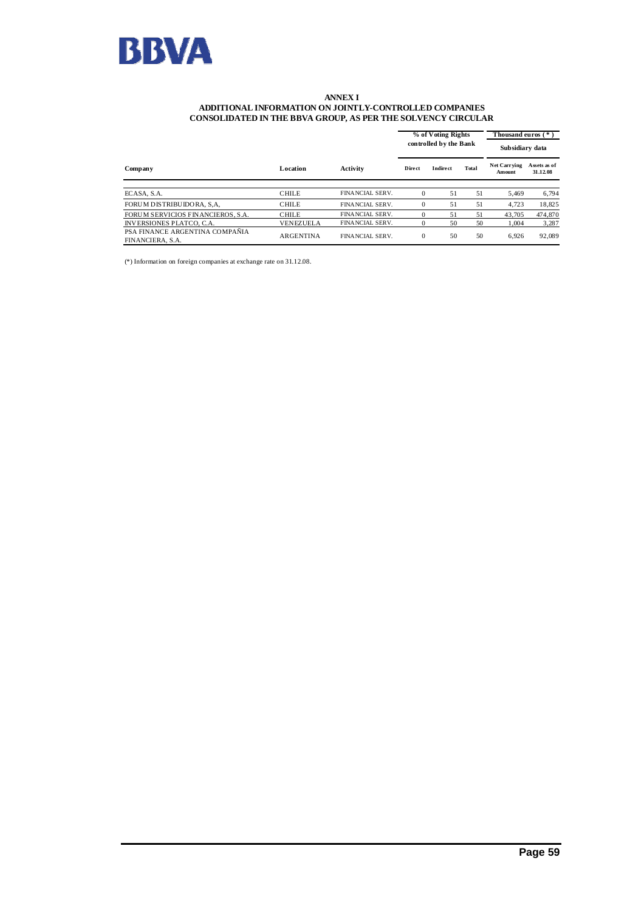# ANNEX I

## ADDITIONAL INFORMATION ON JOINTLY-CONTROLLED COMPANIES CONSOLIDATED IN THE BBVA GROUP, AS PER THE SOLVENCY CIRCULAR

| | | | % of Voting Rights controlled by the Bank | | | Thousand euros (*) Subsidiary data | |
|---|---|---|---|---|---|---|---|
| **Company** | **Location** | **Activity** | **Direct** | **Indirect** | **Total** | **Net Carrying Amount** | **Assets as of 31.12.08** |
| ECASA, S.A. | CHILE | FINANCIAL SERV. | 0 | 51 | 51 | 5,469 | 6,794 |
| FORUM DISTRIBUIDORA, S,A, | CHILE | FINANCIAL SERV. | 0 | 51 | 51 | 4,723 | 18,825 |
| FORUM SERVICIOS FINANCIEROS, S.A. | CHILE | FINANCIAL SERV. | 0 | 51 | 51 | 43,705 | 474,870 |
| INVERSIONES PLATCO, C.A. | VENEZUELA | FINANCIAL SERV. | 0 | 50 | 50 | 1,004 | 3,287 |
| PSA FINANCE ARGENTINA COMPAÑIA FINANCIERA, S.A. | ARGENTINA | FINANCIAL SERV. | 0 | 50 | 50 | 6,926 | 92,089 |

(*) Information on foreign companies at exchange rate on 31.12.08.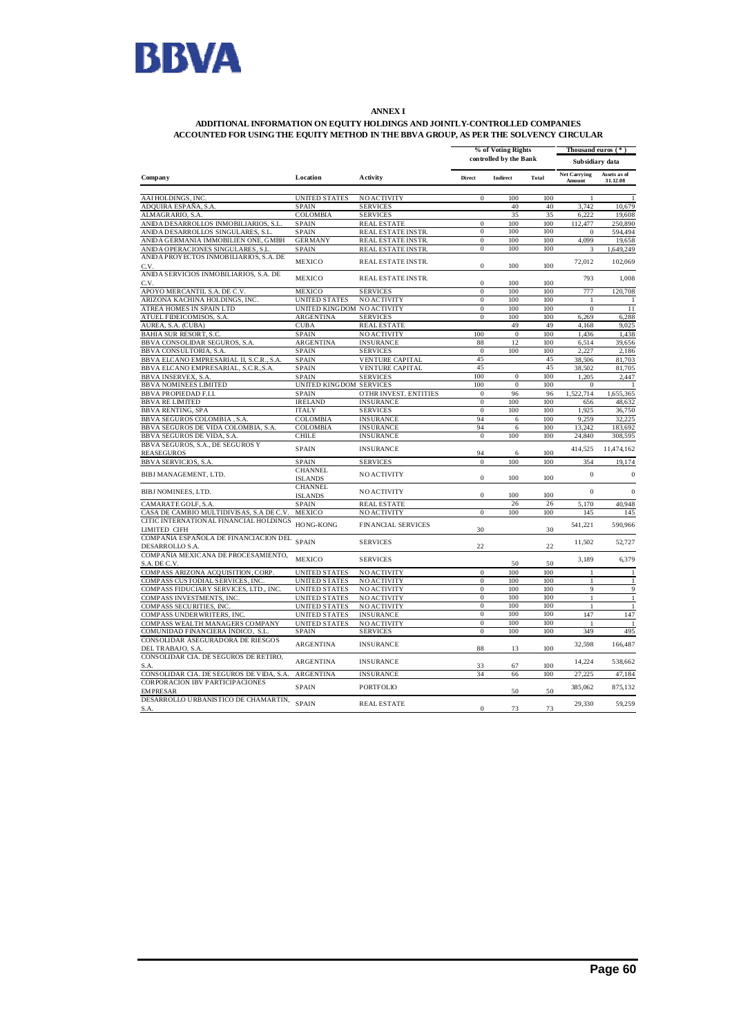# ANNEX I

## ADDITIONAL INFORMATION ON EQUITY HOLDINGS AND JOINTLY-CONTROLLED COMPANIES ACCOUNTED FOR USING THE EQUITY METHOD IN THE BBVA GROUP, AS PER THE SOLVENCY CIRCULAR

| | | | % of Voting Rights controlled by the Bank | | | Thousand euros (*) Subsidiary data | |
|---|---|---|---|---|---|---|---|
| Company | Location | Activity | Direct | Indirect | Total | Net Carrying Amount | Assets as of 31.12.08 |
| AAI HOLDINGS, INC. | UNITED STATES | NO ACTIVITY | 0 | 100 | 100 | 1 | 1 |
| ADQUIRA ESPAÑA, S.A. | SPAIN | SERVICES | | 40 | 40 | 3,742 | 10,679 |
| ALMAGRARIO, S.A. | COLOMBIA | SERVICES | | 35 | 35 | 6,222 | 19,608 |
| ANIDA DESARROLLOS INMOBILIARIOS, S.L. | SPAIN | REAL ESTATE | 0 | 100 | 100 | 112,477 | 250,890 |
| ANIDA DESARROLLOS SINGULARES, S.L. | SPAIN | REAL ESTATE INSTR. | 0 | 100 | 100 | 0 | 594,494 |
| ANIDA GERMANIA IMMOBILIEN ONE, GMBH | GERMANY | REAL ESTATE INSTR. | 0 | 100 | 100 | 4,099 | 19,658 |
| ANIDA OPERACIONES SINGULARES, S.L. | SPAIN | REAL ESTATE INSTR. | 0 | 100 | 100 | 3 | 1,649,249 |
| ANIDA PROYECTOS INMOBILIARIOS, S.A. DE C.V. | MEXICO | REAL ESTATE INSTR. | 0 | 100 | 100 | 72,012 | 102,069 |
| ANIDA SERVICIOS INMOBILIARIOS, S.A. DE C.V. | MEXICO | REAL ESTATE INSTR. | 0 | 100 | 100 | 793 | 1,008 |
| APOYO MERCANTIL S.A. DE C.V. | MEXICO | SERVICES | 0 | 100 | 100 | 777 | 120,708 |
| ARIZONA KACHINA HOLDINGS, INC. | UNITED STATES | NO ACTIVITY | 0 | 100 | 100 | 1 | 1 |
| ATREA HOMES IN SPAIN LTD | UNITED KINGDOM | NO ACTIVITY | 0 | 100 | 100 | 0 | 11 |
| ATUEL FIDEICOMISOS, S.A. | ARGENTINA | SERVICES | 0 | 100 | 100 | 6,269 | 6,288 |
| AUREA, S.A. (CUBA) | CUBA | REAL ESTATE | | 49 | 49 | 4,168 | 9,025 |
| BAHIA SUR RESORT, S.C. | SPAIN | NO ACTIVITY | 100 | 0 | 100 | 1,436 | 1,438 |
| BBVA CONSOLIDAR SEGUROS, S.A. | ARGENTINA | INSURANCE | 88 | 12 | 100 | 6,514 | 39,656 |
| BBVA CONSULTORIA, S.A. | SPAIN | SERVICES | 0 | 100 | 100 | 2,227 | 2,186 |
| BBVA ELCANO EMPRESARIAL II, S.C.R., S.A. | SPAIN | VENTURE CAPITAL | 45 | | 45 | 38,506 | 81,703 |
| BBVA ELCANO EMPRESARIAL, S.C.R.,S.A. | SPAIN | VENTURE CAPITAL | 45 | | 45 | 38,502 | 81,705 |
| BBVA INSERVEX, S.A. | SPAIN | SERVICES | 100 | 0 | 100 | 1,205 | 2,447 |
| BBVA NOMINEES LIMITED | UNITED KINGDOM | SERVICES | 100 | 0 | 100 | 0 | 1 |
| BBVA PROPIEDAD F.I.I. | SPAIN | OTHR INVEST. ENTITIES | 0 | 96 | 96 | 1,522,714 | 1,655,365 |
| BBVA RE LIMITED | IRELAND | INSURANCE | 0 | 100 | 100 | 656 | 48,632 |
| BBVA RENTING, SPA | ITALY | SERVICES | 0 | 100 | 100 | 1,925 | 36,750 |
| BBVA SEGUROS COLOMBIA , S.A. | COLOMBIA | INSURANCE | 94 | 6 | 100 | 9,259 | 32,225 |
| BBVA SEGUROS DE VIDA COLOMBIA, S.A. | COLOMBIA | INSURANCE | 94 | 6 | 100 | 13,242 | 183,692 |
| BBVA SEGUROS DE VIDA, S.A. | CHILE | INSURANCE | 0 | 100 | 100 | 24,840 | 308,595 |
| BBVA SEGUROS, S.A., DE SEGUROS Y REASEGUROS | SPAIN | INSURANCE | 94 | 6 | 100 | 414,525 | 11,474,162 |
| BBVA SERVICIOS, S.A. | SPAIN | SERVICES | 0 | 100 | 100 | 354 | 19,174 |
| BIBJ MANAGEMENT, LTD. | CHANNEL ISLANDS | NO ACTIVITY | 0 | 100 | 100 | 0 | 0 |
| BIBJ NOMINEES, LTD. | CHANNEL ISLANDS | NO ACTIVITY | 0 | 100 | 100 | 0 | 0 |
| CAMARATE GOLF, S.A. | SPAIN | REAL ESTATE | | 26 | 26 | 5,170 | 40,948 |
| CASA DE CAMBIO MULTIDIVISAS, S.A DE C.V. | MEXICO | NO ACTIVITY | 0 | 100 | 100 | 145 | 145 |
| CITIC INTERNATIONAL FINANCIAL HOLDINGS LIMITED CIFH | HONG-KONG | FINANCIAL SERVICES | 30 | | 30 | 541,221 | 590,966 |
| COMPAÑIA ESPAÑOLA DE FINANCIACION DEL DESARROLLO S.A. | SPAIN | SERVICES | 22 | | 22 | 11,502 | 52,727 |
| COMPAÑIA MEXICANA DE PROCESAMIENTO, S.A. DE C.V. | MEXICO | SERVICES | | 50 | 50 | 3,189 | 6,379 |
| COMPASS ARIZONA ACQUISITION, CORP. | UNITED STATES | NO ACTIVITY | 0 | 100 | 100 | 1 | 1 |
| COMPASS CUSTODIAL SERVICES, INC. | UNITED STATES | NO ACTIVITY | 0 | 100 | 100 | 1 | 1 |
| COMPASS FIDUCIARY SERVICES, LTD., INC. | UNITED STATES | NO ACTIVITY | 0 | 100 | 100 | 9 | 9 |
| COMPASS INVESTMENTS, INC. | UNITED STATES | NO ACTIVITY | 0 | 100 | 100 | 1 | 1 |
| COMPASS SECURITIES, INC. | UNITED STATES | NO ACTIVITY | 0 | 100 | 100 | 1 | 1 |
| COMPASS UNDERWRITERS, INC. | UNITED STATES | INSURANCE | 0 | 100 | 100 | 147 | 147 |
| COMPASS WEALTH MANAGERS COMPANY | UNITED STATES | NO ACTIVITY | 0 | 100 | 100 | 1 | 1 |
| COMUNIDAD FINANCIERA ÍNDICO, S.L. | SPAIN | SERVICES | 0 | 100 | 100 | 349 | 495 |
| CONSOLIDAR ASEGURADORA DE RIESGOS DEL TRABAJO, S.A. | ARGENTINA | INSURANCE | 88 | 13 | 100 | 32,598 | 166,487 |
| CONSOLIDAR CIA. DE SEGUROS DE RETIRO, S.A. | ARGENTINA | INSURANCE | 33 | 67 | 100 | 14,224 | 538,662 |
| CONSOLIDAR CIA. DE SEGUROS DE VIDA, S.A. | ARGENTINA | INSURANCE | 34 | 66 | 100 | 27,225 | 47,184 |
| CORPORACION IBV PARTICIPACIONES EMPRESAR | SPAIN | PORTFOLIO | | 50 | 50 | 385,062 | 875,132 |
| DESARROLLO URBANISTICO DE CHAMARTIN, S.A. | SPAIN | REAL ESTATE | 0 | 73 | 73 | 29,330 | 59,259 |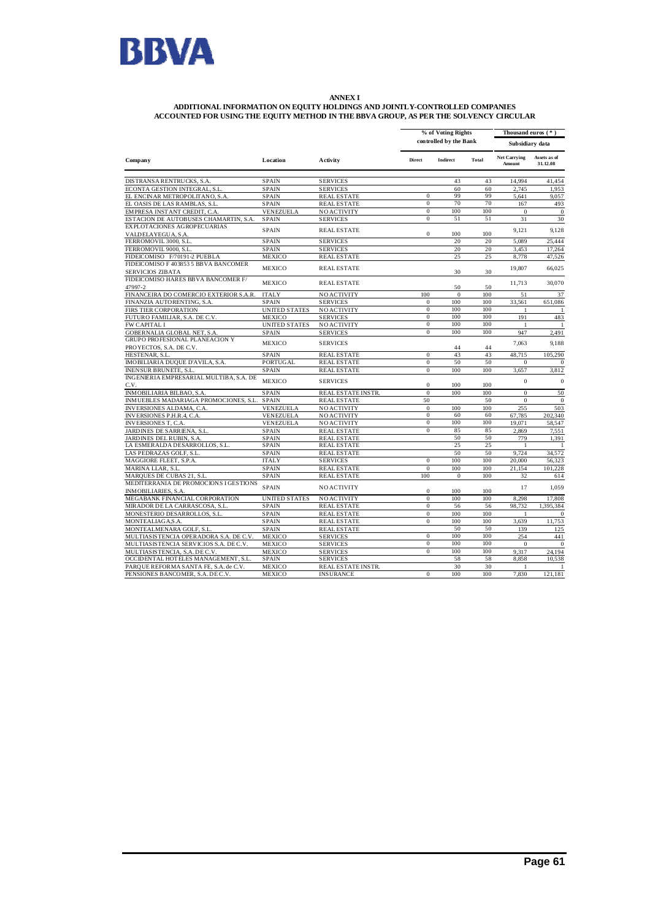# ANNEX I

## ADDITIONAL INFORMATION ON EQUITY HOLDINGS AND JOINTLY-CONTROLLED COMPANIES ACCOUNTED FOR USING THE EQUITY METHOD IN THE BBVA GROUP, AS PER THE SOLVENCY CIRCULAR

| | | | % of Voting Rights controlled by the Bank | | | Thousand euros (*) Subsidiary data | |
|---|---|---|---|---|---|---|---|
| Company | Location | Activity | Direct | Indirect | Total | Net Carrying Amount | Assets as of 31.12.08 |
| DISTRANSA RENTRUCKS, S.A. | SPAIN | SERVICES | | 43 | 43 | 14,994 | 41,454 |
| ECONTA GESTION INTEGRAL, S.L. | SPAIN | SERVICES | | 60 | 60 | 2,745 | 1,953 |
| EL ENCINAR METROPOLITANO, S.A. | SPAIN | REAL ESTATE | 0 | 99 | 99 | 5,641 | 9,057 |
| EL OASIS DE LAS RAMBLAS, S.L. | SPAIN | REAL ESTATE | 0 | 70 | 70 | 167 | 493 |
| EMPRESA INSTANT CREDIT, C.A. | VENEZUELA | NO ACTIVITY | 0 | 100 | 100 | 0 | 0 |
| ESTACION DE AUTOBUSES CHAMARTIN, S.A. | SPAIN | SERVICES | 0 | 51 | 51 | 31 | 30 |
| EXPLOTACIONES AGROPECUARIAS VALDELAYEGUA, S.A. | SPAIN | REAL ESTATE | 0 | 100 | 100 | 9,121 | 9,128 |
| FERROMOVIL 3000, S.L. | SPAIN | SERVICES | | 20 | 20 | 5,089 | 25,444 |
| FERROMOVIL 9000, S.L. | SPAIN | SERVICES | | 20 | 20 | 3,453 | 17,264 |
| FIDEICOMISO F/70191-2 PUEBLA | MEXICO | REAL ESTATE | | 25 | 25 | 8,778 | 47,526 |
| FIDEICOMISO F 403853 5 BBVA BANCOMER SERVICIOS ZIBATA | MEXICO | REAL ESTATE | | 30 | 30 | 19,807 | 66,025 |
| FIDEICOMISO HARES BBVA BANCOMER F/ 47997-2 | MEXICO | REAL ESTATE | | 50 | 50 | 11,713 | 30,070 |
| FINANCEIRA DO COMERCIO EXTERIOR S.A.R. | ITALY | NO ACTIVITY | 100 | 0 | 100 | 51 | 37 |
| FINANZIA AUTORENTING, S.A. | SPAIN | SERVICES | 0 | 100 | 100 | 33,561 | 651,086 |
| FIRS TIER CORPORATION | UNITED STATES | NO ACTIVITY | 0 | 100 | 100 | 1 | 1 |
| FUTURO FAMILIAR, S.A. DE C.V. | MEXICO | SERVICES | 0 | 100 | 100 | 191 | 483 |
| FW CAPITAL I | UNITED STATES | NO ACTIVITY | 0 | 100 | 100 | 1 | 1 |
| GOBERNALIA GLOBAL NET, S.A. | SPAIN | SERVICES | 0 | 100 | 100 | 947 | 2,491 |
| GRUPO PROFESIONAL PLANEACION Y PROYECTOS, S.A. DE C.V. | MEXICO | SERVICES | | 44 | 44 | 7,063 | 9,188 |
| HESTENAR, S.L. | SPAIN | REAL ESTATE | 0 | 43 | 43 | 48,715 | 105,290 |
| IMOBILIARIA DUQUE D'AVILA, S.A. | PORTUGAL | REAL ESTATE | 0 | 50 | 50 | 0 | 0 |
| INENSUR BRUNETE, S.L. | SPAIN | REAL ESTATE | 0 | 100 | 100 | 3,657 | 3,812 |
| INGENIERIA EMPRESARIAL MULTIBA, S.A. DE C.V. | MEXICO | SERVICES | 0 | 100 | 100 | 0 | 0 |
| INMOBILIARIA BILBAO, S.A. | SPAIN | REAL ESTATE INSTR. | 0 | 100 | 100 | 0 | 50 |
| INMUEBLES MADARIAGA PROMOCIONES, S.L. | SPAIN | REAL ESTATE | 50 | | 50 | 0 | 0 |
| INVERSIONES ALDAMA, C.A. | VENEZUELA | NO ACTIVITY | 0 | 100 | 100 | 255 | 503 |
| INVERSIONES P.H.R.4, C.A. | VENEZUELA | NO ACTIVITY | 0 | 60 | 60 | 67,785 | 202,340 |
| INVERSIONES T, C.A. | VENEZUELA | NO ACTIVITY | 0 | 100 | 100 | 19,071 | 58,547 |
| JARDINES DE SARRIENA, S.L. | SPAIN | REAL ESTATE | 0 | 85 | 85 | 2,869 | 7,551 |
| JARDINES DEL RUBIN, S.A. | SPAIN | REAL ESTATE | | 50 | 50 | 779 | 1,391 |
| LA ESMERALDA DESARROLLOS, S.L. | SPAIN | REAL ESTATE | | 25 | 25 | 1 | 1 |
| LAS PEDRAZAS GOLF, S.L. | SPAIN | REAL ESTATE | | 50 | 50 | 9,724 | 34,572 |
| MAGGIORE FLEET, S.P.A. | ITALY | SERVICES | 0 | 100 | 100 | 20,000 | 56,323 |
| MARINA LLAR, S.L. | SPAIN | REAL ESTATE | 0 | 100 | 100 | 21,154 | 101,228 |
| MARQUES DE CUBAS 21, S.L. | SPAIN | REAL ESTATE | 100 | 0 | 100 | 32 | 614 |
| MEDITERRANIA DE PROMOCIONS I GESTIONS INMOBILIARIES, S.A. | SPAIN | NO ACTIVITY | 0 | 100 | 100 | 17 | 1,059 |
| MEGABANK FINANCIAL CORPORATION | UNITED STATES | NO ACTIVITY | 0 | 100 | 100 | 8,298 | 17,808 |
| MIRADOR DE LA CARRASCOSA, S.L. | SPAIN | REAL ESTATE | 0 | 56 | 56 | 98,732 | 1,395,384 |
| MONESTERIO DESARROLLOS, S.L. | SPAIN | REAL ESTATE | 0 | 100 | 100 | 1 | 0 |
| MONTEALIAGA,S.A. | SPAIN | REAL ESTATE | 0 | 100 | 100 | 3,639 | 11,753 |
| MONTEALMENARA GOLF, S.L. | SPAIN | REAL ESTATE | | 50 | 50 | 139 | 125 |
| MULTIASISTENCIA OPERADORA S.A. DE C.V. | MEXICO | SERVICES | 0 | 100 | 100 | 254 | 441 |
| MULTIASISTENCIA SERVICIOS S.A. DE C.V. | MEXICO | SERVICES | 0 | 100 | 100 | 0 | 0 |
| MULTIASISTENCIA, S.A. DE C.V. | MEXICO | SERVICES | 0 | 100 | 100 | 9,317 | 24,194 |
| OCCIDENTAL HOTELES MANAGEMENT, S.L. | SPAIN | SERVICES | | 58 | 58 | 8,858 | 10,538 |
| PARQUE REFORMA SANTA FE, S.A. de C.V. | MEXICO | REAL ESTATE INSTR. | | 30 | 30 | 1 | 1 |
| PENSIONES BANCOMER, S.A. DE C.V. | MEXICO | INSURANCE | 0 | 100 | 100 | 7,830 | 121,181 |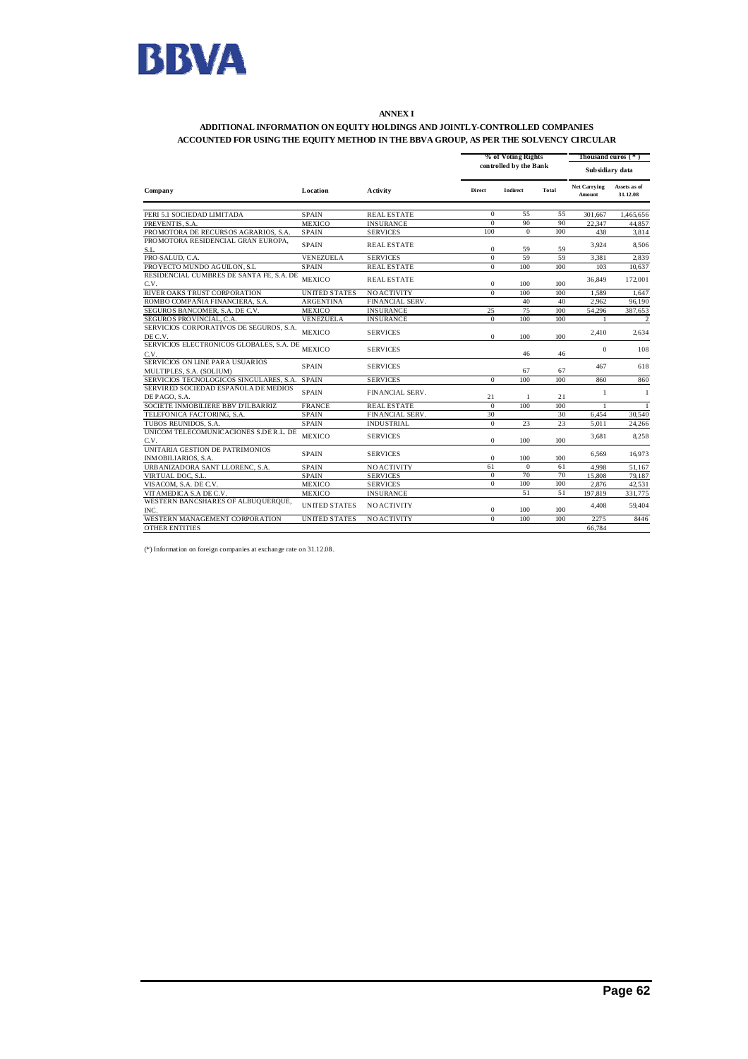**ANNEX I**

**ADDITIONAL INFORMATION ON EQUITY HOLDINGS AND JOINTLY-CONTROLLED COMPANIES ACCOUNTED FOR USING THE EQUITY METHOD IN THE BBVA GROUP, AS PER THE SOLVENCY CIRCULAR**

| | | | % of Voting Rights controlled by the Bank | | | Thousand euros (*) Subsidiary data | |
|---|---|---|---|---|---|---|---|
| **Company** | **Location** | **Activity** | **Direct** | **Indirect** | **Total** | **Net Carrying Amount** | **Assets as of 31.12.08** |
| PERI 5.1 SOCIEDAD LIMITADA | SPAIN | REAL ESTATE | 0 | 55 | 55 | 301,667 | 1,465,656 |
| PREVENTIS, S.A. | MEXICO | INSURANCE | 0 | 90 | 90 | 22,347 | 44,857 |
| PROMOTORA DE RECURSOS AGRARIOS, S.A. | SPAIN | SERVICES | 100 | 0 | 100 | 438 | 3,814 |
| PROMOTORA RESIDENCIAL GRAN EUROPA, S.L. | SPAIN | REAL ESTATE | 0 | 59 | 59 | 3,924 | 8,506 |
| PRO-SALUD, C.A. | VENEZUELA | SERVICES | 0 | 59 | 59 | 3,381 | 2,839 |
| PROYECTO MUNDO AGUILON, S.L. | SPAIN | REAL ESTATE | 0 | 100 | 100 | 103 | 10,637 |
| RESIDENCIAL CUMBRES DE SANTA FE, S.A. DE C.V. | MEXICO | REAL ESTATE | 0 | 100 | 100 | 36,849 | 172,001 |
| RIVER OAKS TRUST CORPORATION | UNITED STATES | NO ACTIVITY | 0 | 100 | 100 | 1,589 | 1,647 |
| ROMBO COMPAÑIA FINANCIERA, S.A. | ARGENTINA | FINANCIAL SERV. | | 40 | 40 | 2,962 | 96,190 |
| SEGUROS BANCOMER, S.A. DE C.V. | MEXICO | INSURANCE | 25 | 75 | 100 | 54,296 | 387,653 |
| SEGUROS PROVINCIAL, C.A. | VENEZUELA | INSURANCE | 0 | 100 | 100 | 1 | 2 |
| SERVICIOS CORPORATIVOS DE SEGUROS, S.A. DE C.V. | MEXICO | SERVICES | 0 | 100 | 100 | 2,410 | 2,634 |
| SERVICIOS ELECTRONICOS GLOBALES, S.A. DE C.V. | MEXICO | SERVICES | | 46 | 46 | 0 | 108 |
| SERVICIOS ON LINE PARA USUARIOS MULTIPLES, S.A. (SOLIUM) | SPAIN | SERVICES | | 67 | 67 | 467 | 618 |
| SERVICIOS TECNOLOGICOS SINGULARES, S.A. | SPAIN | SERVICES | 0 | 100 | 100 | 860 | 860 |
| SERVIRED SOCIEDAD ESPAÑOLA DE MEDIOS DE PAGO, S.A. | SPAIN | FINANCIAL SERV. | 21 | 1 | 21 | 1 | 1 |
| SOCIETE INMOBILIERE BBV D'ILBARRIZ | FRANCE | REAL ESTATE | 0 | 100 | 100 | 1 | 1 |
| TELEFONICA FACTORING, S.A. | SPAIN | FINANCIAL SERV. | 30 | | 30 | 6,454 | 30,540 |
| TUBOS REUNIDOS, S.A. | SPAIN | INDUSTRIAL | 0 | 23 | 23 | 5,011 | 24,266 |
| UNICOM TELECOMUNICACIONES S.DE R.L. DE C.V. | MEXICO | SERVICES | 0 | 100 | 100 | 3,681 | 8,258 |
| UNITARIA GESTION DE PATRIMONIOS INMOBILIARIOS, S.A. | SPAIN | SERVICES | 0 | 100 | 100 | 6,569 | 16,973 |
| URBANIZADORA SANT LLORENC, S.A. | SPAIN | NO ACTIVITY | 61 | 0 | 61 | 4,998 | 51,167 |
| VIRTUAL DOC, S.L. | SPAIN | SERVICES | 0 | 70 | 70 | 15,808 | 79,187 |
| VISACOM, S.A. DE C.V. | MEXICO | SERVICES | 0 | 100 | 100 | 2,876 | 42,531 |
| VITAMEDICA S.A DE C.V. | MEXICO | INSURANCE | | 51 | 51 | 197,819 | 331,775 |
| WESTERN BANCSHARES OF ALBUQUERQUE, INC. | UNITED STATES | NO ACTIVITY | 0 | 100 | 100 | 4,408 | 59,404 |
| WESTERN MANAGEMENT CORPORATION | UNITED STATES | NO ACTIVITY | 0 | 100 | 100 | 2275 | 8446 |
| OTHER ENTITIES | | | | | | 66,784 | |

(*) Information on foreign companies at exchange rate on 31.12.08.